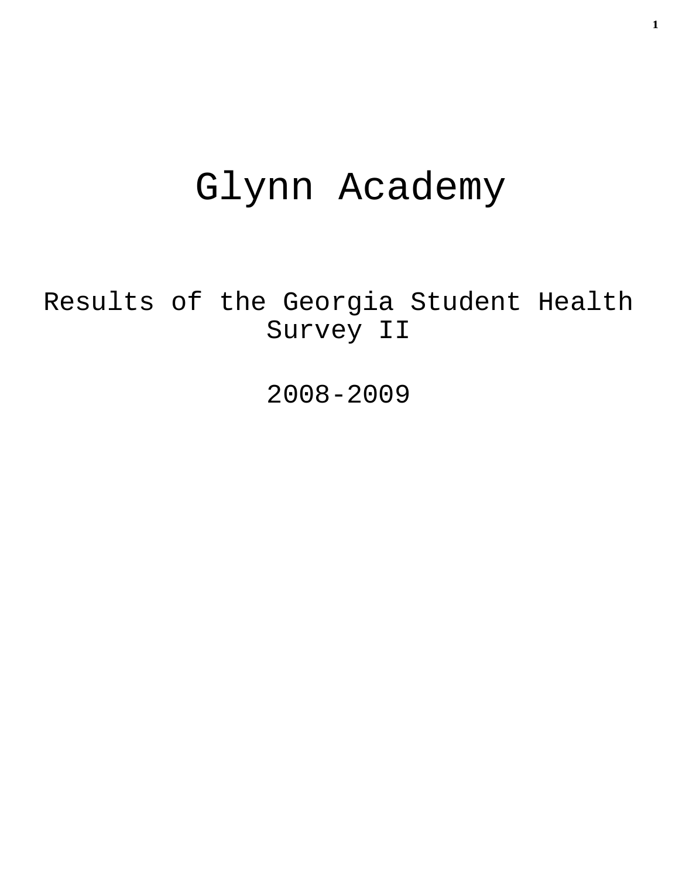# Glynn Academy

## Results of the Georgia Student Health Survey II

## 2008-2009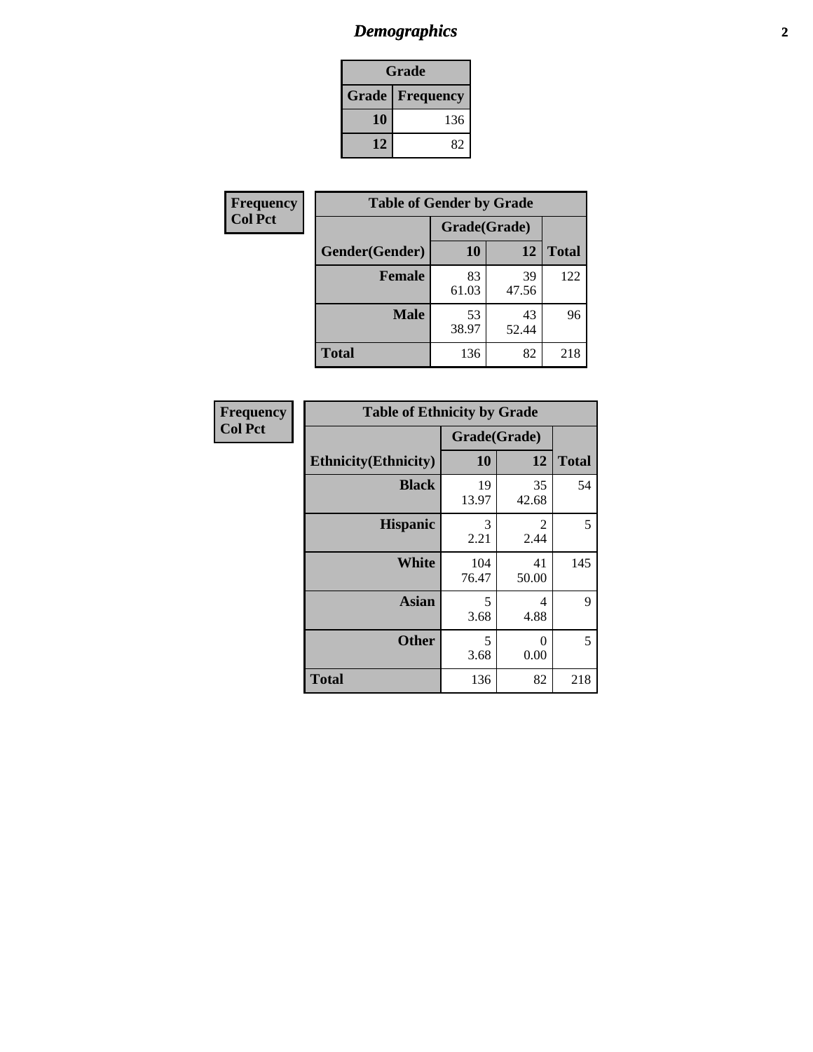# *Demographics*

| Grade | |
|---|---|
| **Grade** | **Frequency** |
| **10** | 136 |
| **12** | 82 |

**Frequency**
**Col Pct**

| Table of Gender by Grade | | | |
|---|---|---|---|
| | Grade(Grade) | | |
| **Gender(Gender)** | **10** | **12** | **Total** |
| **Female** | 83<br>61.03 | 39<br>47.56 | 122 |
| **Male** | 53<br>38.97 | 43<br>52.44 | 96 |
| **Total** | 136 | 82 | 218 |

**Frequency**
**Col Pct**

| Table of Ethnicity by Grade | | | |
|---|---|---|---|
| | Grade(Grade) | | |
| **Ethnicity(Ethnicity)** | **10** | **12** | **Total** |
| **Black** | 19<br>13.97 | 35<br>42.68 | 54 |
| **Hispanic** | 3<br>2.21 | 2<br>2.44 | 5 |
| **White** | 104<br>76.47 | 41<br>50.00 | 145 |
| **Asian** | 5<br>3.68 | 4<br>4.88 | 9 |
| **Other** | 5<br>3.68 | 0<br>0.00 | 5 |
| **Total** | 136 | 82 | 218 |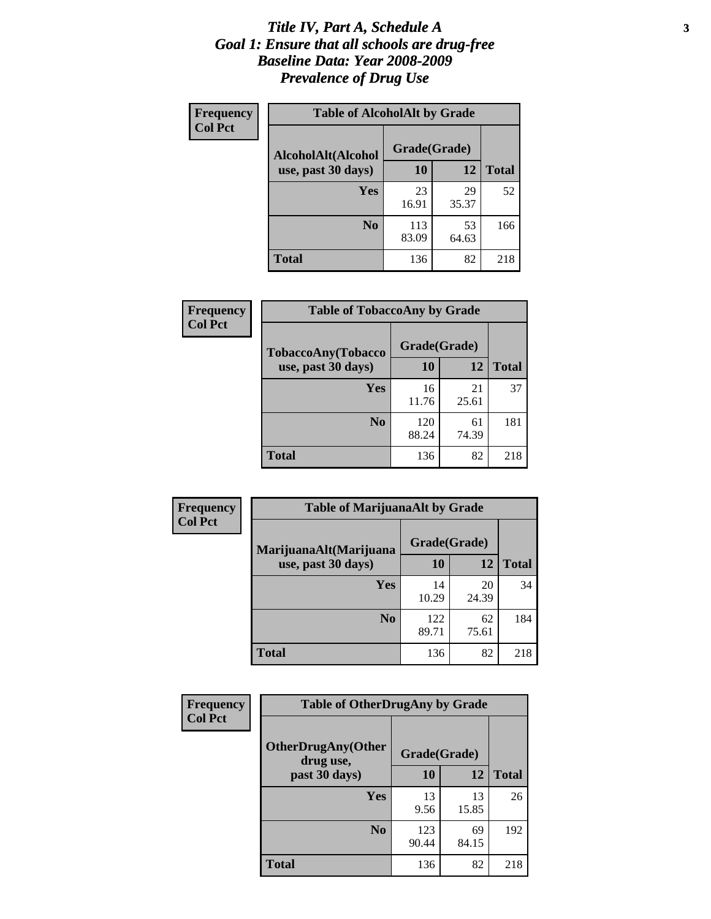# Title IV, Part A, Schedule A
## Goal 1: Ensure that all schools are drug-free
## Baseline Data: Year 2008-2009
## Prevalence of Drug Use

**Frequency**
**Col Pct**

| Table of AlcoholAlt by Grade | | | |
|---|---|---|---|
| **AlcoholAlt(Alcohol use, past 30 days)** | **Grade(Grade)** | | |
| | **10** | **12** | **Total** |
| **Yes** | 23<br>16.91 | 29<br>35.37 | 52 |
| **No** | 113<br>83.09 | 53<br>64.63 | 166 |
| **Total** | 136 | 82 | 218 |

**Frequency**
**Col Pct**

| Table of TobaccoAny by Grade | | | |
|---|---|---|---|
| **TobaccoAny(Tobacco use, past 30 days)** | **Grade(Grade)** | | |
| | **10** | **12** | **Total** |
| **Yes** | 16<br>11.76 | 21<br>25.61 | 37 |
| **No** | 120<br>88.24 | 61<br>74.39 | 181 |
| **Total** | 136 | 82 | 218 |

**Frequency**
**Col Pct**

| Table of MarijuanaAlt by Grade | | | |
|---|---|---|---|
| **MarijuanaAlt(Marijuana use, past 30 days)** | **Grade(Grade)** | | |
| | **10** | **12** | **Total** |
| **Yes** | 14<br>10.29 | 20<br>24.39 | 34 |
| **No** | 122<br>89.71 | 62<br>75.61 | 184 |
| **Total** | 136 | 82 | 218 |

**Frequency**
**Col Pct**

| Table of OtherDrugAny by Grade | | | |
|---|---|---|---|
| **OtherDrugAny(Other drug use, past 30 days)** | **Grade(Grade)** | | |
| | **10** | **12** | **Total** |
| **Yes** | 13<br>9.56 | 13<br>15.85 | 26 |
| **No** | 123<br>90.44 | 69<br>84.15 | 192 |
| **Total** | 136 | 82 | 218 |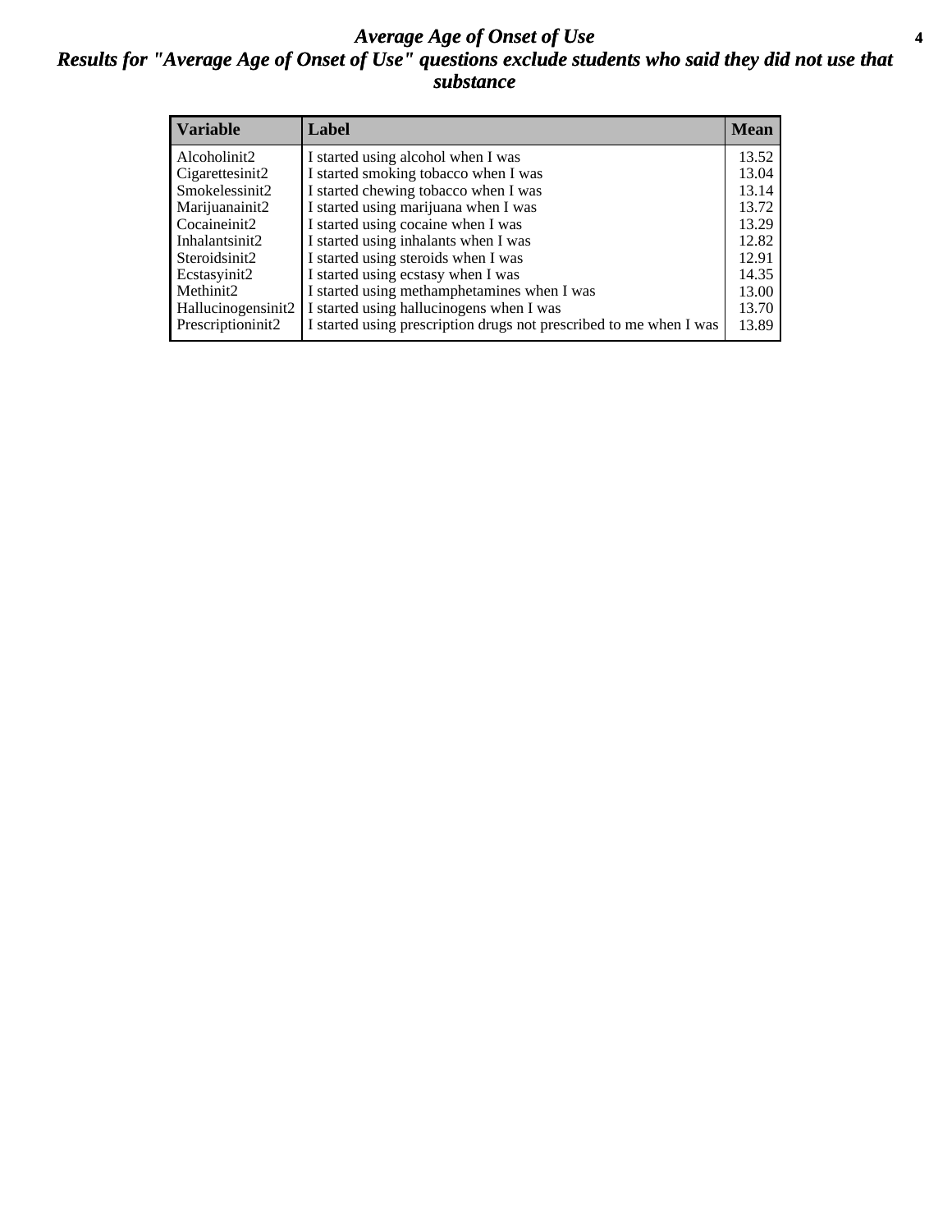# *Average Age of Onset of Use*

## *Results for "Average Age of Onset of Use" questions exclude students who said they did not use that substance*

| Variable | Label | Mean |
|---|---|---|
| Alcoholinit2 | I started using alcohol when I was | 13.52 |
| Cigarettesinit2 | I started smoking tobacco when I was | 13.04 |
| Smokelessinit2 | I started chewing tobacco when I was | 13.14 |
| Marijuanainit2 | I started using marijuana when I was | 13.72 |
| Cocaineinit2 | I started using cocaine when I was | 13.29 |
| Inhalantsinit2 | I started using inhalants when I was | 12.82 |
| Steroidsinit2 | I started using steroids when I was | 12.91 |
| Ecstasyinit2 | I started using ecstasy when I was | 14.35 |
| Methinit2 | I started using methamphetamines when I was | 13.00 |
| Hallucinogensinit2 | I started using hallucinogens when I was | 13.70 |
| Prescriptioninit2 | I started using prescription drugs not prescribed to me when I was | 13.89 |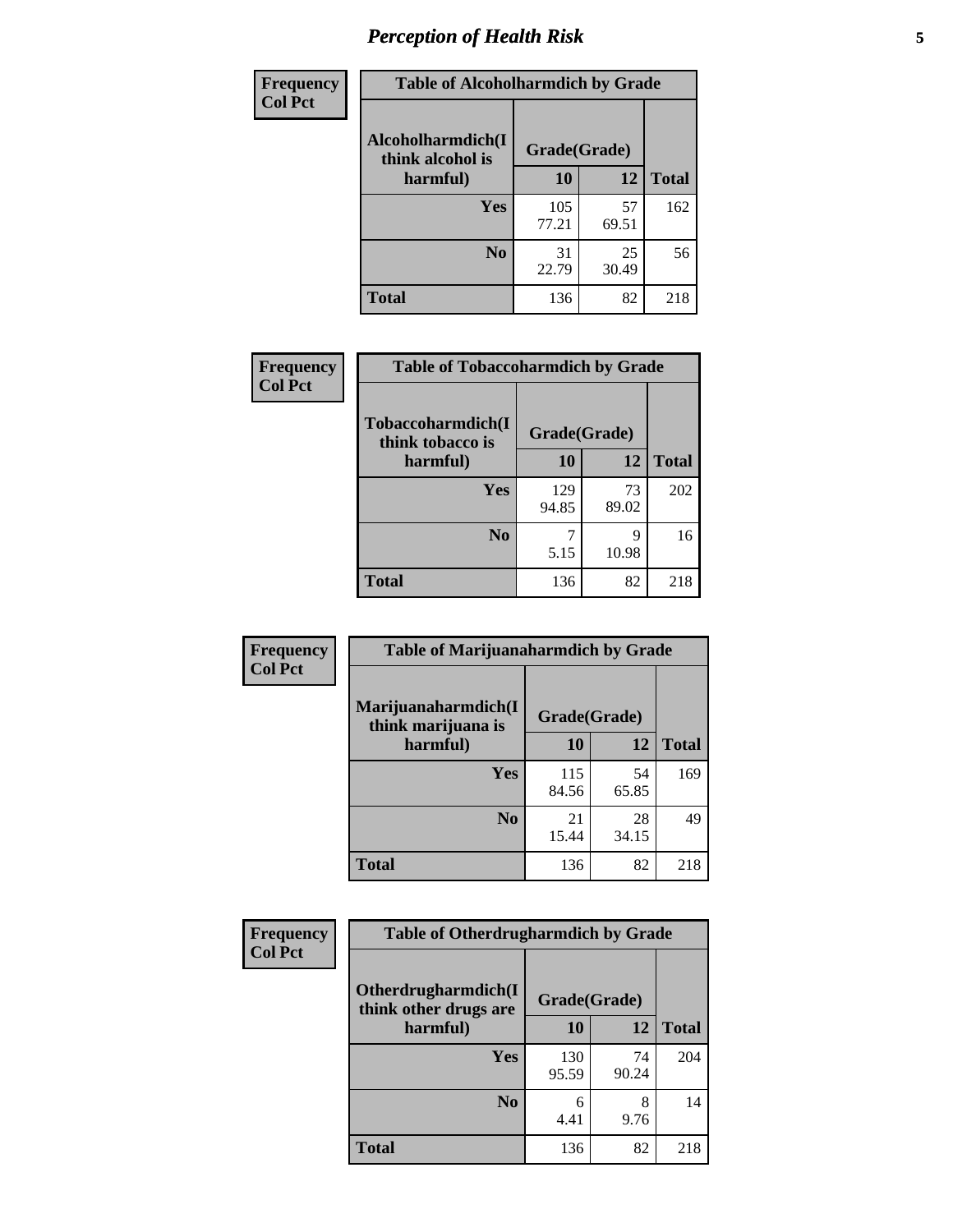# Perception of Health Risk

| Frequency<br>Col Pct | Table of Alcoholharmdich by Grade | | |
|---|---|---|---|
| Alcoholharmdich(I think alcohol is harmful) | Grade(Grade) | | |
| | 10 | 12 | Total |
| Yes | 105<br>77.21 | 57<br>69.51 | 162 |
| No | 31<br>22.79 | 25<br>30.49 | 56 |
| Total | 136 | 82 | 218 |

| Frequency<br>Col Pct | Table of Tobaccoharmdich by Grade | | |
|---|---|---|---|
| Tobaccoharmdich(I think tobacco is harmful) | Grade(Grade) | | |
| | 10 | 12 | Total |
| Yes | 129<br>94.85 | 73<br>89.02 | 202 |
| No | 7<br>5.15 | 9<br>10.98 | 16 |
| Total | 136 | 82 | 218 |

| Frequency<br>Col Pct | Table of Marijuanaharmdich by Grade | | |
|---|---|---|---|
| Marijuanaharmdich(I think marijuana is harmful) | Grade(Grade) | | |
| | 10 | 12 | Total |
| Yes | 115<br>84.56 | 54<br>65.85 | 169 |
| No | 21<br>15.44 | 28<br>34.15 | 49 |
| Total | 136 | 82 | 218 |

| Frequency<br>Col Pct | Table of Otherdrugharmdich by Grade | | |
|---|---|---|---|
| Otherdrugharmdich(I think other drugs are harmful) | Grade(Grade) | | |
| | 10 | 12 | Total |
| Yes | 130<br>95.59 | 74<br>90.24 | 204 |
| No | 6<br>4.41 | 8<br>9.76 | 14 |
| Total | 136 | 82 | 218 |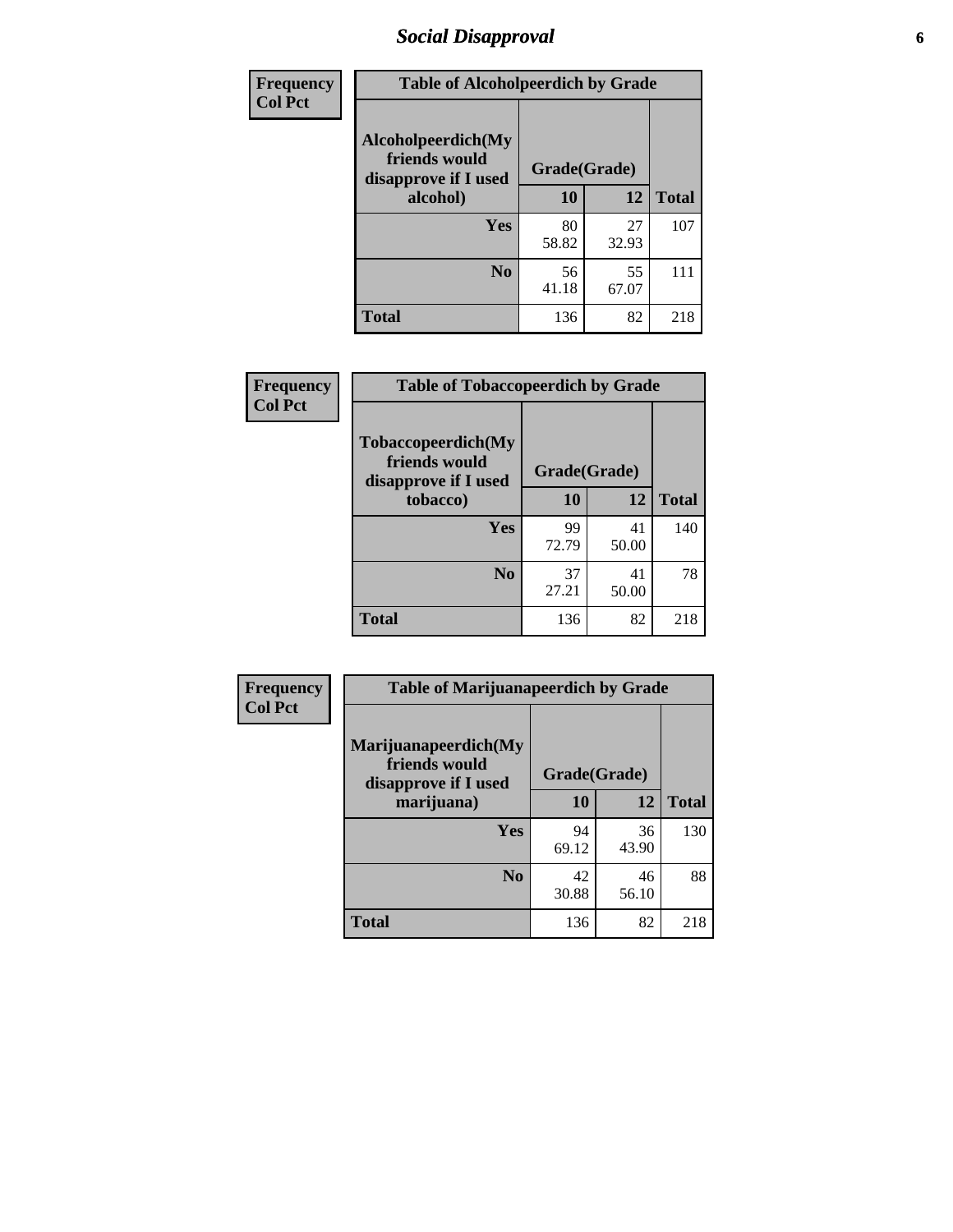# Social Disapproval

| Frequency<br>Col Pct |
|---|

**Table of Alcoholpeerdich by Grade**

| Alcoholpeerdich(My friends would disapprove if I used alcohol) | Grade(Grade) 10 | 12 | Total |
|---|---|---|---|
| Yes | 80<br>58.82 | 27<br>32.93 | 107 |
| No | 56<br>41.18 | 55<br>67.07 | 111 |
| Total | 136 | 82 | 218 |

| Frequency<br>Col Pct |
|---|

**Table of Tobaccopeerdich by Grade**

| Tobaccopeerdich(My friends would disapprove if I used tobacco) | Grade(Grade) 10 | 12 | Total |
|---|---|---|---|
| Yes | 99<br>72.79 | 41<br>50.00 | 140 |
| No | 37<br>27.21 | 41<br>50.00 | 78 |
| Total | 136 | 82 | 218 |

| Frequency<br>Col Pct |
|---|

**Table of Marijuanapeerdich by Grade**

| Marijuanapeerdich(My friends would disapprove if I used marijuana) | Grade(Grade) 10 | 12 | Total |
|---|---|---|---|
| Yes | 94<br>69.12 | 36<br>43.90 | 130 |
| No | 42<br>30.88 | 46<br>56.10 | 88 |
| Total | 136 | 82 | 218 |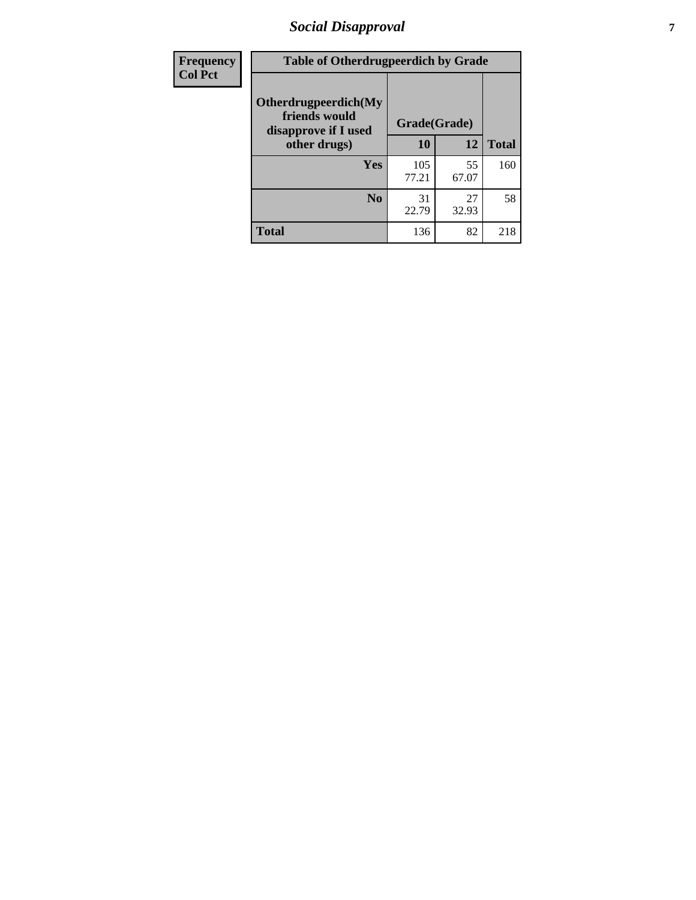## Social Disapproval

| Frequency<br>Col Pct | Table of Otherdrugpeerdich by Grade | | |
|---|---|---|---|
| **Otherdrugpeerdich(My friends would disapprove if I used other drugs)** | **Grade(Grade)** | | |
| | **10** | **12** | **Total** |
| **Yes** | 105<br>77.21 | 55<br>67.07 | 160 |
| **No** | 31<br>22.79 | 27<br>32.93 | 58 |
| **Total** | 136 | 82 | 218 |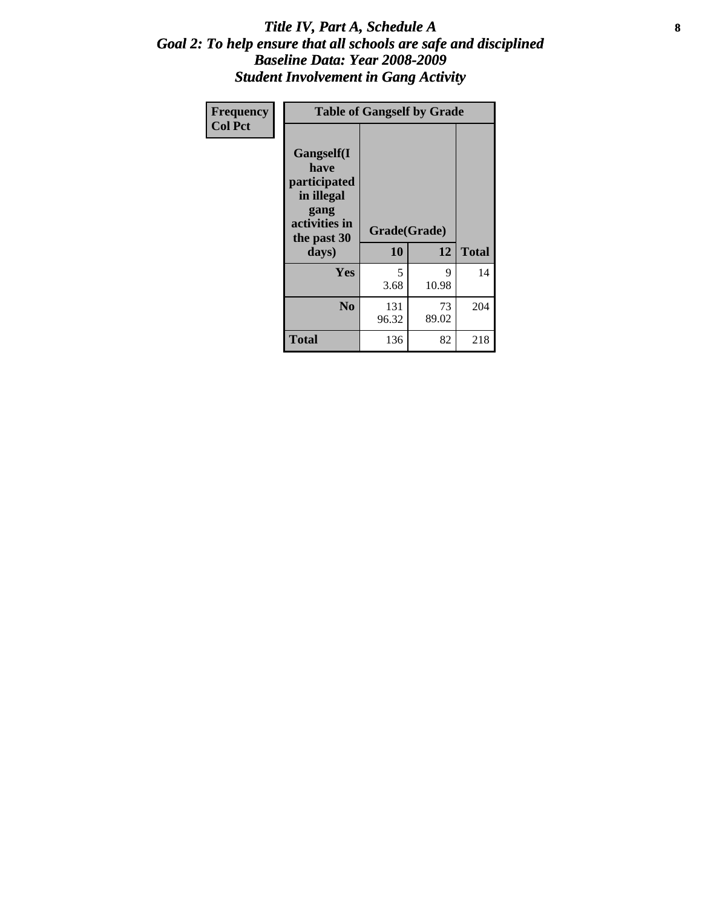# *Title IV, Part A, Schedule A*
## *Goal 2: To help ensure that all schools are safe and disciplined*
## *Baseline Data: Year 2008-2009*
## *Student Involvement in Gang Activity*

| Frequency<br>Col Pct | Table of Gangself by Grade | | |
|---|---|---|---|
| Gangself(I have participated in illegal gang activities in the past 30 days) | Grade(Grade) | | |
| | 10 | 12 | Total |
| Yes | 5<br>3.68 | 9<br>10.98 | 14 |
| No | 131<br>96.32 | 73<br>89.02 | 204 |
| Total | 136 | 82 | 218 |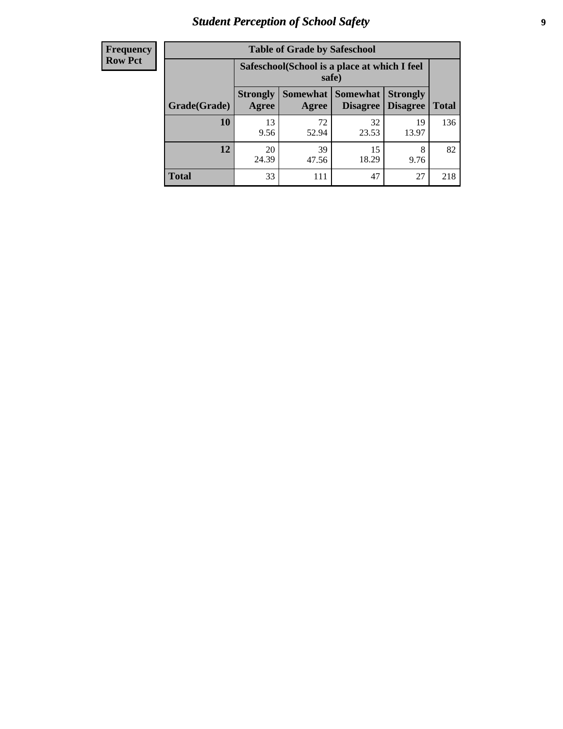# Student Perception of School Safety

| Frequency Row Pct | Table of Grade by Safeschool | | | | |
|---|---|---|---|---|---|
| | Safeschool(School is a place at which I feel safe) | | | | |
| Grade(Grade) | Strongly Agree | Somewhat Agree | Somewhat Disagree | Strongly Disagree | Total |
| **10** | 13<br>9.56 | 72<br>52.94 | 32<br>23.53 | 19<br>13.97 | 136 |
| **12** | 20<br>24.39 | 39<br>47.56 | 15<br>18.29 | 8<br>9.76 | 82 |
| **Total** | 33 | 111 | 47 | 27 | 218 |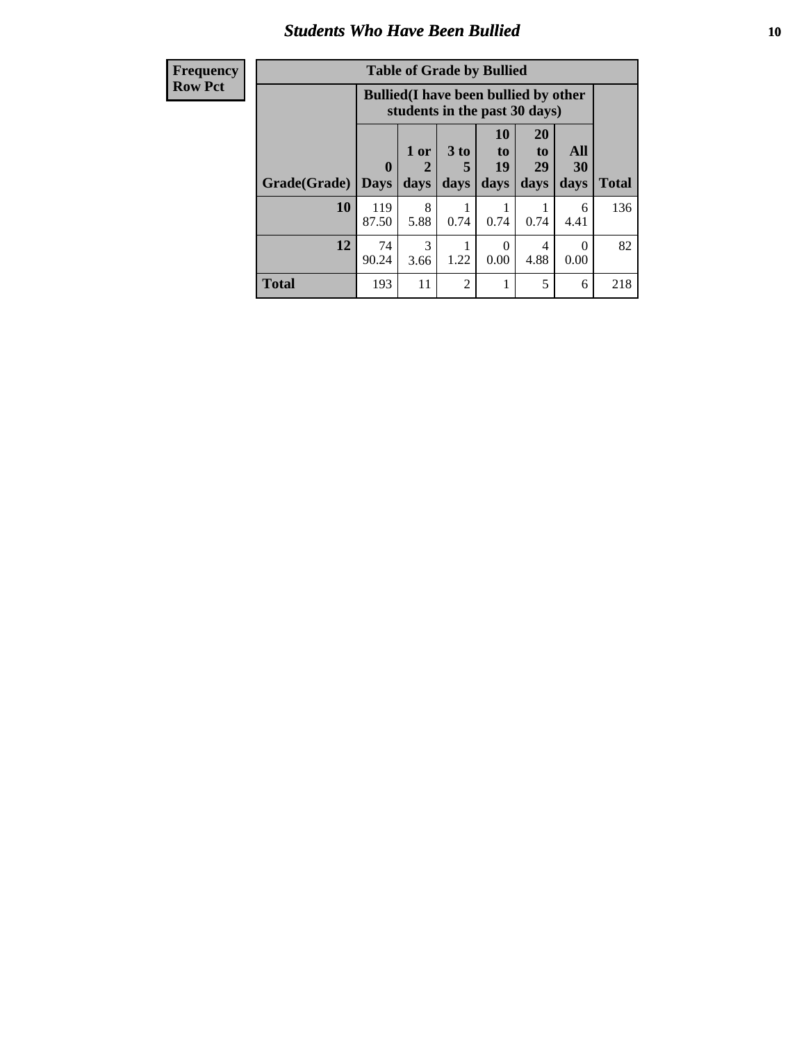## Students Who Have Been Bullied

| Frequency<br>Row Pct |
|---|

**Table of Grade by Bullied**

| Grade(Grade) | Bullied(I have been bullied by other students in the past 30 days) | | | | | | Total |
|---|---|---|---|---|---|---|---|
| | 0 Days | 1 or 2 days | 3 to 5 days | 10 to 19 days | 20 to 29 days | All 30 days | |
| **10** | 119<br>87.50 | 8<br>5.88 | 1<br>0.74 | 1<br>0.74 | 1<br>0.74 | 6<br>4.41 | 136 |
| **12** | 74<br>90.24 | 3<br>3.66 | 1<br>1.22 | 0<br>0.00 | 4<br>4.88 | 0<br>0.00 | 82 |
| **Total** | 193 | 11 | 2 | 1 | 5 | 6 | 218 |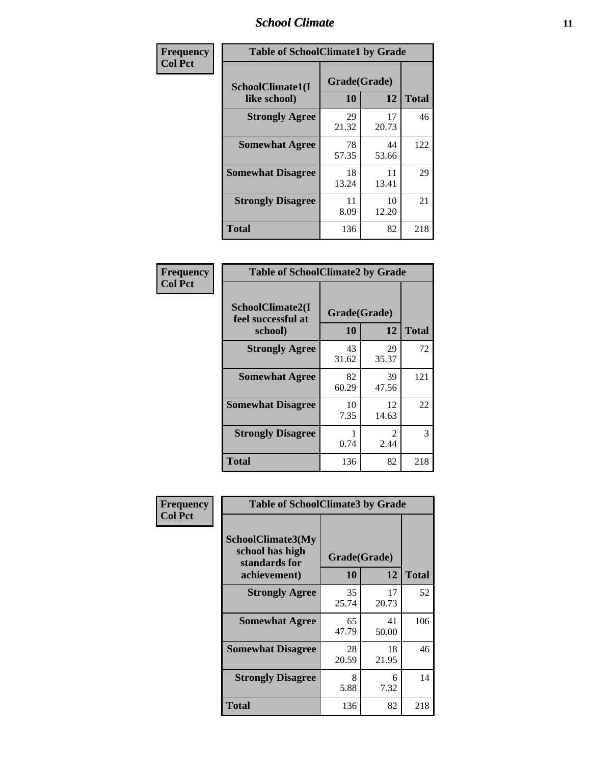# School Climate

**Frequency**
**Col Pct**

| Table of SchoolClimate1 by Grade | | | |
|---|---|---|---|
| SchoolClimate1(I like school) | Grade(Grade) | | |
| | 10 | 12 | Total |
| Strongly Agree | 29<br>21.32 | 17<br>20.73 | 46 |
| Somewhat Agree | 78<br>57.35 | 44<br>53.66 | 122 |
| Somewhat Disagree | 18<br>13.24 | 11<br>13.41 | 29 |
| Strongly Disagree | 11<br>8.09 | 10<br>12.20 | 21 |
| Total | 136 | 82 | 218 |

**Frequency**
**Col Pct**

| Table of SchoolClimate2 by Grade | | | |
|---|---|---|---|
| SchoolClimate2(I feel successful at school) | Grade(Grade) | | |
| | 10 | 12 | Total |
| Strongly Agree | 43<br>31.62 | 29<br>35.37 | 72 |
| Somewhat Agree | 82<br>60.29 | 39<br>47.56 | 121 |
| Somewhat Disagree | 10<br>7.35 | 12<br>14.63 | 22 |
| Strongly Disagree | 1<br>0.74 | 2<br>2.44 | 3 |
| Total | 136 | 82 | 218 |

**Frequency**
**Col Pct**

| Table of SchoolClimate3 by Grade | | | |
|---|---|---|---|
| SchoolClimate3(My school has high standards for achievement) | Grade(Grade) | | |
| | 10 | 12 | Total |
| Strongly Agree | 35<br>25.74 | 17<br>20.73 | 52 |
| Somewhat Agree | 65<br>47.79 | 41<br>50.00 | 106 |
| Somewhat Disagree | 28<br>20.59 | 18<br>21.95 | 46 |
| Strongly Disagree | 8<br>5.88 | 6<br>7.32 | 14 |
| Total | 136 | 82 | 218 |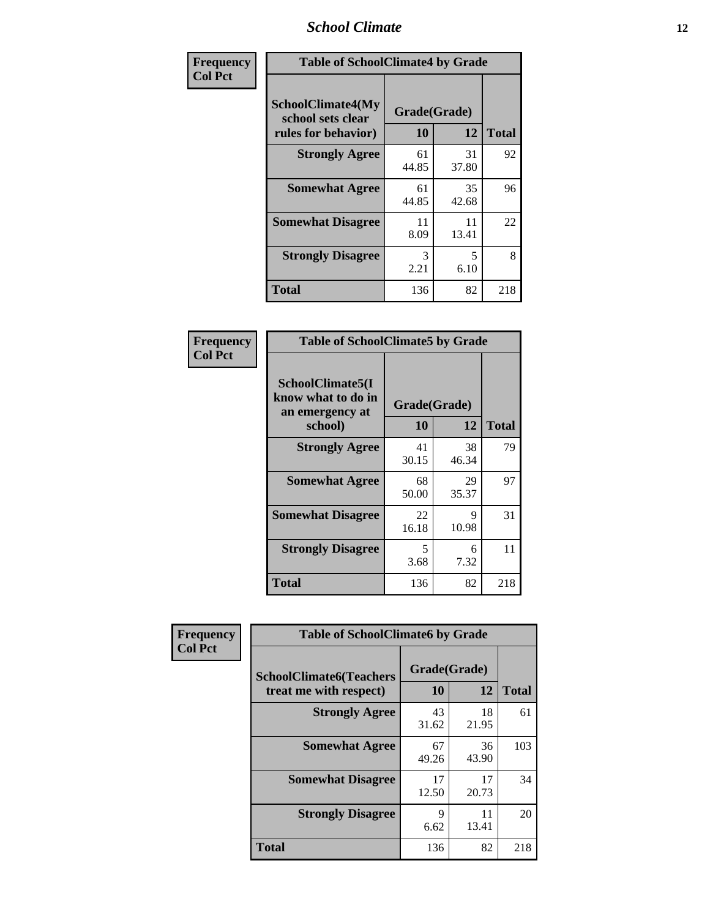| Frequency<br>Col Pct | | | |
|---|---|---|---|

**Table of SchoolClimate4 by Grade**

| SchoolClimate4(My school sets clear rules for behavior) | Grade(Grade) 10 | 12 | Total |
|---|---|---|---|
| Strongly Agree | 61<br>44.85 | 31<br>37.80 | 92 |
| Somewhat Agree | 61<br>44.85 | 35<br>42.68 | 96 |
| Somewhat Disagree | 11<br>8.09 | 11<br>13.41 | 22 |
| Strongly Disagree | 3<br>2.21 | 5<br>6.10 | 8 |
| Total | 136 | 82 | 218 |

| Frequency<br>Col Pct | | | |
|---|---|---|---|

**Table of SchoolClimate5 by Grade**

| SchoolClimate5(I know what to do in an emergency at school) | Grade(Grade) 10 | 12 | Total |
|---|---|---|---|
| Strongly Agree | 41<br>30.15 | 38<br>46.34 | 79 |
| Somewhat Agree | 68<br>50.00 | 29<br>35.37 | 97 |
| Somewhat Disagree | 22<br>16.18 | 9<br>10.98 | 31 |
| Strongly Disagree | 5<br>3.68 | 6<br>7.32 | 11 |
| Total | 136 | 82 | 218 |

| Frequency<br>Col Pct | | | |
|---|---|---|---|

**Table of SchoolClimate6 by Grade**

| SchoolClimate6(Teachers treat me with respect) | Grade(Grade) 10 | 12 | Total |
|---|---|---|---|
| Strongly Agree | 43<br>31.62 | 18<br>21.95 | 61 |
| Somewhat Agree | 67<br>49.26 | 36<br>43.90 | 103 |
| Somewhat Disagree | 17<br>12.50 | 17<br>20.73 | 34 |
| Strongly Disagree | 9<br>6.62 | 11<br>13.41 | 20 |
| Total | 136 | 82 | 218 |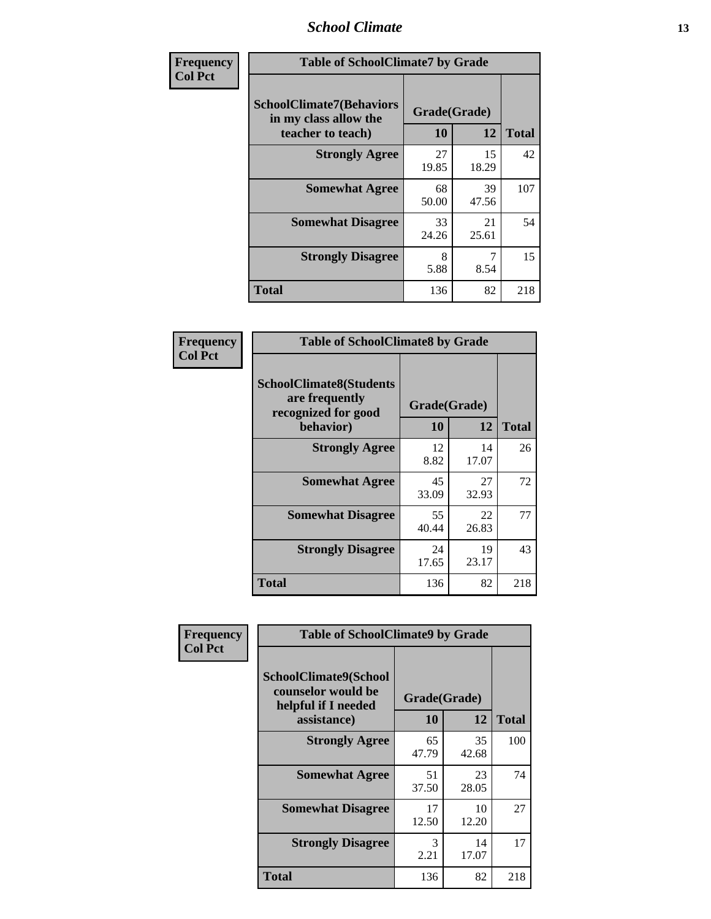| Frequency Col Pct | Table of SchoolClimate7 by Grade | | |
|---|---|---|---|
| SchoolClimate7(Behaviors in my class allow the teacher to teach) | Grade(Grade) | | |
| | 10 | 12 | Total |
| Strongly Agree | 27<br>19.85 | 15<br>18.29 | 42 |
| Somewhat Agree | 68<br>50.00 | 39<br>47.56 | 107 |
| Somewhat Disagree | 33<br>24.26 | 21<br>25.61 | 54 |
| Strongly Disagree | 8<br>5.88 | 7<br>8.54 | 15 |
| Total | 136 | 82 | 218 |

| Frequency Col Pct | Table of SchoolClimate8 by Grade | | |
|---|---|---|---|
| SchoolClimate8(Students are frequently recognized for good behavior) | Grade(Grade) | | |
| | 10 | 12 | Total |
| Strongly Agree | 12<br>8.82 | 14<br>17.07 | 26 |
| Somewhat Agree | 45<br>33.09 | 27<br>32.93 | 72 |
| Somewhat Disagree | 55<br>40.44 | 22<br>26.83 | 77 |
| Strongly Disagree | 24<br>17.65 | 19<br>23.17 | 43 |
| Total | 136 | 82 | 218 |

| Frequency Col Pct | Table of SchoolClimate9 by Grade | | |
|---|---|---|---|
| SchoolClimate9(School counselor would be helpful if I needed assistance) | Grade(Grade) | | |
| | 10 | 12 | Total |
| Strongly Agree | 65<br>47.79 | 35<br>42.68 | 100 |
| Somewhat Agree | 51<br>37.50 | 23<br>28.05 | 74 |
| Somewhat Disagree | 17<br>12.50 | 10<br>12.20 | 27 |
| Strongly Disagree | 3<br>2.21 | 14<br>17.07 | 17 |
| Total | 136 | 82 | 218 |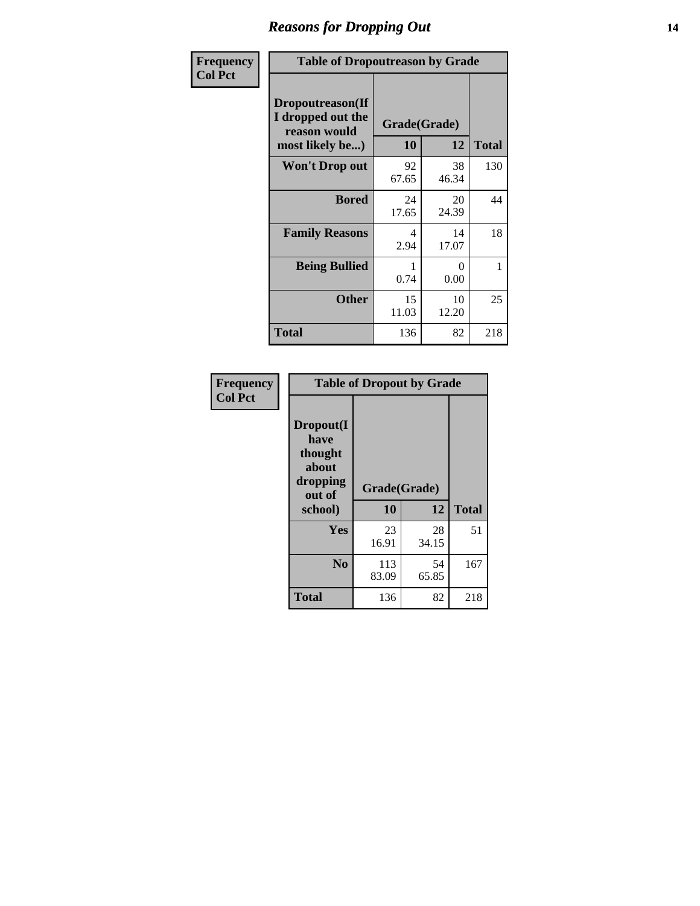| Frequency<br>Col Pct | Table of Dropoutreason by Grade | | |
|---|---|---|---|
| **Dropoutreason(If I dropped out the reason would most likely be...)** | **Grade(Grade)** | | |
| | **10** | **12** | **Total** |
| **Won't Drop out** | 92<br>67.65 | 38<br>46.34 | 130 |
| **Bored** | 24<br>17.65 | 20<br>24.39 | 44 |
| **Family Reasons** | 4<br>2.94 | 14<br>17.07 | 18 |
| **Being Bullied** | 1<br>0.74 | 0<br>0.00 | 1 |
| **Other** | 15<br>11.03 | 10<br>12.20 | 25 |
| **Total** | 136 | 82 | 218 |

| Frequency<br>Col Pct | Table of Dropout by Grade | | |
|---|---|---|---|
| **Dropout(I have thought about dropping out of school)** | **Grade(Grade)** | | |
| | **10** | **12** | **Total** |
| **Yes** | 23<br>16.91 | 28<br>34.15 | 51 |
| **No** | 113<br>83.09 | 54<br>65.85 | 167 |
| **Total** | 136 | 82 | 218 |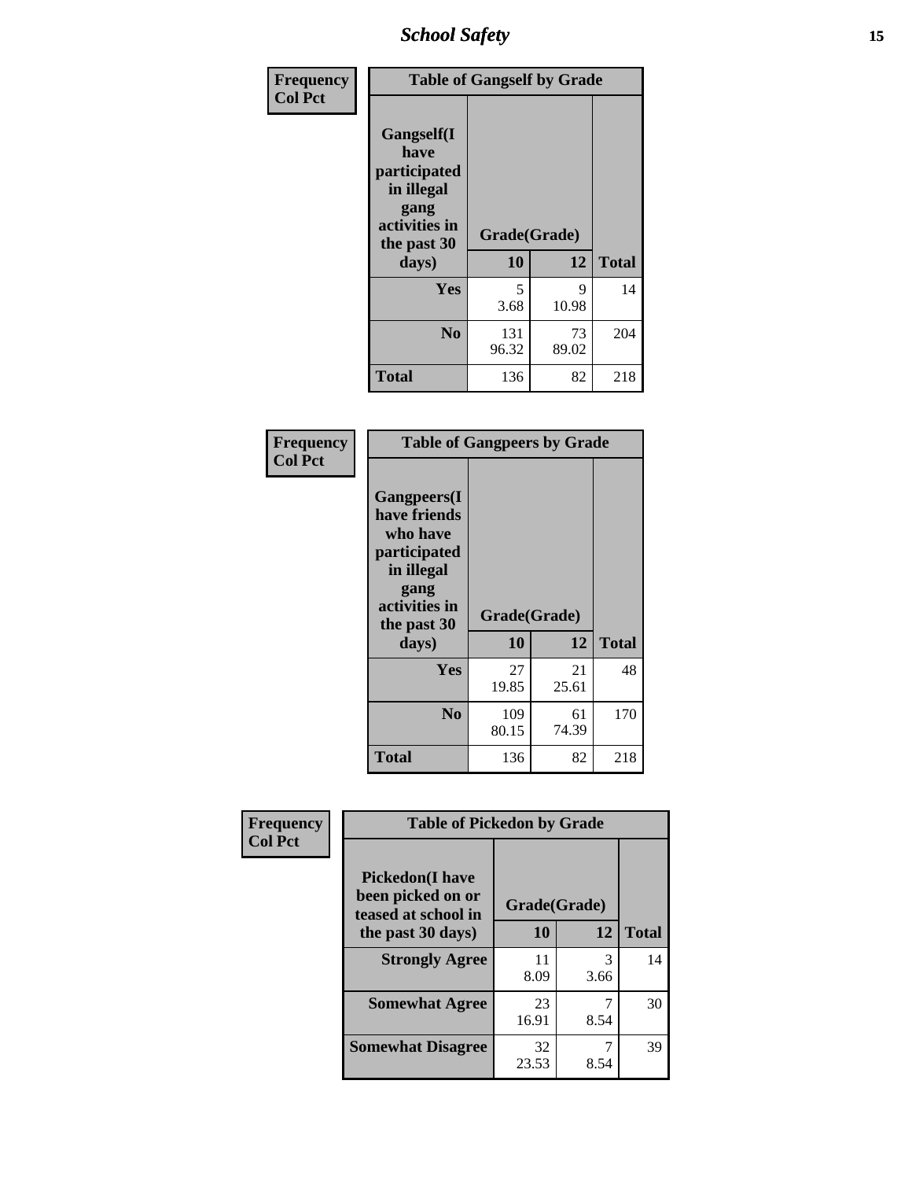**Frequency**
**Col Pct**

| Table of Gangself by Grade | | | |
|---|---|---|---|
| **Gangself(I have participated in illegal gang activities in the past 30 days)** | **Grade(Grade)** | | |
| | **10** | **12** | **Total** |
| **Yes** | 5<br>3.68 | 9<br>10.98 | 14 |
| **No** | 131<br>96.32 | 73<br>89.02 | 204 |
| **Total** | 136 | 82 | 218 |

**Frequency**
**Col Pct**

| Table of Gangpeers by Grade | | | |
|---|---|---|---|
| **Gangpeers(I have friends who have participated in illegal gang activities in the past 30 days)** | **Grade(Grade)** | | |
| | **10** | **12** | **Total** |
| **Yes** | 27<br>19.85 | 21<br>25.61 | 48 |
| **No** | 109<br>80.15 | 61<br>74.39 | 170 |
| **Total** | 136 | 82 | 218 |

**Frequency**
**Col Pct**

| Table of Pickedon by Grade | | | |
|---|---|---|---|
| **Pickedon(I have been picked on or teased at school in the past 30 days)** | **Grade(Grade)** | | |
| | **10** | **12** | **Total** |
| **Strongly Agree** | 11<br>8.09 | 3<br>3.66 | 14 |
| **Somewhat Agree** | 23<br>16.91 | 7<br>8.54 | 30 |
| **Somewhat Disagree** | 32<br>23.53 | 7<br>8.54 | 39 |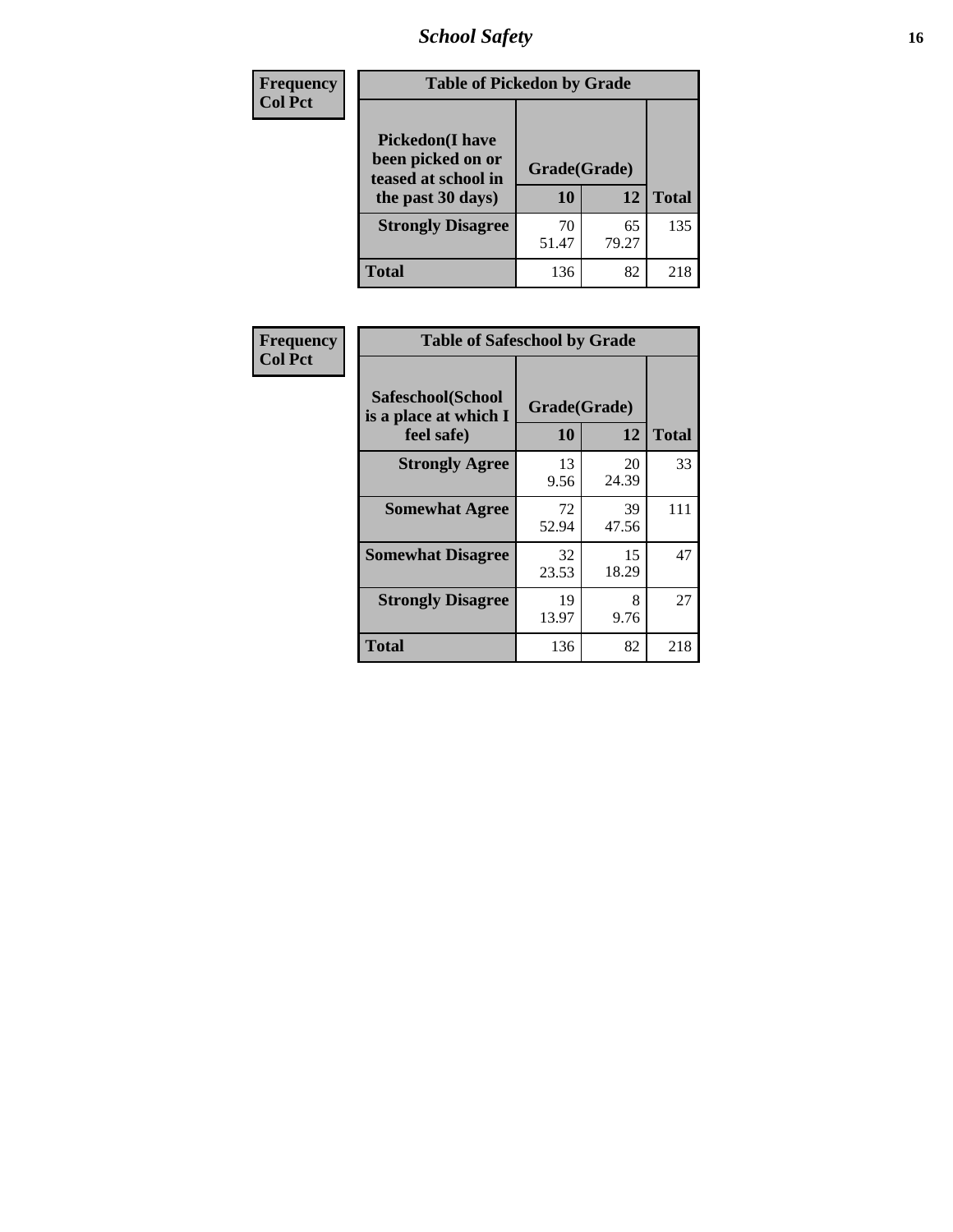| Frequency<br>Col Pct |
|---|

**Table of Pickedon by Grade**

| Pickedon(I have been picked on or teased at school in the past 30 days) | Grade(Grade) 10 | 12 | Total |
|---|---|---|---|
| **Strongly Disagree** | 70<br>51.47 | 65<br>79.27 | 135 |
| **Total** | 136 | 82 | 218 |

| Frequency<br>Col Pct |
|---|

**Table of Safeschool by Grade**

| Safeschool(School is a place at which I feel safe) | Grade(Grade) 10 | 12 | Total |
|---|---|---|---|
| **Strongly Agree** | 13<br>9.56 | 20<br>24.39 | 33 |
| **Somewhat Agree** | 72<br>52.94 | 39<br>47.56 | 111 |
| **Somewhat Disagree** | 32<br>23.53 | 15<br>18.29 | 47 |
| **Strongly Disagree** | 19<br>13.97 | 8<br>9.76 | 27 |
| **Total** | 136 | 82 | 218 |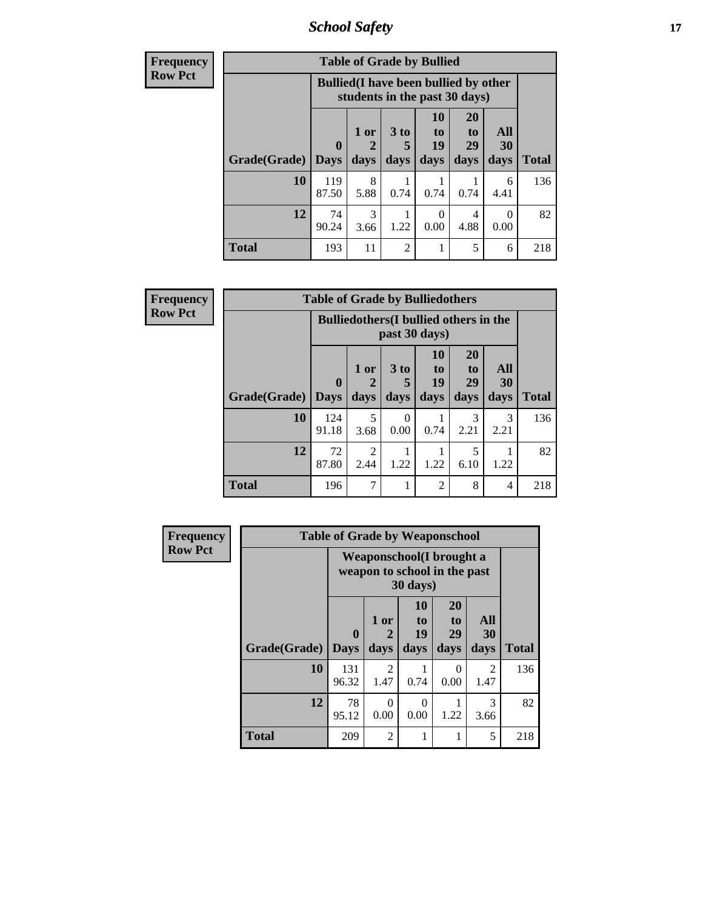## School Safety

**Frequency**
**Row Pct**

**Table of Grade by Bullied**

| Grade(Grade) | Bullied(I have been bullied by other students in the past 30 days) | | | | | | Total |
|---|---|---|---|---|---|---|---|
| | 0 Days | 1 or 2 days | 3 to 5 days | 10 to 19 days | 20 to 29 days | All 30 days | |
| **10** | 119<br>87.50 | 8<br>5.88 | 1<br>0.74 | 1<br>0.74 | 1<br>0.74 | 6<br>4.41 | 136 |
| **12** | 74<br>90.24 | 3<br>3.66 | 1<br>1.22 | 0<br>0.00 | 4<br>4.88 | 0<br>0.00 | 82 |
| **Total** | 193 | 11 | 2 | 1 | 5 | 6 | 218 |

**Frequency**
**Row Pct**

**Table of Grade by Bulliedothers**

| Grade(Grade) | Bulliedothers(I bullied others in the past 30 days) | | | | | | Total |
|---|---|---|---|---|---|---|---|
| | 0 Days | 1 or 2 days | 3 to 5 days | 10 to 19 days | 20 to 29 days | All 30 days | |
| **10** | 124<br>91.18 | 5<br>3.68 | 0<br>0.00 | 1<br>0.74 | 3<br>2.21 | 3<br>2.21 | 136 |
| **12** | 72<br>87.80 | 2<br>2.44 | 1<br>1.22 | 1<br>1.22 | 5<br>6.10 | 1<br>1.22 | 82 |
| **Total** | 196 | 7 | 1 | 2 | 8 | 4 | 218 |

**Frequency**
**Row Pct**

**Table of Grade by Weaponschool**

| Grade(Grade) | Weaponschool(I brought a weapon to school in the past 30 days) | | | | | Total |
|---|---|---|---|---|---|---|
| | 0 Days | 1 or 2 days | 10 to 19 days | 20 to 29 days | All 30 days | |
| **10** | 131<br>96.32 | 2<br>1.47 | 1<br>0.74 | 0<br>0.00 | 2<br>1.47 | 136 |
| **12** | 78<br>95.12 | 0<br>0.00 | 0<br>0.00 | 1<br>1.22 | 3<br>3.66 | 82 |
| **Total** | 209 | 2 | 1 | 1 | 5 | 218 |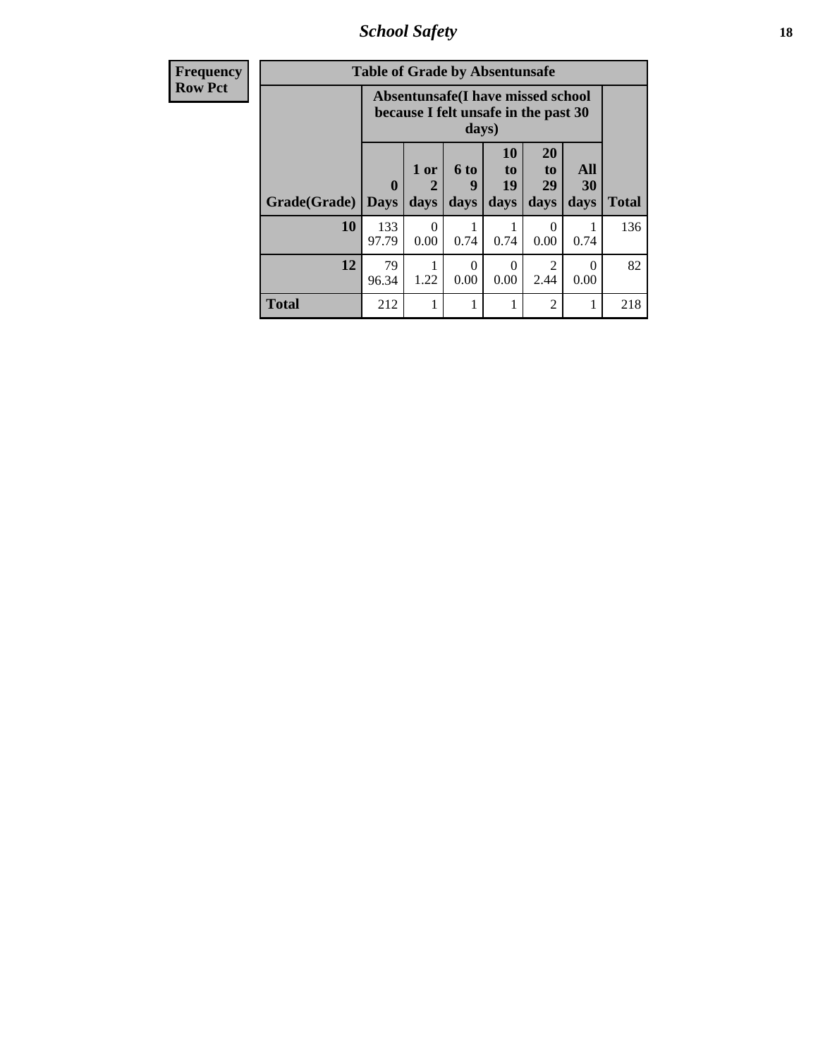| Frequency<br>Row Pct | Table of Grade by Absentunsafe | | | | | | |
|---|---|---|---|---|---|---|---|
| | Absentunsafe(I have missed school because I felt unsafe in the past 30 days) | | | | | | |
| Grade(Grade) | 0 Days | 1 or 2 days | 6 to 9 days | 10 to 19 days | 20 to 29 days | All 30 days | Total |
| 10 | 133<br>97.79 | 0<br>0.00 | 1<br>0.74 | 1<br>0.74 | 0<br>0.00 | 1<br>0.74 | 136 |
| 12 | 79<br>96.34 | 1<br>1.22 | 0<br>0.00 | 0<br>0.00 | 2<br>2.44 | 0<br>0.00 | 82 |
| Total | 212 | 1 | 1 | 1 | 2 | 1 | 218 |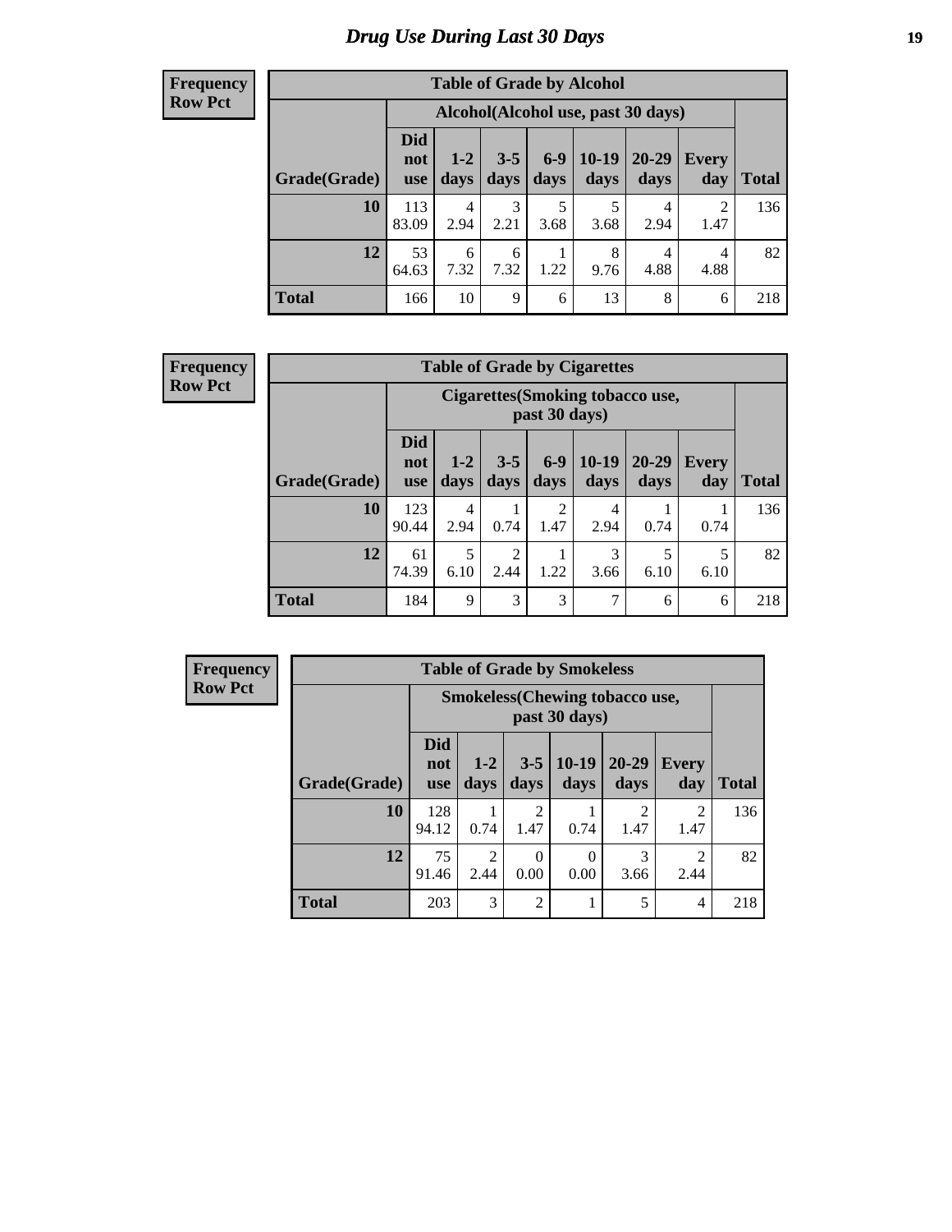# Drug Use During Last 30 Days

**Frequency**
**Row Pct**

| Table of Grade by Alcohol | | | | | | | | |
|---|---|---|---|---|---|---|---|---|
| | Alcohol(Alcohol use, past 30 days) | | | | | | | |
| Grade(Grade) | Did not use | 1-2 days | 3-5 days | 6-9 days | 10-19 days | 20-29 days | Every day | Total |
| 10 | 113<br>83.09 | 4<br>2.94 | 3<br>2.21 | 5<br>3.68 | 5<br>3.68 | 4<br>2.94 | 2<br>1.47 | 136 |
| 12 | 53<br>64.63 | 6<br>7.32 | 6<br>7.32 | 1<br>1.22 | 8<br>9.76 | 4<br>4.88 | 4<br>4.88 | 82 |
| Total | 166 | 10 | 9 | 6 | 13 | 8 | 6 | 218 |

**Frequency**
**Row Pct**

| Table of Grade by Cigarettes | | | | | | | | |
|---|---|---|---|---|---|---|---|---|
| | Cigarettes(Smoking tobacco use, past 30 days) | | | | | | | |
| Grade(Grade) | Did not use | 1-2 days | 3-5 days | 6-9 days | 10-19 days | 20-29 days | Every day | Total |
| 10 | 123<br>90.44 | 4<br>2.94 | 1<br>0.74 | 2<br>1.47 | 4<br>2.94 | 1<br>0.74 | 1<br>0.74 | 136 |
| 12 | 61<br>74.39 | 5<br>6.10 | 2<br>2.44 | 1<br>1.22 | 3<br>3.66 | 5<br>6.10 | 5<br>6.10 | 82 |
| Total | 184 | 9 | 3 | 3 | 7 | 6 | 6 | 218 |

**Frequency**
**Row Pct**

| Table of Grade by Smokeless | | | | | | | |
|---|---|---|---|---|---|---|---|
| | Smokeless(Chewing tobacco use, past 30 days) | | | | | | |
| Grade(Grade) | Did not use | 1-2 days | 3-5 days | 10-19 days | 20-29 days | Every day | Total |
| 10 | 128<br>94.12 | 1<br>0.74 | 2<br>1.47 | 1<br>0.74 | 2<br>1.47 | 2<br>1.47 | 136 |
| 12 | 75<br>91.46 | 2<br>2.44 | 0<br>0.00 | 0<br>0.00 | 3<br>3.66 | 2<br>2.44 | 82 |
| Total | 203 | 3 | 2 | 1 | 5 | 4 | 218 |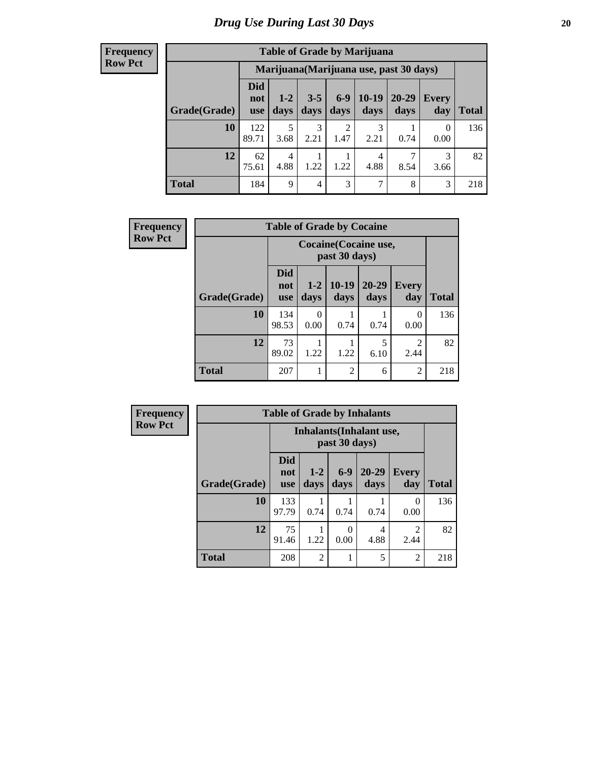# Drug Use During Last 30 Days

**Frequency**
**Row Pct**

| Table of Grade by Marijuana | | | | | | | | |
|---|---|---|---|---|---|---|---|---|
| | Marijuana(Marijuana use, past 30 days) | | | | | | | |
| Grade(Grade) | Did not use | 1-2 days | 3-5 days | 6-9 days | 10-19 days | 20-29 days | Every day | Total |
| **10** | 122<br>89.71 | 5<br>3.68 | 3<br>2.21 | 2<br>1.47 | 3<br>2.21 | 1<br>0.74 | 0<br>0.00 | 136 |
| **12** | 62<br>75.61 | 4<br>4.88 | 1<br>1.22 | 1<br>1.22 | 4<br>4.88 | 7<br>8.54 | 3<br>3.66 | 82 |
| **Total** | 184 | 9 | 4 | 3 | 7 | 8 | 3 | 218 |

**Frequency**
**Row Pct**

| Table of Grade by Cocaine | | | | | | |
|---|---|---|---|---|---|---|
| | Cocaine(Cocaine use, past 30 days) | | | | | |
| Grade(Grade) | Did not use | 1-2 days | 10-19 days | 20-29 days | Every day | Total |
| **10** | 134<br>98.53 | 0<br>0.00 | 1<br>0.74 | 1<br>0.74 | 0<br>0.00 | 136 |
| **12** | 73<br>89.02 | 1<br>1.22 | 1<br>1.22 | 5<br>6.10 | 2<br>2.44 | 82 |
| **Total** | 207 | 1 | 2 | 6 | 2 | 218 |

**Frequency**
**Row Pct**

| Table of Grade by Inhalants | | | | | | |
|---|---|---|---|---|---|---|
| | Inhalants(Inhalant use, past 30 days) | | | | | |
| Grade(Grade) | Did not use | 1-2 days | 6-9 days | 20-29 days | Every day | Total |
| **10** | 133<br>97.79 | 1<br>0.74 | 1<br>0.74 | 1<br>0.74 | 0<br>0.00 | 136 |
| **12** | 75<br>91.46 | 1<br>1.22 | 0<br>0.00 | 4<br>4.88 | 2<br>2.44 | 82 |
| **Total** | 208 | 2 | 1 | 5 | 2 | 218 |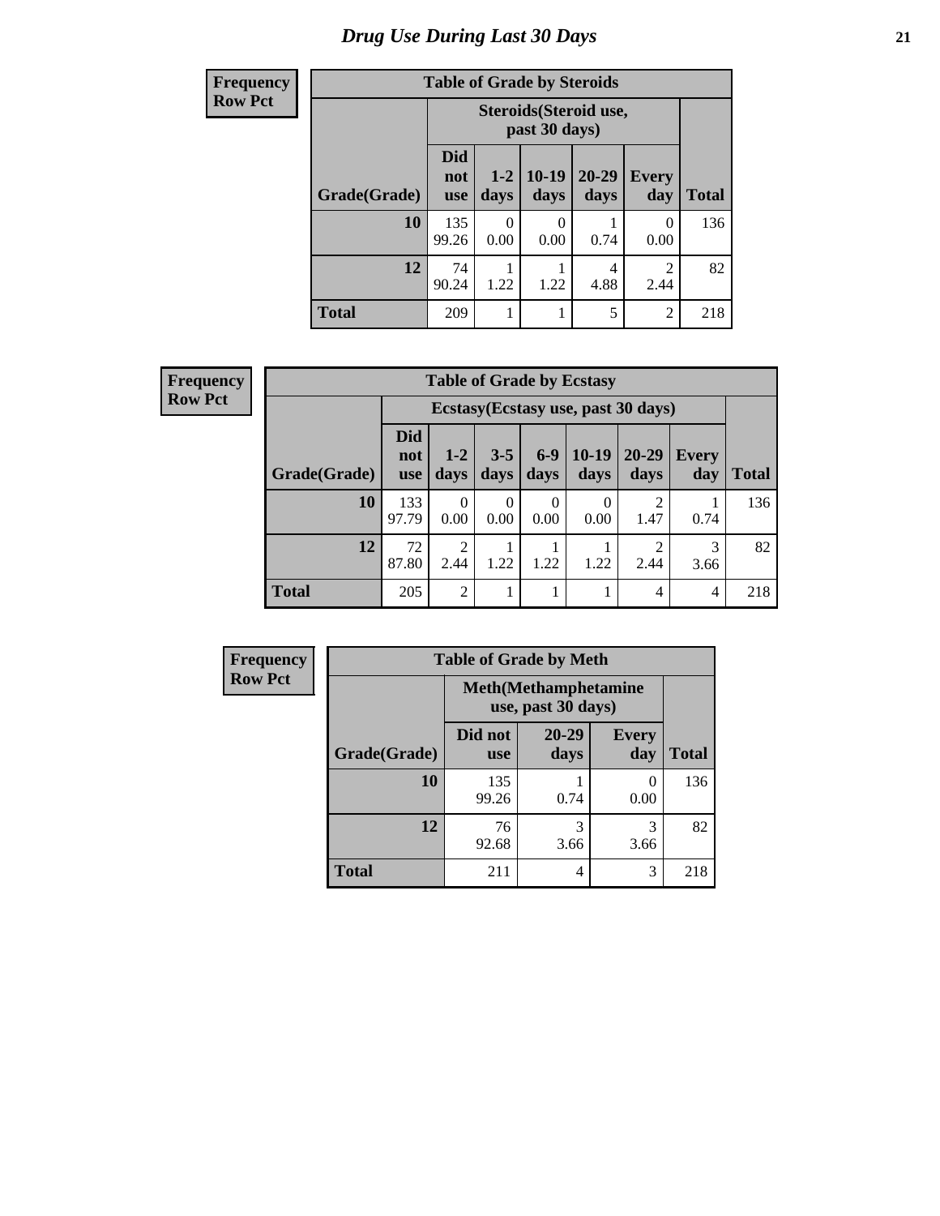# Drug Use During Last 30 Days

**Frequency**
**Row Pct**

**Table of Grade by Steroids**

| Grade(Grade) | Steroids(Steroid use, past 30 days) | | | | | Total |
|---|---|---|---|---|---|---|
| | Did not use | 1-2 days | 10-19 days | 20-29 days | Every day | |
| **10** | 135<br>99.26 | 0<br>0.00 | 0<br>0.00 | 1<br>0.74 | 0<br>0.00 | 136 |
| **12** | 74<br>90.24 | 1<br>1.22 | 1<br>1.22 | 4<br>4.88 | 2<br>2.44 | 82 |
| **Total** | 209 | 1 | 1 | 5 | 2 | 218 |

**Frequency**
**Row Pct**

**Table of Grade by Ecstasy**

| Grade(Grade) | Ecstasy(Ecstasy use, past 30 days) | | | | | | | Total |
|---|---|---|---|---|---|---|---|---|
| | Did not use | 1-2 days | 3-5 days | 6-9 days | 10-19 days | 20-29 days | Every day | |
| **10** | 133<br>97.79 | 0<br>0.00 | 0<br>0.00 | 0<br>0.00 | 0<br>0.00 | 2<br>1.47 | 1<br>0.74 | 136 |
| **12** | 72<br>87.80 | 2<br>2.44 | 1<br>1.22 | 1<br>1.22 | 1<br>1.22 | 2<br>2.44 | 3<br>3.66 | 82 |
| **Total** | 205 | 2 | 1 | 1 | 1 | 4 | 4 | 218 |

**Frequency**
**Row Pct**

**Table of Grade by Meth**

| Grade(Grade) | Meth(Methamphetamine use, past 30 days) | | | Total |
|---|---|---|---|---|
| | Did not use | 20-29 days | Every day | |
| **10** | 135<br>99.26 | 1<br>0.74 | 0<br>0.00 | 136 |
| **12** | 76<br>92.68 | 3<br>3.66 | 3<br>3.66 | 82 |
| **Total** | 211 | 4 | 3 | 218 |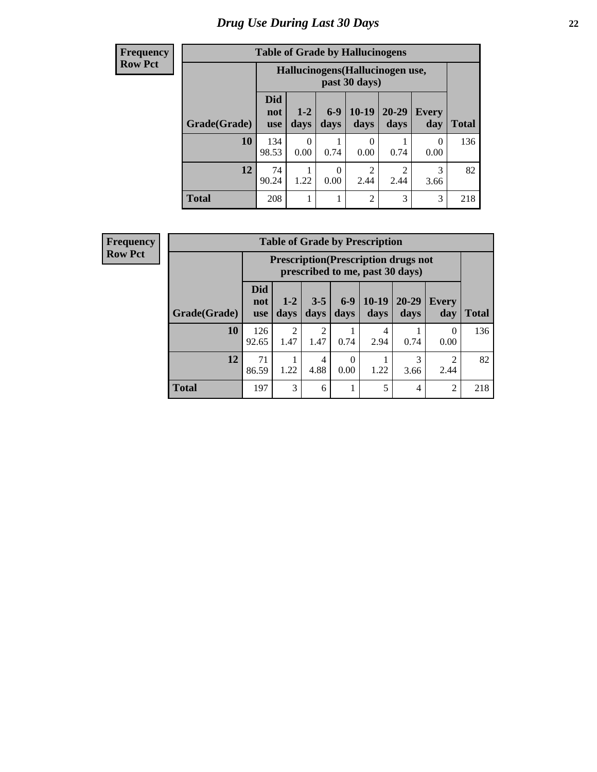# Drug Use During Last 30 Days

Frequency
Row Pct

**Table of Grade by Hallucinogens**

| Grade(Grade) | Hallucinogens(Hallucinogen use, past 30 days) | | | | | | Total |
|---|---|---|---|---|---|---|---|
| | Did not use | 1-2 days | 6-9 days | 10-19 days | 20-29 days | Every day | |
| 10 | 134<br>98.53 | 0<br>0.00 | 1<br>0.74 | 0<br>0.00 | 1<br>0.74 | 0<br>0.00 | 136 |
| 12 | 74<br>90.24 | 1<br>1.22 | 0<br>0.00 | 2<br>2.44 | 2<br>2.44 | 3<br>3.66 | 82 |
| Total | 208 | 1 | 1 | 2 | 3 | 3 | 218 |

Frequency
Row Pct

**Table of Grade by Prescription**

| Grade(Grade) | Prescription(Prescription drugs not prescribed to me, past 30 days) | | | | | | | Total |
|---|---|---|---|---|---|---|---|---|
| | Did not use | 1-2 days | 3-5 days | 6-9 days | 10-19 days | 20-29 days | Every day | |
| 10 | 126<br>92.65 | 2<br>1.47 | 2<br>1.47 | 1<br>0.74 | 4<br>2.94 | 1<br>0.74 | 0<br>0.00 | 136 |
| 12 | 71<br>86.59 | 1<br>1.22 | 4<br>4.88 | 0<br>0.00 | 1<br>1.22 | 3<br>3.66 | 2<br>2.44 | 82 |
| Total | 197 | 3 | 6 | 1 | 5 | 4 | 2 | 218 |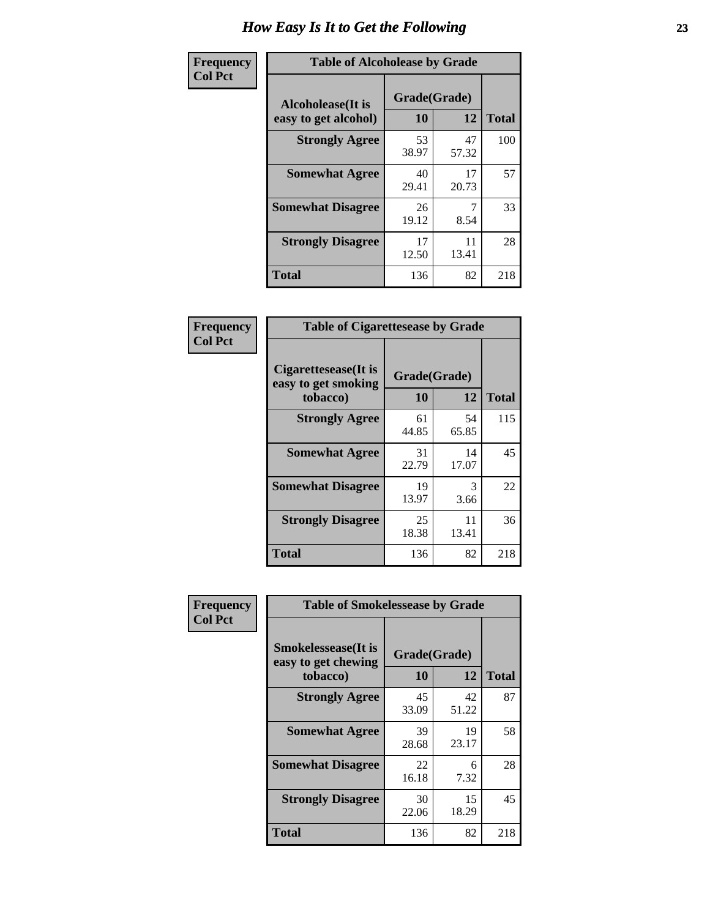# How Easy Is It to Get the Following

**Frequency**
**Col Pct**

| Table of Alcoholease by Grade | | | |
|---|---|---|---|
| Alcoholease(It is easy to get alcohol) | Grade(Grade) | | Total |
| | 10 | 12 | |
| Strongly Agree | 53<br>38.97 | 47<br>57.32 | 100 |
| Somewhat Agree | 40<br>29.41 | 17<br>20.73 | 57 |
| Somewhat Disagree | 26<br>19.12 | 7<br>8.54 | 33 |
| Strongly Disagree | 17<br>12.50 | 11<br>13.41 | 28 |
| Total | 136 | 82 | 218 |

**Frequency**
**Col Pct**

| Table of Cigarettesease by Grade | | | |
|---|---|---|---|
| Cigarettesease(It is easy to get smoking tobacco) | Grade(Grade) | | Total |
| | 10 | 12 | |
| Strongly Agree | 61<br>44.85 | 54<br>65.85 | 115 |
| Somewhat Agree | 31<br>22.79 | 14<br>17.07 | 45 |
| Somewhat Disagree | 19<br>13.97 | 3<br>3.66 | 22 |
| Strongly Disagree | 25<br>18.38 | 11<br>13.41 | 36 |
| Total | 136 | 82 | 218 |

**Frequency**
**Col Pct**

| Table of Smokelessease by Grade | | | |
|---|---|---|---|
| Smokelessease(It is easy to get chewing tobacco) | Grade(Grade) | | Total |
| | 10 | 12 | |
| Strongly Agree | 45<br>33.09 | 42<br>51.22 | 87 |
| Somewhat Agree | 39<br>28.68 | 19<br>23.17 | 58 |
| Somewhat Disagree | 22<br>16.18 | 6<br>7.32 | 28 |
| Strongly Disagree | 30<br>22.06 | 15<br>18.29 | 45 |
| Total | 136 | 82 | 218 |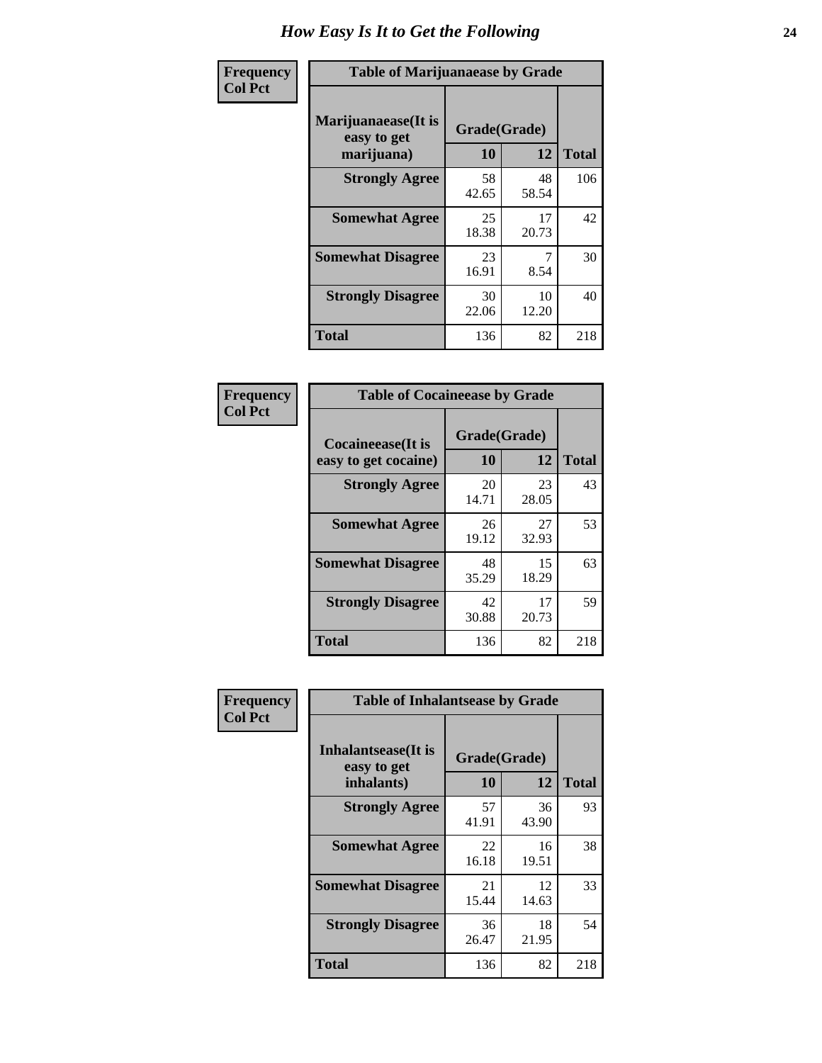# How Easy Is It to Get the Following

**Frequency**
**Col Pct**

| Table of Marijuanaease by Grade | | | |
|---|---|---|---|
| **Marijuanaease(It is easy to get marijuana)** | **Grade(Grade)** | | **Total** |
| | **10** | **12** | |
| **Strongly Agree** | 58<br>42.65 | 48<br>58.54 | 106 |
| **Somewhat Agree** | 25<br>18.38 | 17<br>20.73 | 42 |
| **Somewhat Disagree** | 23<br>16.91 | 7<br>8.54 | 30 |
| **Strongly Disagree** | 30<br>22.06 | 10<br>12.20 | 40 |
| **Total** | 136 | 82 | 218 |

**Frequency**
**Col Pct**

| Table of Cocaineease by Grade | | | |
|---|---|---|---|
| **Cocaineease(It is easy to get cocaine)** | **Grade(Grade)** | | **Total** |
| | **10** | **12** | |
| **Strongly Agree** | 20<br>14.71 | 23<br>28.05 | 43 |
| **Somewhat Agree** | 26<br>19.12 | 27<br>32.93 | 53 |
| **Somewhat Disagree** | 48<br>35.29 | 15<br>18.29 | 63 |
| **Strongly Disagree** | 42<br>30.88 | 17<br>20.73 | 59 |
| **Total** | 136 | 82 | 218 |

**Frequency**
**Col Pct**

| Table of Inhalantsease by Grade | | | |
|---|---|---|---|
| **Inhalantsease(It is easy to get inhalants)** | **Grade(Grade)** | | **Total** |
| | **10** | **12** | |
| **Strongly Agree** | 57<br>41.91 | 36<br>43.90 | 93 |
| **Somewhat Agree** | 22<br>16.18 | 16<br>19.51 | 38 |
| **Somewhat Disagree** | 21<br>15.44 | 12<br>14.63 | 33 |
| **Strongly Disagree** | 36<br>26.47 | 18<br>21.95 | 54 |
| **Total** | 136 | 82 | 218 |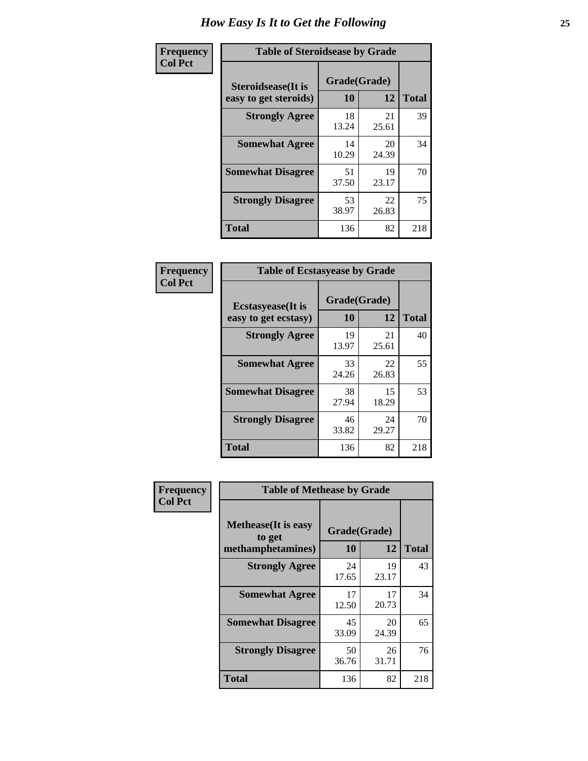# How Easy Is It to Get the Following

**Frequency**
**Col Pct**

**Table of Steroidsease by Grade**

| Steroidsease(It is easy to get steroids) | Grade(Grade) | | Total |
|---|---|---|---|
| | 10 | 12 | |
| **Strongly Agree** | 18<br>13.24 | 21<br>25.61 | 39 |
| **Somewhat Agree** | 14<br>10.29 | 20<br>24.39 | 34 |
| **Somewhat Disagree** | 51<br>37.50 | 19<br>23.17 | 70 |
| **Strongly Disagree** | 53<br>38.97 | 22<br>26.83 | 75 |
| **Total** | 136 | 82 | 218 |

**Frequency**
**Col Pct**

**Table of Ecstasyease by Grade**

| Ecstasyease(It is easy to get ecstasy) | Grade(Grade) | | Total |
|---|---|---|---|
| | 10 | 12 | |
| **Strongly Agree** | 19<br>13.97 | 21<br>25.61 | 40 |
| **Somewhat Agree** | 33<br>24.26 | 22<br>26.83 | 55 |
| **Somewhat Disagree** | 38<br>27.94 | 15<br>18.29 | 53 |
| **Strongly Disagree** | 46<br>33.82 | 24<br>29.27 | 70 |
| **Total** | 136 | 82 | 218 |

**Frequency**
**Col Pct**

**Table of Methease by Grade**

| Methease(It is easy to get methamphetamines) | Grade(Grade) | | Total |
|---|---|---|---|
| | 10 | 12 | |
| **Strongly Agree** | 24<br>17.65 | 19<br>23.17 | 43 |
| **Somewhat Agree** | 17<br>12.50 | 17<br>20.73 | 34 |
| **Somewhat Disagree** | 45<br>33.09 | 20<br>24.39 | 65 |
| **Strongly Disagree** | 50<br>36.76 | 26<br>31.71 | 76 |
| **Total** | 136 | 82 | 218 |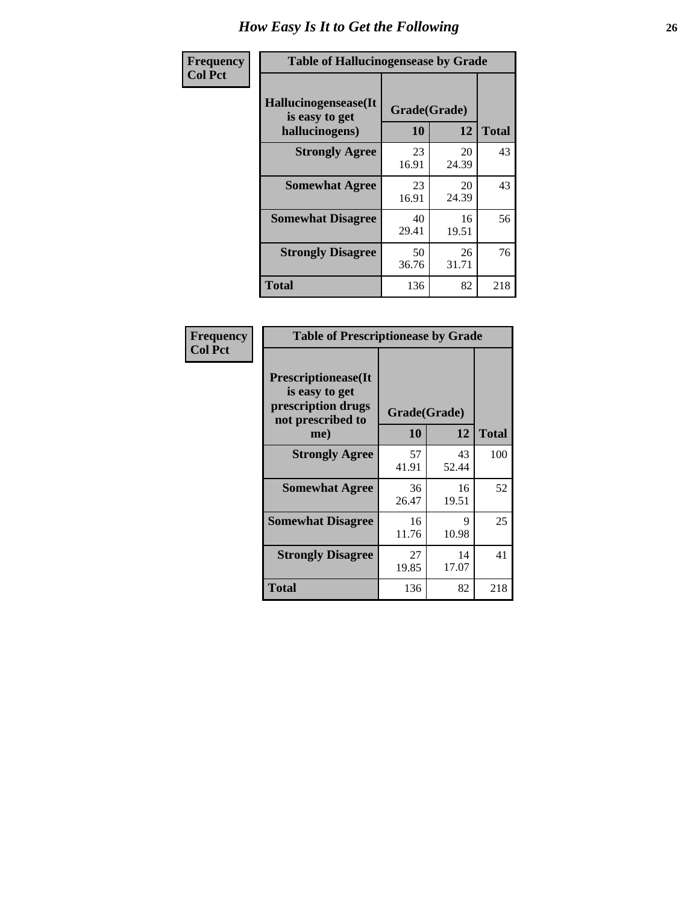# How Easy Is It to Get the Following

**Frequency**
**Col Pct**

**Table of Hallucinogensease by Grade**

| Hallucinogensease(It is easy to get hallucinogens) | Grade(Grade) | | Total |
|---|---|---|---|
| | 10 | 12 | |
| Strongly Agree | 23<br>16.91 | 20<br>24.39 | 43 |
| Somewhat Agree | 23<br>16.91 | 20<br>24.39 | 43 |
| Somewhat Disagree | 40<br>29.41 | 16<br>19.51 | 56 |
| Strongly Disagree | 50<br>36.76 | 26<br>31.71 | 76 |
| Total | 136 | 82 | 218 |

**Frequency**
**Col Pct**

**Table of Prescriptionease by Grade**

| Prescriptionease(It is easy to get prescription drugs not prescribed to me) | Grade(Grade) | | Total |
|---|---|---|---|
| | 10 | 12 | |
| Strongly Agree | 57<br>41.91 | 43<br>52.44 | 100 |
| Somewhat Agree | 36<br>26.47 | 16<br>19.51 | 52 |
| Somewhat Disagree | 16<br>11.76 | 9<br>10.98 | 25 |
| Strongly Disagree | 27<br>19.85 | 14<br>17.07 | 41 |
| Total | 136 | 82 | 218 |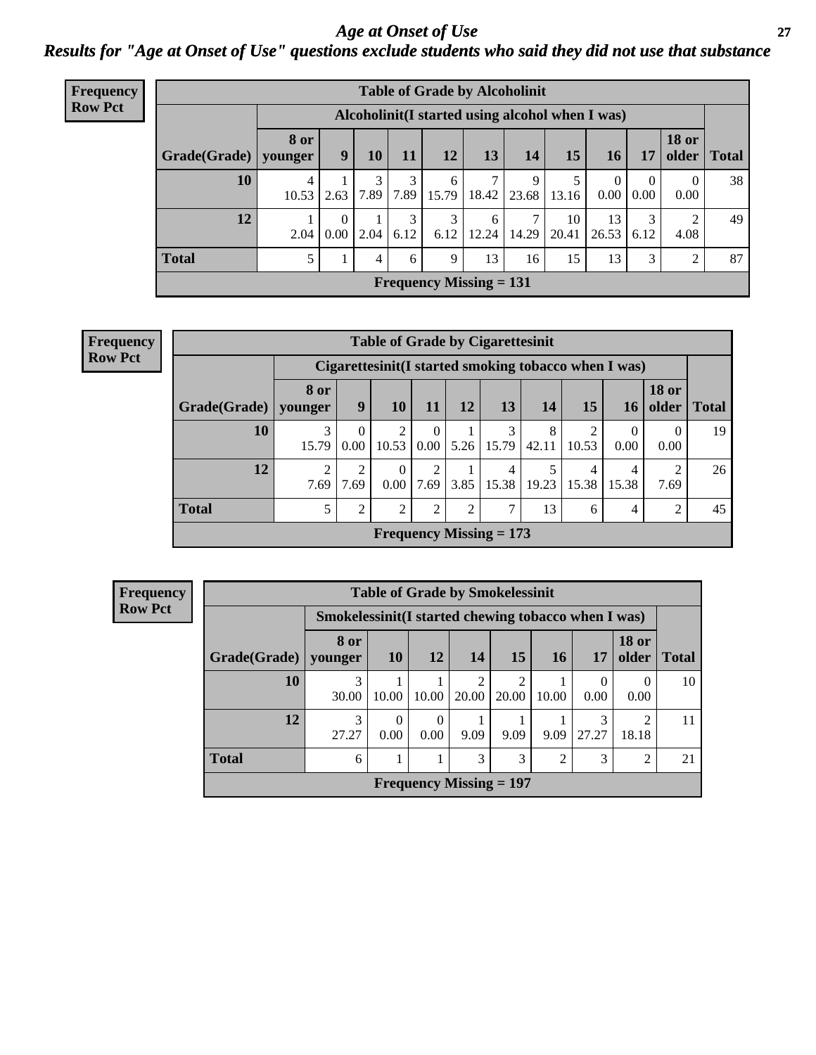# *Age at Onset of Use*

## *Results for "Age at Onset of Use" questions exclude students who said they did not use that substance*

**Frequency Row Pct**

| Table of Grade by Alcoholinit | | | | | | | | | | | | |
|---|---|---|---|---|---|---|---|---|---|---|---|---|
| | Alcoholinit(I started using alcohol when I was) | | | | | | | | | | | |
| Grade(Grade) | 8 or younger | 9 | 10 | 11 | 12 | 13 | 14 | 15 | 16 | 17 | 18 or older | Total |
| 10 | 4 10.53 | 1 2.63 | 3 7.89 | 3 7.89 | 6 15.79 | 7 18.42 | 9 23.68 | 5 13.16 | 0 0.00 | 0 0.00 | 0 0.00 | 38 |
| 12 | 1 2.04 | 0 0.00 | 1 2.04 | 3 6.12 | 3 6.12 | 6 12.24 | 7 14.29 | 10 20.41 | 13 26.53 | 3 6.12 | 2 4.08 | 49 |
| Total | 5 | 1 | 4 | 6 | 9 | 13 | 16 | 15 | 13 | 3 | 2 | 87 |
| Frequency Missing = 131 | | | | | | | | | | | | |

**Frequency Row Pct**

| Table of Grade by Cigarettesinit | | | | | | | | | | | |
|---|---|---|---|---|---|---|---|---|---|---|---|
| | Cigarettesinit(I started smoking tobacco when I was) | | | | | | | | | | |
| Grade(Grade) | 8 or younger | 9 | 10 | 11 | 12 | 13 | 14 | 15 | 16 | 18 or older | Total |
| 10 | 3 15.79 | 0 0.00 | 2 10.53 | 0 0.00 | 1 5.26 | 3 15.79 | 8 42.11 | 2 10.53 | 0 0.00 | 0 0.00 | 19 |
| 12 | 2 7.69 | 2 7.69 | 0 0.00 | 2 7.69 | 1 3.85 | 4 15.38 | 5 19.23 | 4 15.38 | 4 15.38 | 2 7.69 | 26 |
| Total | 5 | 2 | 2 | 2 | 2 | 7 | 13 | 6 | 4 | 2 | 45 |
| Frequency Missing = 173 | | | | | | | | | | | |

**Frequency Row Pct**

| Table of Grade by Smokelessinit | | | | | | | | | |
|---|---|---|---|---|---|---|---|---|---|
| | Smokelessinit(I started chewing tobacco when I was) | | | | | | | | |
| Grade(Grade) | 8 or younger | 10 | 12 | 14 | 15 | 16 | 17 | 18 or older | Total |
| 10 | 3 30.00 | 1 10.00 | 1 10.00 | 2 20.00 | 2 20.00 | 1 10.00 | 0 0.00 | 0 0.00 | 10 |
| 12 | 3 27.27 | 0 0.00 | 0 0.00 | 1 9.09 | 1 9.09 | 1 9.09 | 3 27.27 | 2 18.18 | 11 |
| Total | 6 | 1 | 1 | 3 | 3 | 2 | 3 | 2 | 21 |
| Frequency Missing = 197 | | | | | | | | | |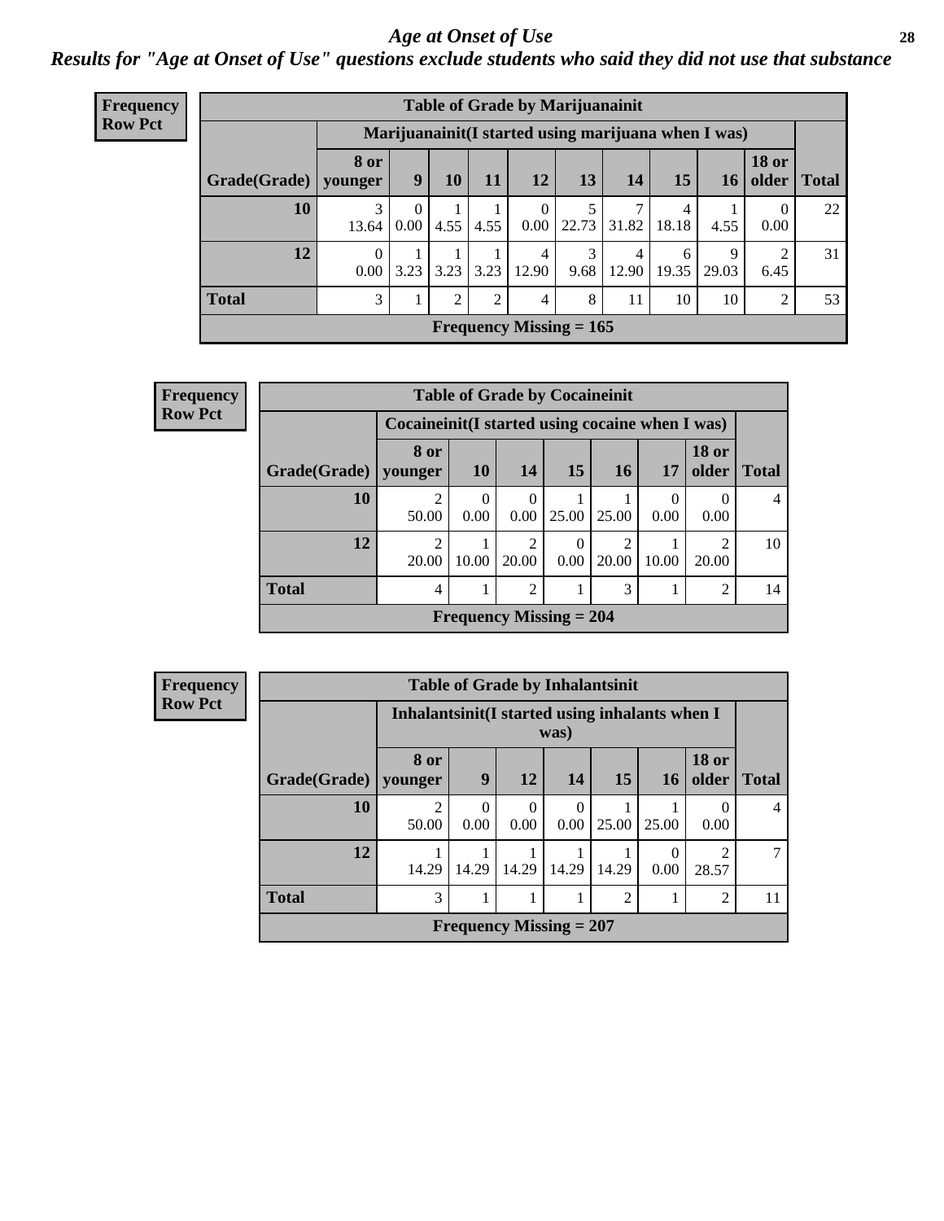# Age at Onset of Use

## Results for "Age at Onset of Use" questions exclude students who said they did not use that substance

**Frequency**
**Row Pct**

**Table of Grade by Marijuanainit**

| | Marijuanainit(I started using marijuana when I was) | | | | | | | | | | |
|---|---|---|---|---|---|---|---|---|---|---|---|
| **Grade(Grade)** | **8 or younger** | **9** | **10** | **11** | **12** | **13** | **14** | **15** | **16** | **18 or older** | **Total** |
| **10** | 3<br>13.64 | 0<br>0.00 | 1<br>4.55 | 1<br>4.55 | 0<br>0.00 | 5<br>22.73 | 7<br>31.82 | 4<br>18.18 | 1<br>4.55 | 0<br>0.00 | 22 |
| **12** | 0<br>0.00 | 1<br>3.23 | 1<br>3.23 | 1<br>3.23 | 4<br>12.90 | 3<br>9.68 | 4<br>12.90 | 6<br>19.35 | 9<br>29.03 | 2<br>6.45 | 31 |
| **Total** | 3 | 1 | 2 | 2 | 4 | 8 | 11 | 10 | 10 | 2 | 53 |

**Frequency Missing = 165**

**Frequency**
**Row Pct**

**Table of Grade by Cocaineinit**

| | Cocaineinit(I started using cocaine when I was) | | | | | | | |
|---|---|---|---|---|---|---|---|---|
| **Grade(Grade)** | **8 or younger** | **10** | **14** | **15** | **16** | **17** | **18 or older** | **Total** |
| **10** | 2<br>50.00 | 0<br>0.00 | 0<br>0.00 | 1<br>25.00 | 1<br>25.00 | 0<br>0.00 | 0<br>0.00 | 4 |
| **12** | 2<br>20.00 | 1<br>10.00 | 2<br>20.00 | 0<br>0.00 | 2<br>20.00 | 1<br>10.00 | 2<br>20.00 | 10 |
| **Total** | 4 | 1 | 2 | 1 | 3 | 1 | 2 | 14 |

**Frequency Missing = 204**

**Frequency**
**Row Pct**

**Table of Grade by Inhalantsinit**

| | Inhalantsinit(I started using inhalants when I was) | | | | | | | |
|---|---|---|---|---|---|---|---|---|
| **Grade(Grade)** | **8 or younger** | **9** | **12** | **14** | **15** | **16** | **18 or older** | **Total** |
| **10** | 2<br>50.00 | 0<br>0.00 | 0<br>0.00 | 0<br>0.00 | 1<br>25.00 | 1<br>25.00 | 0<br>0.00 | 4 |
| **12** | 1<br>14.29 | 1<br>14.29 | 1<br>14.29 | 1<br>14.29 | 1<br>14.29 | 0<br>0.00 | 2<br>28.57 | 7 |
| **Total** | 3 | 1 | 1 | 1 | 2 | 1 | 2 | 11 |

**Frequency Missing = 207**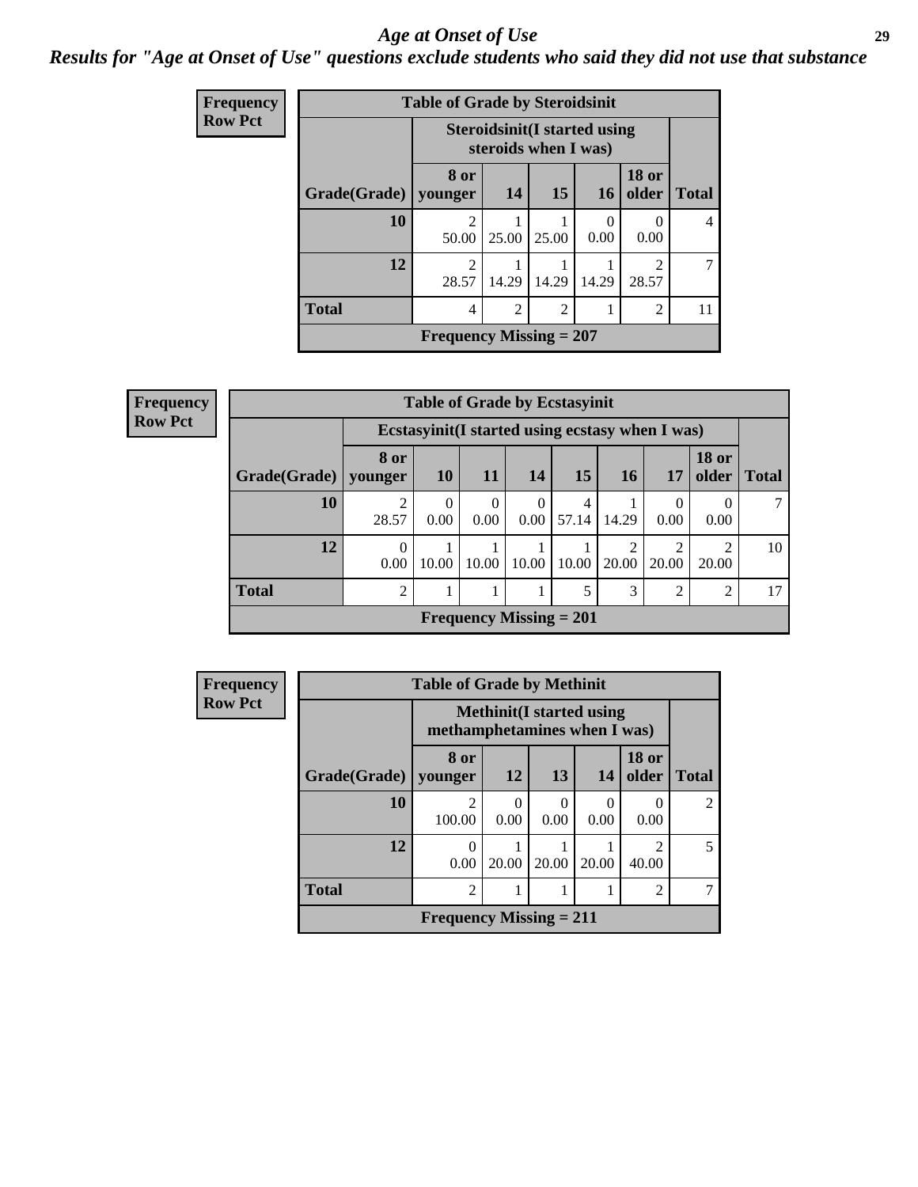# *Age at Onset of Use*

***Results for "Age at Onset of Use" questions exclude students who said they did not use that substance***

**Frequency**
**Row Pct**

| Table of Grade by Steroidsinit | | | | | | |
|---|---|---|---|---|---|---|
| | Steroidsinit(I started using steroids when I was) | | | | | |
| Grade(Grade) | 8 or younger | 14 | 15 | 16 | 18 or older | Total |
| 10 | 2<br>50.00 | 1<br>25.00 | 1<br>25.00 | 0<br>0.00 | 0<br>0.00 | 4 |
| 12 | 2<br>28.57 | 1<br>14.29 | 1<br>14.29 | 1<br>14.29 | 2<br>28.57 | 7 |
| Total | 4 | 2 | 2 | 1 | 2 | 11 |
| Frequency Missing = 207 | | | | | | |

**Frequency**
**Row Pct**

| Table of Grade by Ecstasyinit | | | | | | | | | |
|---|---|---|---|---|---|---|---|---|---|
| | Ecstasyinit(I started using ecstasy when I was) | | | | | | | | |
| Grade(Grade) | 8 or younger | 10 | 11 | 14 | 15 | 16 | 17 | 18 or older | Total |
| 10 | 2<br>28.57 | 0<br>0.00 | 0<br>0.00 | 0<br>0.00 | 4<br>57.14 | 1<br>14.29 | 0<br>0.00 | 0<br>0.00 | 7 |
| 12 | 0<br>0.00 | 1<br>10.00 | 1<br>10.00 | 1<br>10.00 | 1<br>10.00 | 2<br>20.00 | 2<br>20.00 | 2<br>20.00 | 10 |
| Total | 2 | 1 | 1 | 1 | 5 | 3 | 2 | 2 | 17 |
| Frequency Missing = 201 | | | | | | | | | |

**Frequency**
**Row Pct**

| Table of Grade by Methinit | | | | | | |
|---|---|---|---|---|---|---|
| | Methinit(I started using methamphetamines when I was) | | | | | |
| Grade(Grade) | 8 or younger | 12 | 13 | 14 | 18 or older | Total |
| 10 | 2<br>100.00 | 0<br>0.00 | 0<br>0.00 | 0<br>0.00 | 0<br>0.00 | 2 |
| 12 | 0<br>0.00 | 1<br>20.00 | 1<br>20.00 | 1<br>20.00 | 2<br>40.00 | 5 |
| Total | 2 | 1 | 1 | 1 | 2 | 7 |
| Frequency Missing = 211 | | | | | | |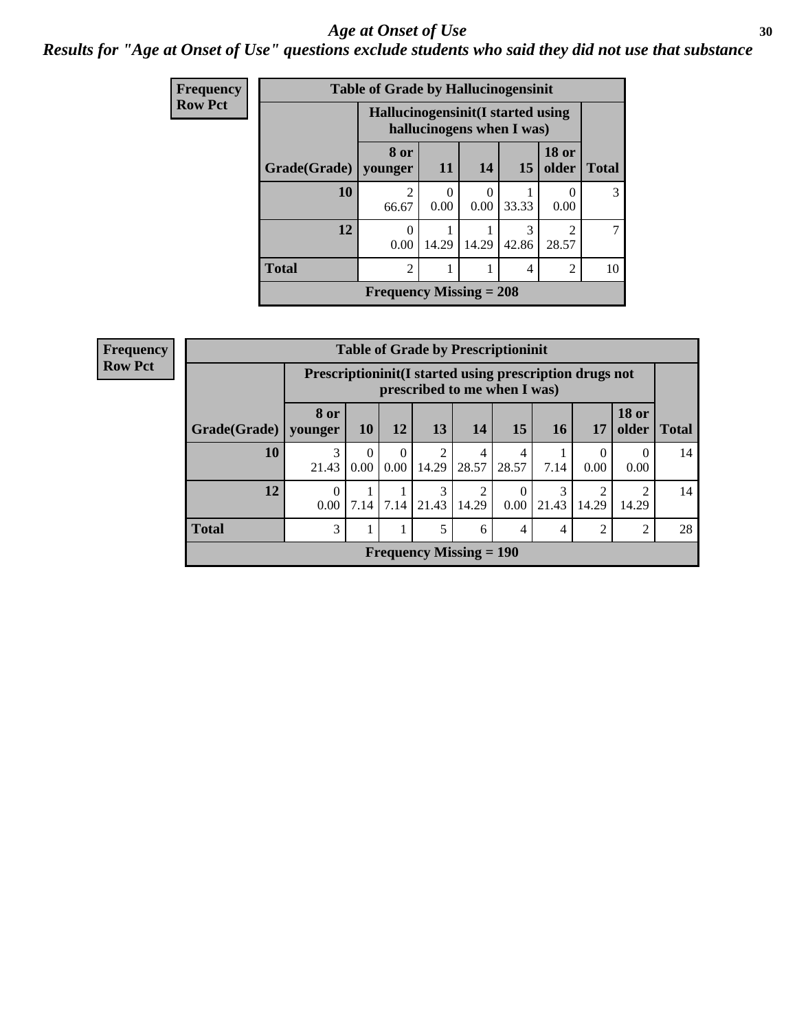# Age at Onset of Use

*Results for "Age at Onset of Use" questions exclude students who said they did not use that substance*

**Frequency**
**Row Pct**

**Table of Grade by Hallucinogensinit**

| Grade(Grade) | Hallucinogensinit(I started using hallucinogens when I was) 8 or younger | 11 | 14 | 15 | 18 or older | Total |
|---|---|---|---|---|---|---|
| 10 | 2<br>66.67 | 0<br>0.00 | 0<br>0.00 | 1<br>33.33 | 0<br>0.00 | 3 |
| 12 | 0<br>0.00 | 1<br>14.29 | 1<br>14.29 | 3<br>42.86 | 2<br>28.57 | 7 |
| Total | 2 | 1 | 1 | 4 | 2 | 10 |

**Frequency Missing = 208**

**Frequency**
**Row Pct**

**Table of Grade by Prescriptioninit**

| Grade(Grade) | Prescriptioninit(I started using prescription drugs not prescribed to me when I was) 8 or younger | 10 | 12 | 13 | 14 | 15 | 16 | 17 | 18 or older | Total |
|---|---|---|---|---|---|---|---|---|---|---|
| 10 | 3<br>21.43 | 0<br>0.00 | 0<br>0.00 | 2<br>14.29 | 4<br>28.57 | 4<br>28.57 | 1<br>7.14 | 0<br>0.00 | 0<br>0.00 | 14 |
| 12 | 0<br>0.00 | 1<br>7.14 | 1<br>7.14 | 3<br>21.43 | 2<br>14.29 | 0<br>0.00 | 3<br>21.43 | 2<br>14.29 | 2<br>14.29 | 14 |
| Total | 3 | 1 | 1 | 5 | 6 | 4 | 4 | 2 | 2 | 28 |

**Frequency Missing = 190**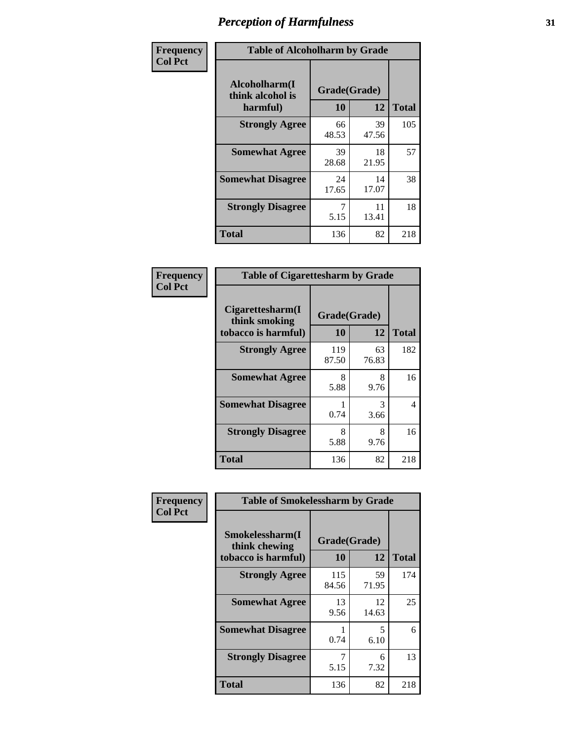# Perception of Harmfulness

| Frequency<br>Col Pct | Table of Alcoholharm by Grade | | |
|---|---|---|---|
| Alcoholharm(I think alcohol is harmful) | Grade(Grade) | | |
| | 10 | 12 | Total |
| Strongly Agree | 66<br>48.53 | 39<br>47.56 | 105 |
| Somewhat Agree | 39<br>28.68 | 18<br>21.95 | 57 |
| Somewhat Disagree | 24<br>17.65 | 14<br>17.07 | 38 |
| Strongly Disagree | 7<br>5.15 | 11<br>13.41 | 18 |
| Total | 136 | 82 | 218 |

| Frequency<br>Col Pct | Table of Cigarettesharm by Grade | | |
|---|---|---|---|
| Cigarettesharm(I think smoking tobacco is harmful) | Grade(Grade) | | |
| | 10 | 12 | Total |
| Strongly Agree | 119<br>87.50 | 63<br>76.83 | 182 |
| Somewhat Agree | 8<br>5.88 | 8<br>9.76 | 16 |
| Somewhat Disagree | 1<br>0.74 | 3<br>3.66 | 4 |
| Strongly Disagree | 8<br>5.88 | 8<br>9.76 | 16 |
| Total | 136 | 82 | 218 |

| Frequency<br>Col Pct | Table of Smokelessharm by Grade | | |
|---|---|---|---|
| Smokelessharm(I think chewing tobacco is harmful) | Grade(Grade) | | |
| | 10 | 12 | Total |
| Strongly Agree | 115<br>84.56 | 59<br>71.95 | 174 |
| Somewhat Agree | 13<br>9.56 | 12<br>14.63 | 25 |
| Somewhat Disagree | 1<br>0.74 | 5<br>6.10 | 6 |
| Strongly Disagree | 7<br>5.15 | 6<br>7.32 | 13 |
| Total | 136 | 82 | 218 |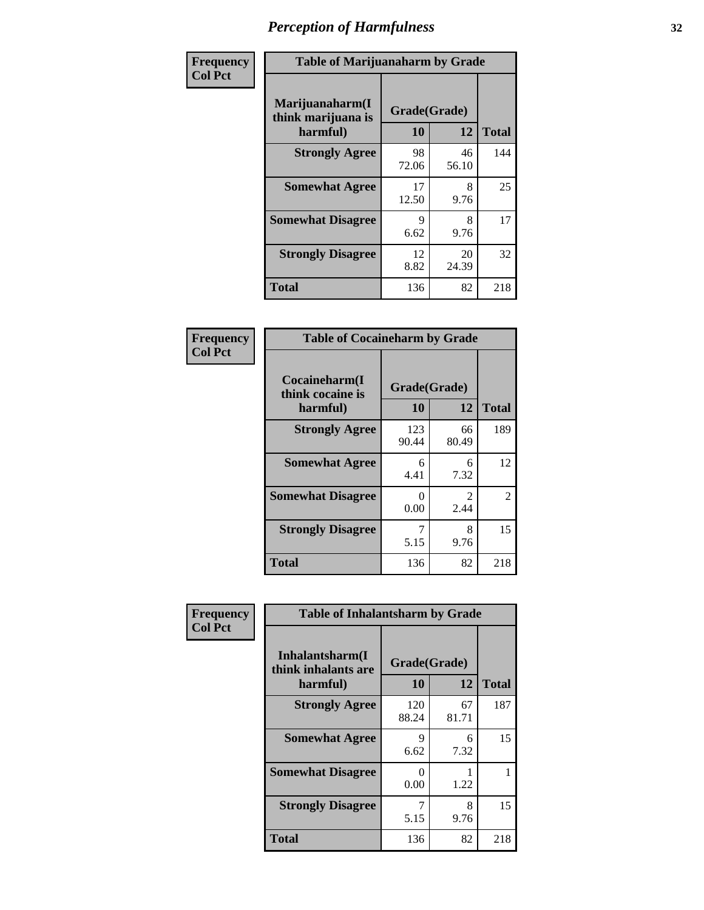# Perception of Harmfulness

Frequency
Col Pct

| Table of Marijuanaharm by Grade | | | |
|---|---|---|---|
| Marijuanaharm(I think marijuana is harmful) | Grade(Grade) | | Total |
| | 10 | 12 | |
| Strongly Agree | 98<br>72.06 | 46<br>56.10 | 144 |
| Somewhat Agree | 17<br>12.50 | 8<br>9.76 | 25 |
| Somewhat Disagree | 9<br>6.62 | 8<br>9.76 | 17 |
| Strongly Disagree | 12<br>8.82 | 20<br>24.39 | 32 |
| Total | 136 | 82 | 218 |

Frequency
Col Pct

| Table of Cocaineharm by Grade | | | |
|---|---|---|---|
| Cocaineharm(I think cocaine is harmful) | Grade(Grade) | | Total |
| | 10 | 12 | |
| Strongly Agree | 123<br>90.44 | 66<br>80.49 | 189 |
| Somewhat Agree | 6<br>4.41 | 6<br>7.32 | 12 |
| Somewhat Disagree | 0<br>0.00 | 2<br>2.44 | 2 |
| Strongly Disagree | 7<br>5.15 | 8<br>9.76 | 15 |
| Total | 136 | 82 | 218 |

Frequency
Col Pct

| Table of Inhalantsharm by Grade | | | |
|---|---|---|---|
| Inhalantsharm(I think inhalants are harmful) | Grade(Grade) | | Total |
| | 10 | 12 | |
| Strongly Agree | 120<br>88.24 | 67<br>81.71 | 187 |
| Somewhat Agree | 9<br>6.62 | 6<br>7.32 | 15 |
| Somewhat Disagree | 0<br>0.00 | 1<br>1.22 | 1 |
| Strongly Disagree | 7<br>5.15 | 8<br>9.76 | 15 |
| Total | 136 | 82 | 218 |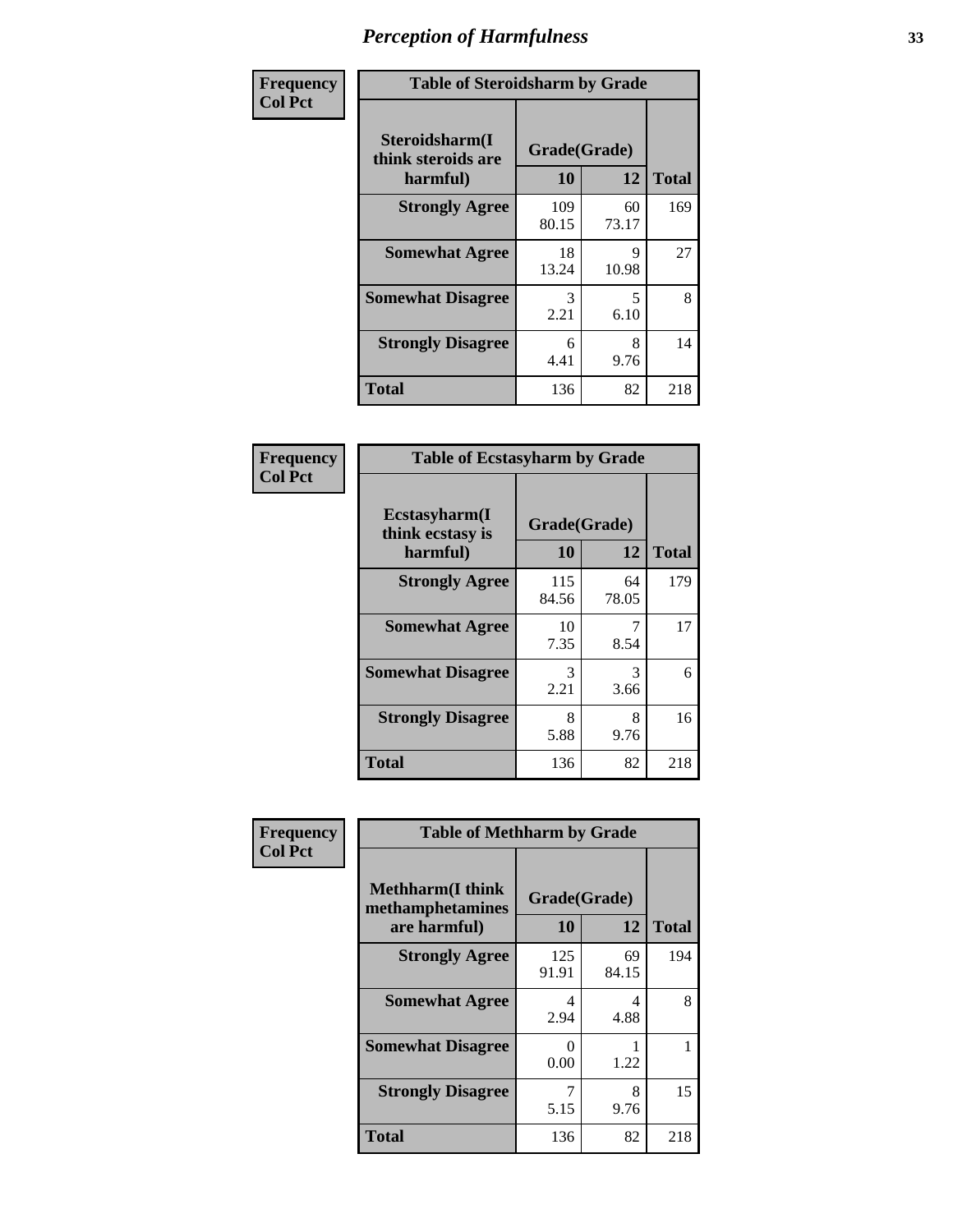# Perception of Harmfulness

**Frequency**
**Col Pct**

| Table of Steroidsharm by Grade | | | |
|---|---|---|---|
| Steroidsharm(I think steroids are harmful) | Grade(Grade) | | Total |
| | 10 | 12 | |
| **Strongly Agree** | 109<br>80.15 | 60<br>73.17 | 169 |
| **Somewhat Agree** | 18<br>13.24 | 9<br>10.98 | 27 |
| **Somewhat Disagree** | 3<br>2.21 | 5<br>6.10 | 8 |
| **Strongly Disagree** | 6<br>4.41 | 8<br>9.76 | 14 |
| **Total** | 136 | 82 | 218 |

**Frequency**
**Col Pct**

| Table of Ecstasyharm by Grade | | | |
|---|---|---|---|
| Ecstasyharm(I think ecstasy is harmful) | Grade(Grade) | | Total |
| | 10 | 12 | |
| **Strongly Agree** | 115<br>84.56 | 64<br>78.05 | 179 |
| **Somewhat Agree** | 10<br>7.35 | 7<br>8.54 | 17 |
| **Somewhat Disagree** | 3<br>2.21 | 3<br>3.66 | 6 |
| **Strongly Disagree** | 8<br>5.88 | 8<br>9.76 | 16 |
| **Total** | 136 | 82 | 218 |

**Frequency**
**Col Pct**

| Table of Methharm by Grade | | | |
|---|---|---|---|
| Methharm(I think methamphetamines are harmful) | Grade(Grade) | | Total |
| | 10 | 12 | |
| **Strongly Agree** | 125<br>91.91 | 69<br>84.15 | 194 |
| **Somewhat Agree** | 4<br>2.94 | 4<br>4.88 | 8 |
| **Somewhat Disagree** | 0<br>0.00 | 1<br>1.22 | 1 |
| **Strongly Disagree** | 7<br>5.15 | 8<br>9.76 | 15 |
| **Total** | 136 | 82 | 218 |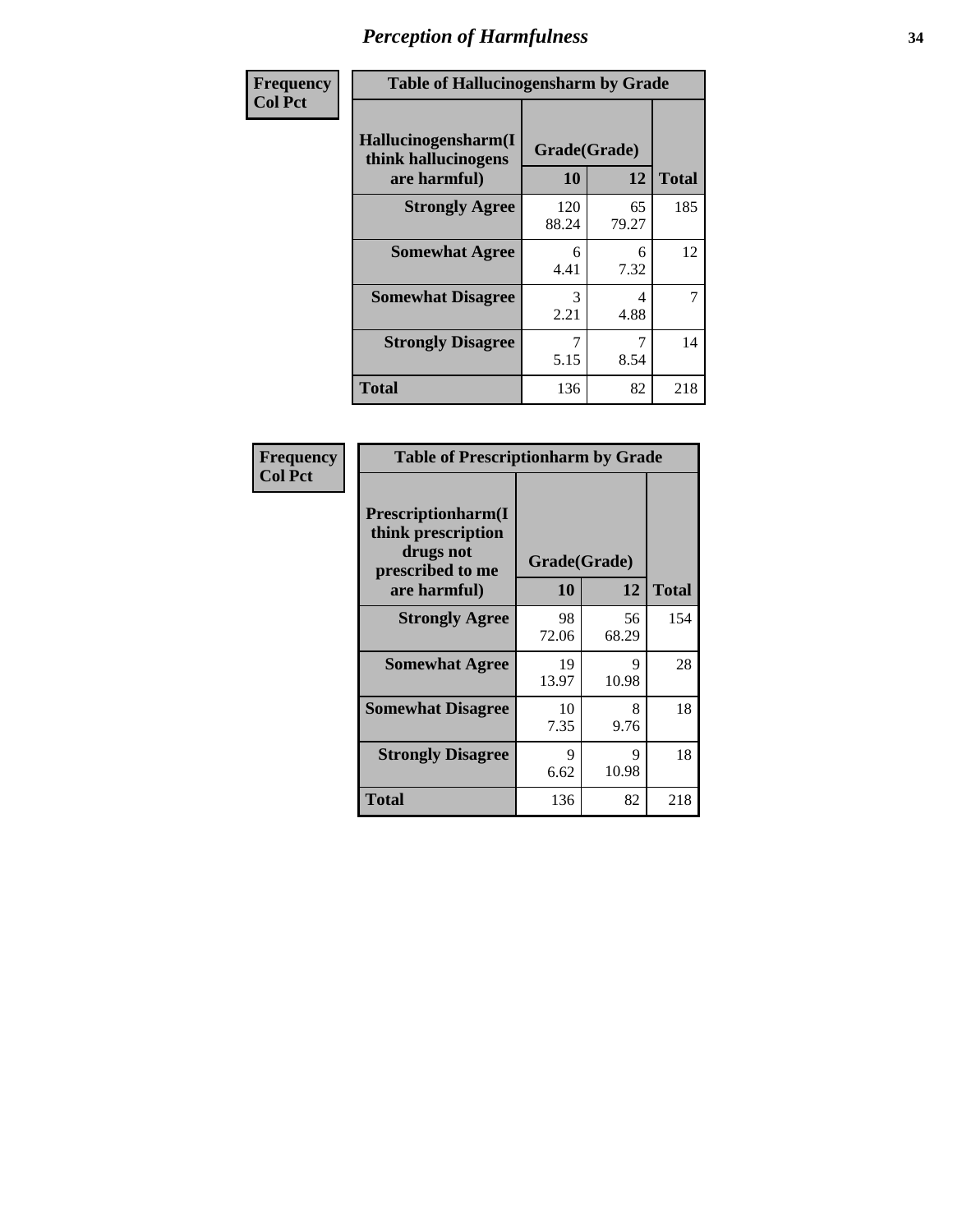# Perception of Harmfulness

| Frequency<br>Col Pct | | | |
|---|---|---|---|
| **Table of Hallucinogensharm by Grade** | | | |
| **Hallucinogensharm(I think hallucinogens are harmful)** | **Grade(Grade)** | | **Total** |
| | **10** | **12** | |
| **Strongly Agree** | 120<br>88.24 | 65<br>79.27 | 185 |
| **Somewhat Agree** | 6<br>4.41 | 6<br>7.32 | 12 |
| **Somewhat Disagree** | 3<br>2.21 | 4<br>4.88 | 7 |
| **Strongly Disagree** | 7<br>5.15 | 7<br>8.54 | 14 |
| **Total** | 136 | 82 | 218 |

| Frequency<br>Col Pct | | | |
|---|---|---|---|
| **Table of Prescriptionharm by Grade** | | | |
| **Prescriptionharm(I think prescription drugs not prescribed to me are harmful)** | **Grade(Grade)** | | **Total** |
| | **10** | **12** | |
| **Strongly Agree** | 98<br>72.06 | 56<br>68.29 | 154 |
| **Somewhat Agree** | 19<br>13.97 | 9<br>10.98 | 28 |
| **Somewhat Disagree** | 10<br>7.35 | 8<br>9.76 | 18 |
| **Strongly Disagree** | 9<br>6.62 | 9<br>10.98 | 18 |
| **Total** | 136 | 82 | 218 |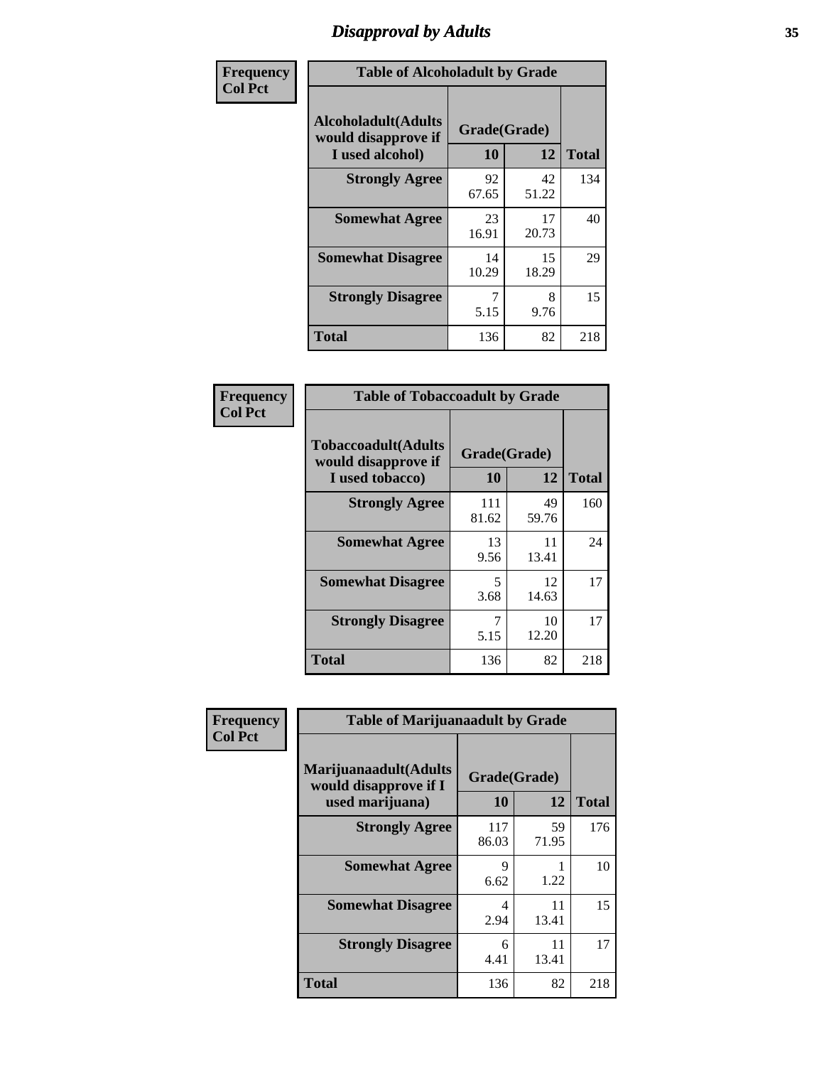# Disapproval by Adults

**Frequency**
**Col Pct**

**Table of Alcoholadult by Grade**

| Alcoholadult(Adults would disapprove if I used alcohol) | Grade(Grade) 10 | 12 | Total |
|---|---|---|---|
| **Strongly Agree** | 92<br>67.65 | 42<br>51.22 | 134 |
| **Somewhat Agree** | 23<br>16.91 | 17<br>20.73 | 40 |
| **Somewhat Disagree** | 14<br>10.29 | 15<br>18.29 | 29 |
| **Strongly Disagree** | 7<br>5.15 | 8<br>9.76 | 15 |
| **Total** | 136 | 82 | 218 |

**Frequency**
**Col Pct**

**Table of Tobaccoadult by Grade**

| Tobaccoadult(Adults would disapprove if I used tobacco) | Grade(Grade) 10 | 12 | Total |
|---|---|---|---|
| **Strongly Agree** | 111<br>81.62 | 49<br>59.76 | 160 |
| **Somewhat Agree** | 13<br>9.56 | 11<br>13.41 | 24 |
| **Somewhat Disagree** | 5<br>3.68 | 12<br>14.63 | 17 |
| **Strongly Disagree** | 7<br>5.15 | 10<br>12.20 | 17 |
| **Total** | 136 | 82 | 218 |

**Frequency**
**Col Pct**

**Table of Marijuanaadult by Grade**

| Marijuanaadult(Adults would disapprove if I used marijuana) | Grade(Grade) 10 | 12 | Total |
|---|---|---|---|
| **Strongly Agree** | 117<br>86.03 | 59<br>71.95 | 176 |
| **Somewhat Agree** | 9<br>6.62 | 1<br>1.22 | 10 |
| **Somewhat Disagree** | 4<br>2.94 | 11<br>13.41 | 15 |
| **Strongly Disagree** | 6<br>4.41 | 11<br>13.41 | 17 |
| **Total** | 136 | 82 | 218 |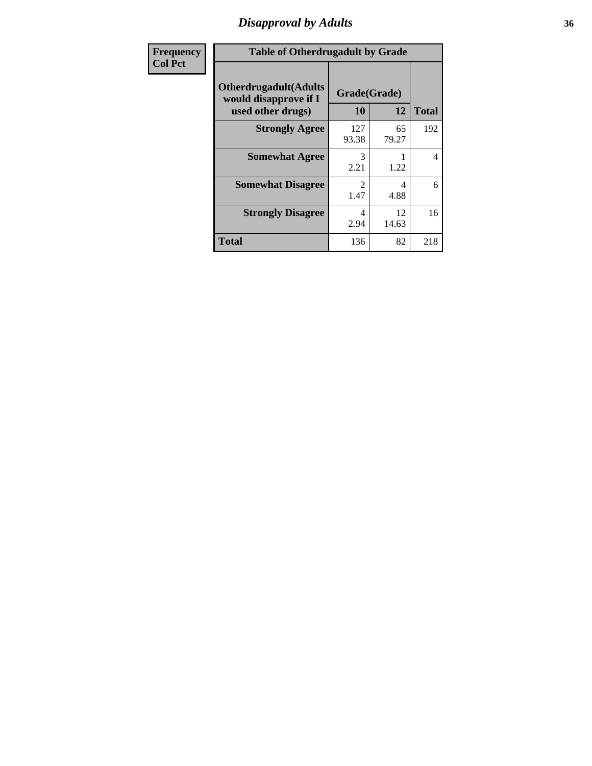## Disapproval by Adults

| Frequency<br>Col Pct | | | |
|---|---|---|---|

**Table of Otherdrugadult by Grade**

| Otherdrugadult(Adults would disapprove if I used other drugs) | Grade(Grade) 10 | 12 | Total |
|---|---|---|---|
| **Strongly Agree** | 127<br>93.38 | 65<br>79.27 | 192 |
| **Somewhat Agree** | 3<br>2.21 | 1<br>1.22 | 4 |
| **Somewhat Disagree** | 2<br>1.47 | 4<br>4.88 | 6 |
| **Strongly Disagree** | 4<br>2.94 | 12<br>14.63 | 16 |
| **Total** | 136 | 82 | 218 |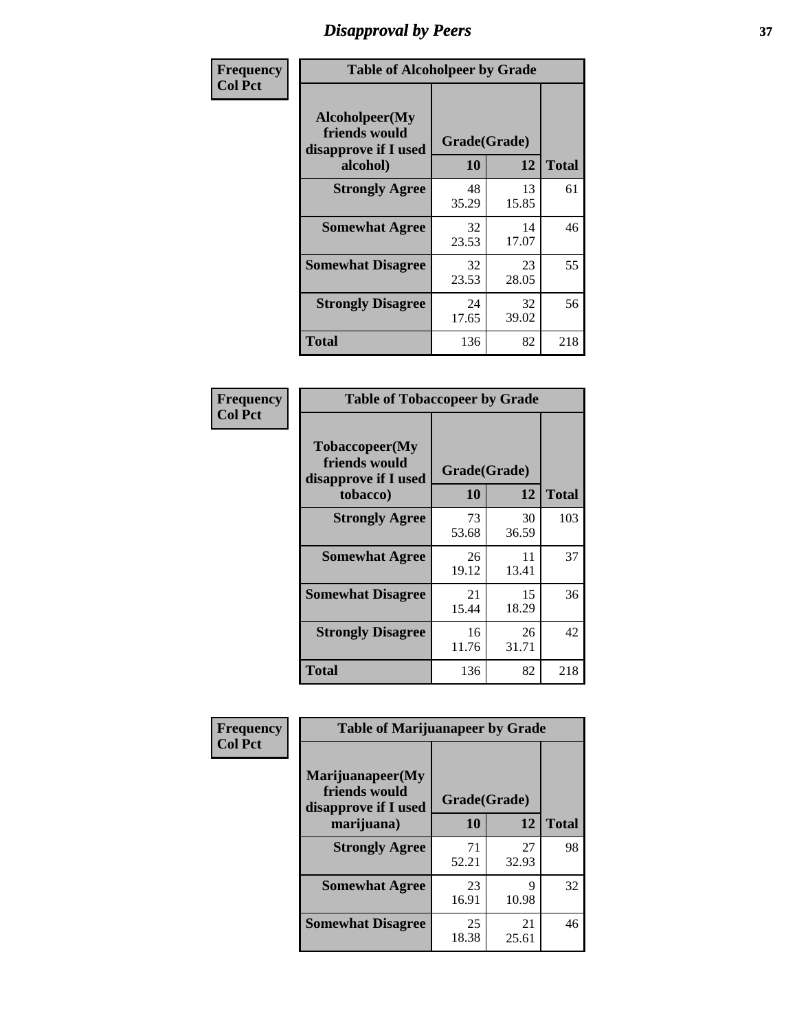# Disapproval by Peers

**Frequency**
**Col Pct**

| Alcoholpeer(My friends would disapprove if I used alcohol) | Grade(Grade) 10 | 12 | Total |
|---|---|---|---|
| **Strongly Agree** | 48<br>35.29 | 13<br>15.85 | 61 |
| **Somewhat Agree** | 32<br>23.53 | 14<br>17.07 | 46 |
| **Somewhat Disagree** | 32<br>23.53 | 23<br>28.05 | 55 |
| **Strongly Disagree** | 24<br>17.65 | 32<br>39.02 | 56 |
| **Total** | 136 | 82 | 218 |

Table of Alcoholpeer by Grade

**Frequency**
**Col Pct**

| Tobaccopeer(My friends would disapprove if I used tobacco) | Grade(Grade) 10 | 12 | Total |
|---|---|---|---|
| **Strongly Agree** | 73<br>53.68 | 30<br>36.59 | 103 |
| **Somewhat Agree** | 26<br>19.12 | 11<br>13.41 | 37 |
| **Somewhat Disagree** | 21<br>15.44 | 15<br>18.29 | 36 |
| **Strongly Disagree** | 16<br>11.76 | 26<br>31.71 | 42 |
| **Total** | 136 | 82 | 218 |

Table of Tobaccopeer by Grade

**Frequency**
**Col Pct**

| Marijuanapeer(My friends would disapprove if I used marijuana) | Grade(Grade) 10 | 12 | Total |
|---|---|---|---|
| **Strongly Agree** | 71<br>52.21 | 27<br>32.93 | 98 |
| **Somewhat Agree** | 23<br>16.91 | 9<br>10.98 | 32 |
| **Somewhat Disagree** | 25<br>18.38 | 21<br>25.61 | 46 |

Table of Marijuanapeer by Grade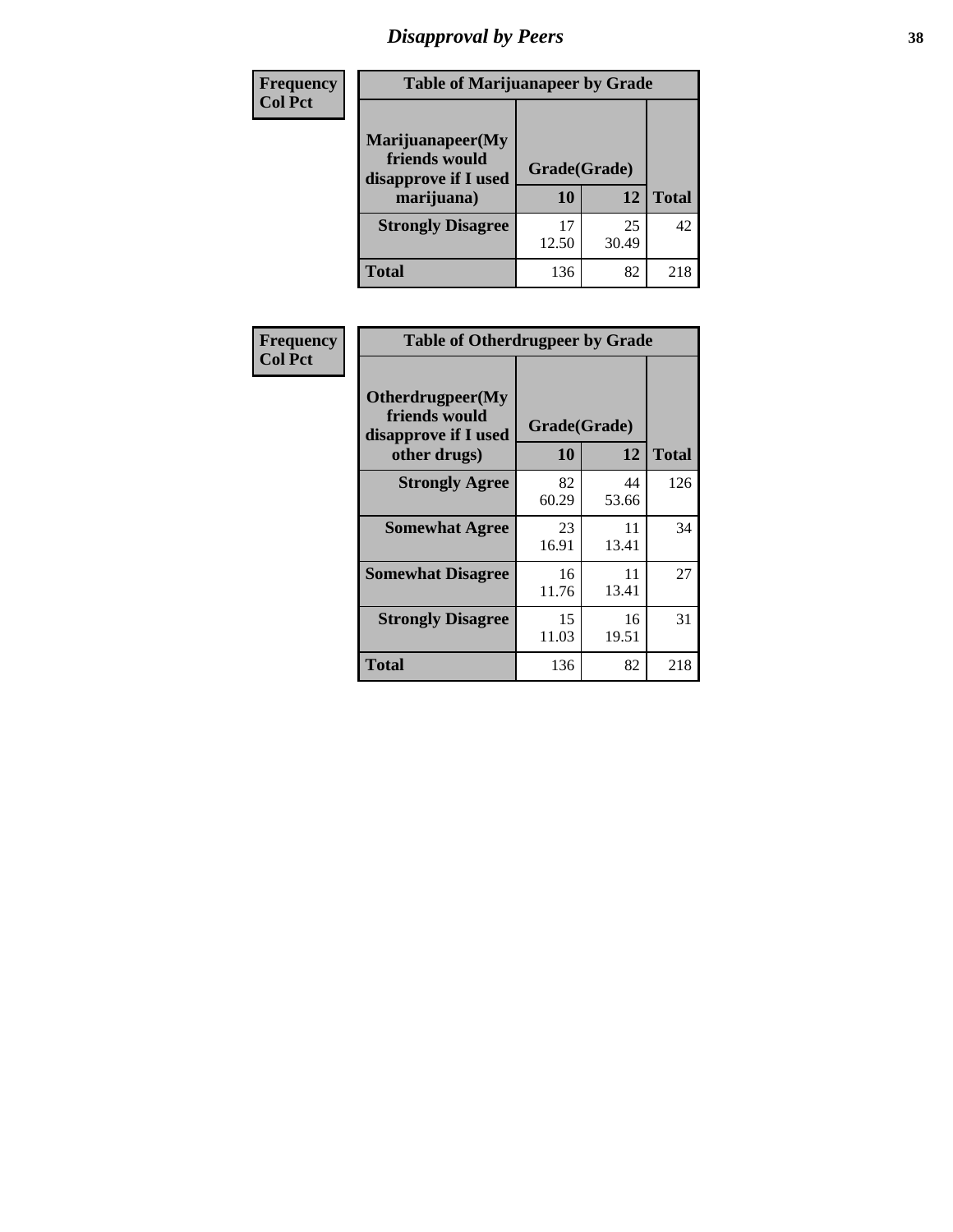# Disapproval by Peers

| Frequency<br>Col Pct |
|---|

**Table of Marijuanapeer by Grade**

| Marijuanapeer(My friends would disapprove if I used marijuana) | Grade(Grade) 10 | 12 | Total |
|---|---|---|---|
| **Strongly Disagree** | 17<br>12.50 | 25<br>30.49 | 42 |
| **Total** | 136 | 82 | 218 |

| Frequency<br>Col Pct |
|---|

**Table of Otherdrugpeer by Grade**

| Otherdrugpeer(My friends would disapprove if I used other drugs) | Grade(Grade) 10 | 12 | Total |
|---|---|---|---|
| **Strongly Agree** | 82<br>60.29 | 44<br>53.66 | 126 |
| **Somewhat Agree** | 23<br>16.91 | 11<br>13.41 | 34 |
| **Somewhat Disagree** | 16<br>11.76 | 11<br>13.41 | 27 |
| **Strongly Disagree** | 15<br>11.03 | 16<br>19.51 | 31 |
| **Total** | 136 | 82 | 218 |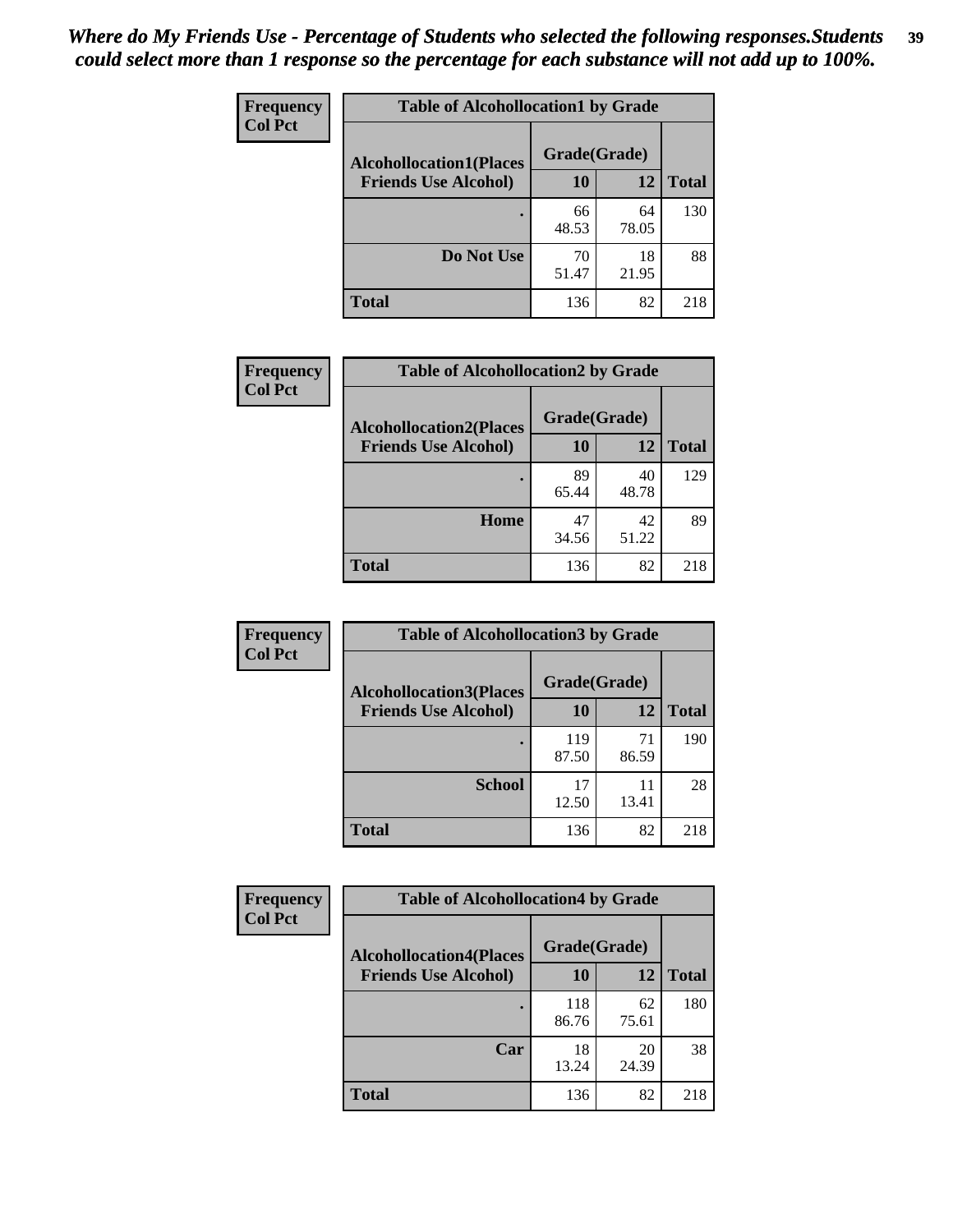*Where do My Friends Use - Percentage of Students who selected the following responses.Students could select more than 1 response so the percentage for each substance will not add up to 100%.*

**Frequency**
**Col Pct**

| Table of Alcohollocation1 by Grade | | | |
|---|---|---|---|
| **Alcohollocation1(Places Friends Use Alcohol)** | **Grade(Grade)** | | |
| | **10** | **12** | **Total** |
| **.** | 66<br>48.53 | 64<br>78.05 | 130 |
| **Do Not Use** | 70<br>51.47 | 18<br>21.95 | 88 |
| **Total** | 136 | 82 | 218 |

**Frequency**
**Col Pct**

| Table of Alcohollocation2 by Grade | | | |
|---|---|---|---|
| **Alcohollocation2(Places Friends Use Alcohol)** | **Grade(Grade)** | | |
| | **10** | **12** | **Total** |
| **.** | 89<br>65.44 | 40<br>48.78 | 129 |
| **Home** | 47<br>34.56 | 42<br>51.22 | 89 |
| **Total** | 136 | 82 | 218 |

**Frequency**
**Col Pct**

| Table of Alcohollocation3 by Grade | | | |
|---|---|---|---|
| **Alcohollocation3(Places Friends Use Alcohol)** | **Grade(Grade)** | | |
| | **10** | **12** | **Total** |
| **.** | 119<br>87.50 | 71<br>86.59 | 190 |
| **School** | 17<br>12.50 | 11<br>13.41 | 28 |
| **Total** | 136 | 82 | 218 |

**Frequency**
**Col Pct**

| Table of Alcohollocation4 by Grade | | | |
|---|---|---|---|
| **Alcohollocation4(Places Friends Use Alcohol)** | **Grade(Grade)** | | |
| | **10** | **12** | **Total** |
| **.** | 118<br>86.76 | 62<br>75.61 | 180 |
| **Car** | 18<br>13.24 | 20<br>24.39 | 38 |
| **Total** | 136 | 82 | 218 |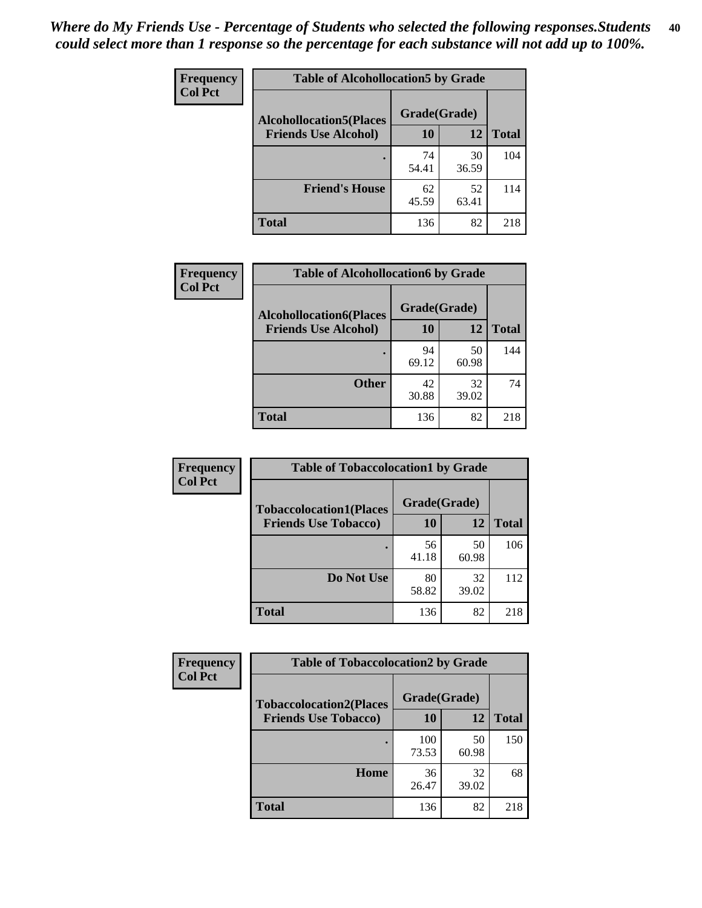*Where do My Friends Use - Percentage of Students who selected the following responses.Students could select more than 1 response so the percentage for each substance will not add up to 100%.*

**Frequency**
**Col Pct**

| Table of Alcohollocation5 by Grade | | | |
|---|---|---|---|
| **Alcohollocation5(Places Friends Use Alcohol)** | **Grade(Grade)** | | **Total** |
| | **10** | **12** | |
| **.** | 74<br>54.41 | 30<br>36.59 | 104 |
| **Friend's House** | 62<br>45.59 | 52<br>63.41 | 114 |
| **Total** | 136 | 82 | 218 |

**Frequency**
**Col Pct**

| Table of Alcohollocation6 by Grade | | | |
|---|---|---|---|
| **Alcohollocation6(Places Friends Use Alcohol)** | **Grade(Grade)** | | **Total** |
| | **10** | **12** | |
| **.** | 94<br>69.12 | 50<br>60.98 | 144 |
| **Other** | 42<br>30.88 | 32<br>39.02 | 74 |
| **Total** | 136 | 82 | 218 |

**Frequency**
**Col Pct**

| Table of Tobaccolocation1 by Grade | | | |
|---|---|---|---|
| **Tobaccolocation1(Places Friends Use Tobacco)** | **Grade(Grade)** | | **Total** |
| | **10** | **12** | |
| **.** | 56<br>41.18 | 50<br>60.98 | 106 |
| **Do Not Use** | 80<br>58.82 | 32<br>39.02 | 112 |
| **Total** | 136 | 82 | 218 |

**Frequency**
**Col Pct**

| Table of Tobaccolocation2 by Grade | | | |
|---|---|---|---|
| **Tobaccolocation2(Places Friends Use Tobacco)** | **Grade(Grade)** | | **Total** |
| | **10** | **12** | |
| **.** | 100<br>73.53 | 50<br>60.98 | 150 |
| **Home** | 36<br>26.47 | 32<br>39.02 | 68 |
| **Total** | 136 | 82 | 218 |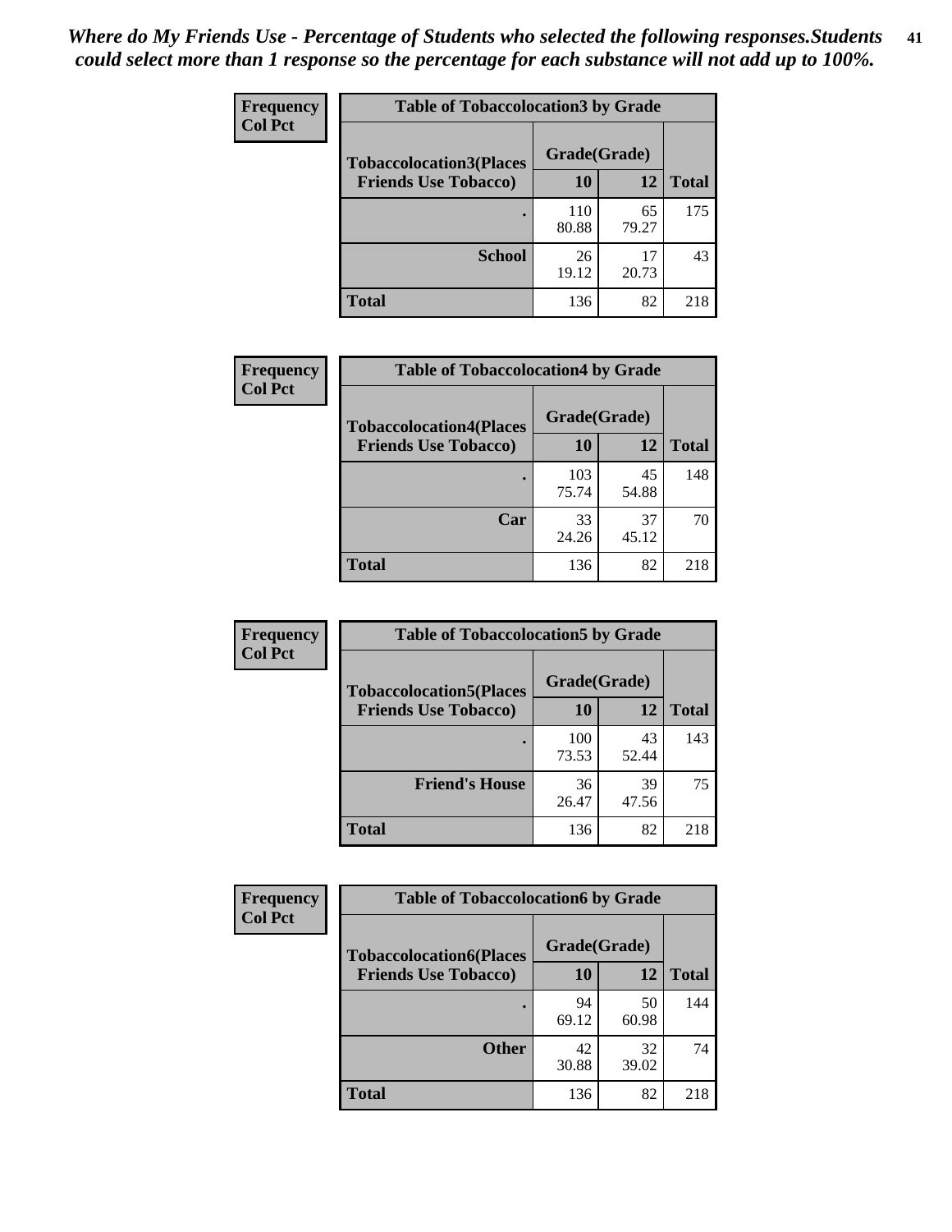*Where do My Friends Use - Percentage of Students who selected the following responses.Students could select more than 1 response so the percentage for each substance will not add up to 100%.*

**Frequency**
**Col Pct**

| Table of Tobaccolocation3 by Grade | | | |
|---|---|---|---|
| **Tobaccolocation3(Places Friends Use Tobacco)** | **Grade(Grade)** | | **Total** |
| | **10** | **12** | |
| **.** | 110<br>80.88 | 65<br>79.27 | 175 |
| **School** | 26<br>19.12 | 17<br>20.73 | 43 |
| **Total** | 136 | 82 | 218 |

**Frequency**
**Col Pct**

| Table of Tobaccolocation4 by Grade | | | |
|---|---|---|---|
| **Tobaccolocation4(Places Friends Use Tobacco)** | **Grade(Grade)** | | **Total** |
| | **10** | **12** | |
| **.** | 103<br>75.74 | 45<br>54.88 | 148 |
| **Car** | 33<br>24.26 | 37<br>45.12 | 70 |
| **Total** | 136 | 82 | 218 |

**Frequency**
**Col Pct**

| Table of Tobaccolocation5 by Grade | | | |
|---|---|---|---|
| **Tobaccolocation5(Places Friends Use Tobacco)** | **Grade(Grade)** | | **Total** |
| | **10** | **12** | |
| **.** | 100<br>73.53 | 43<br>52.44 | 143 |
| **Friend's House** | 36<br>26.47 | 39<br>47.56 | 75 |
| **Total** | 136 | 82 | 218 |

**Frequency**
**Col Pct**

| Table of Tobaccolocation6 by Grade | | | |
|---|---|---|---|
| **Tobaccolocation6(Places Friends Use Tobacco)** | **Grade(Grade)** | | **Total** |
| | **10** | **12** | |
| **.** | 94<br>69.12 | 50<br>60.98 | 144 |
| **Other** | 42<br>30.88 | 32<br>39.02 | 74 |
| **Total** | 136 | 82 | 218 |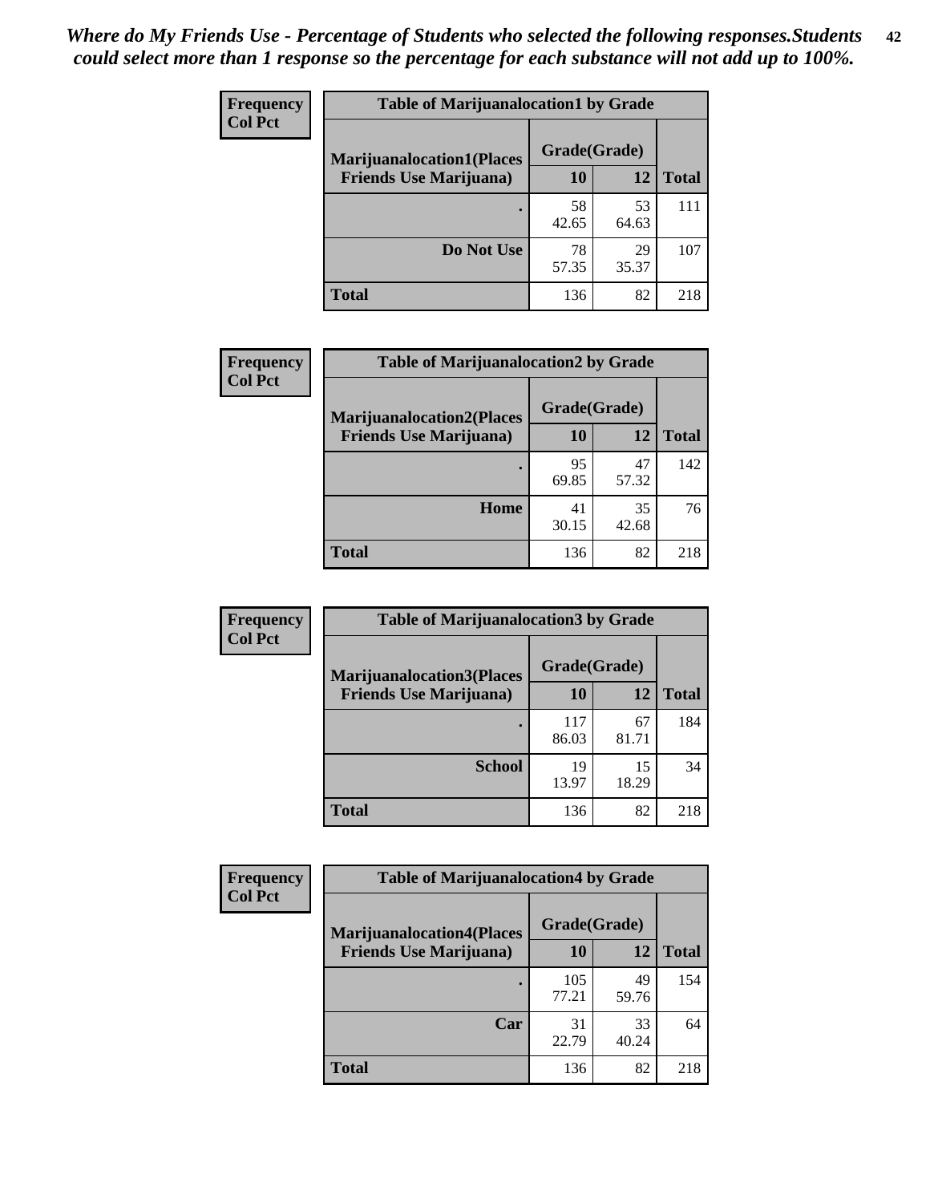*Where do My Friends Use - Percentage of Students who selected the following responses.Students could select more than 1 response so the percentage for each substance will not add up to 100%.*

| Frequency Col Pct | Table of Marijuanalocation1 by Grade | | |
|---|---|---|---|
| Marijuanalocation1(Places Friends Use Marijuana) | Grade(Grade) | | |
| | 10 | 12 | Total |
| . | 58<br>42.65 | 53<br>64.63 | 111 |
| Do Not Use | 78<br>57.35 | 29<br>35.37 | 107 |
| Total | 136 | 82 | 218 |

| Frequency Col Pct | Table of Marijuanalocation2 by Grade | | |
|---|---|---|---|
| Marijuanalocation2(Places Friends Use Marijuana) | Grade(Grade) | | |
| | 10 | 12 | Total |
| . | 95<br>69.85 | 47<br>57.32 | 142 |
| Home | 41<br>30.15 | 35<br>42.68 | 76 |
| Total | 136 | 82 | 218 |

| Frequency Col Pct | Table of Marijuanalocation3 by Grade | | |
|---|---|---|---|
| Marijuanalocation3(Places Friends Use Marijuana) | Grade(Grade) | | |
| | 10 | 12 | Total |
| . | 117<br>86.03 | 67<br>81.71 | 184 |
| School | 19<br>13.97 | 15<br>18.29 | 34 |
| Total | 136 | 82 | 218 |

| Frequency Col Pct | Table of Marijuanalocation4 by Grade | | |
|---|---|---|---|
| Marijuanalocation4(Places Friends Use Marijuana) | Grade(Grade) | | |
| | 10 | 12 | Total |
| . | 105<br>77.21 | 49<br>59.76 | 154 |
| Car | 31<br>22.79 | 33<br>40.24 | 64 |
| Total | 136 | 82 | 218 |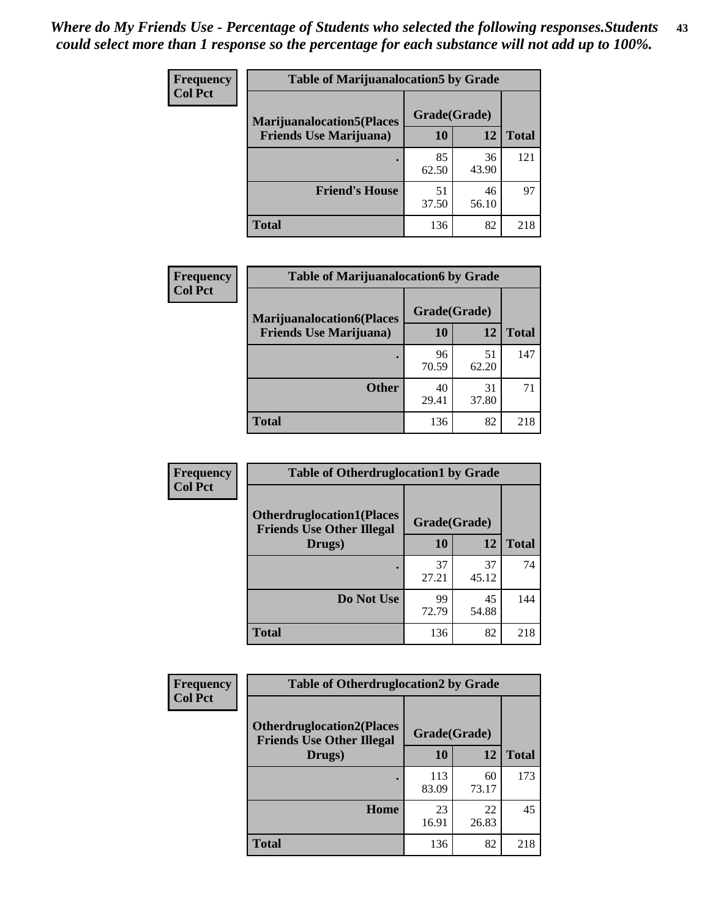*Where do My Friends Use - Percentage of Students who selected the following responses.Students could select more than 1 response so the percentage for each substance will not add up to 100%.*

**Frequency**
**Col Pct**

| Table of Marijuanalocation5 by Grade | | | |
|---|---|---|---|
| **Marijuanalocation5(Places Friends Use Marijuana)** | **Grade(Grade)** | | **Total** |
| | **10** | **12** | |
| . | 85<br>62.50 | 36<br>43.90 | 121 |
| **Friend's House** | 51<br>37.50 | 46<br>56.10 | 97 |
| **Total** | 136 | 82 | 218 |

**Frequency**
**Col Pct**

| Table of Marijuanalocation6 by Grade | | | |
|---|---|---|---|
| **Marijuanalocation6(Places Friends Use Marijuana)** | **Grade(Grade)** | | **Total** |
| | **10** | **12** | |
| . | 96<br>70.59 | 51<br>62.20 | 147 |
| **Other** | 40<br>29.41 | 31<br>37.80 | 71 |
| **Total** | 136 | 82 | 218 |

**Frequency**
**Col Pct**

| Table of Otherdruglocation1 by Grade | | | |
|---|---|---|---|
| **Otherdruglocation1(Places Friends Use Other Illegal Drugs)** | **Grade(Grade)** | | **Total** |
| | **10** | **12** | |
| . | 37<br>27.21 | 37<br>45.12 | 74 |
| **Do Not Use** | 99<br>72.79 | 45<br>54.88 | 144 |
| **Total** | 136 | 82 | 218 |

**Frequency**
**Col Pct**

| Table of Otherdruglocation2 by Grade | | | |
|---|---|---|---|
| **Otherdruglocation2(Places Friends Use Other Illegal Drugs)** | **Grade(Grade)** | | **Total** |
| | **10** | **12** | |
| . | 113<br>83.09 | 60<br>73.17 | 173 |
| **Home** | 23<br>16.91 | 22<br>26.83 | 45 |
| **Total** | 136 | 82 | 218 |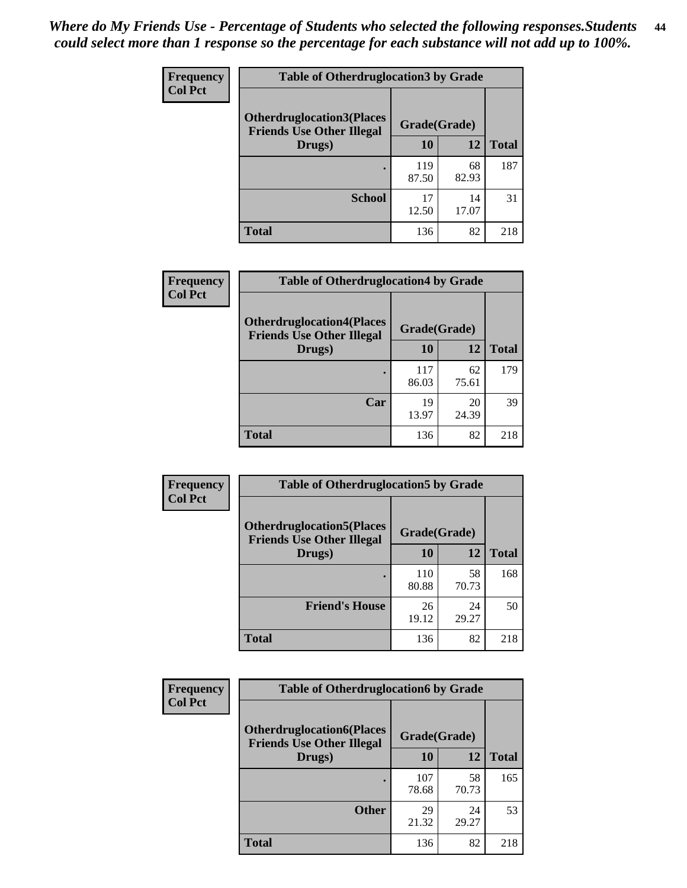*Where do My Friends Use - Percentage of Students who selected the following responses.Students could select more than 1 response so the percentage for each substance will not add up to 100%.*

**Frequency**
**Col Pct**

| Table of Otherdruglocation3 by Grade | | | |
|---|---|---|---|
| **Otherdruglocation3(Places Friends Use Other Illegal Drugs)** | **Grade(Grade)** | | |
| | **10** | **12** | **Total** |
| . | 119<br>87.50 | 68<br>82.93 | 187 |
| **School** | 17<br>12.50 | 14<br>17.07 | 31 |
| **Total** | 136 | 82 | 218 |

**Frequency**
**Col Pct**

| Table of Otherdruglocation4 by Grade | | | |
|---|---|---|---|
| **Otherdruglocation4(Places Friends Use Other Illegal Drugs)** | **Grade(Grade)** | | |
| | **10** | **12** | **Total** |
| . | 117<br>86.03 | 62<br>75.61 | 179 |
| **Car** | 19<br>13.97 | 20<br>24.39 | 39 |
| **Total** | 136 | 82 | 218 |

**Frequency**
**Col Pct**

| Table of Otherdruglocation5 by Grade | | | |
|---|---|---|---|
| **Otherdruglocation5(Places Friends Use Other Illegal Drugs)** | **Grade(Grade)** | | |
| | **10** | **12** | **Total** |
| . | 110<br>80.88 | 58<br>70.73 | 168 |
| **Friend's House** | 26<br>19.12 | 24<br>29.27 | 50 |
| **Total** | 136 | 82 | 218 |

**Frequency**
**Col Pct**

| Table of Otherdruglocation6 by Grade | | | |
|---|---|---|---|
| **Otherdruglocation6(Places Friends Use Other Illegal Drugs)** | **Grade(Grade)** | | |
| | **10** | **12** | **Total** |
| . | 107<br>78.68 | 58<br>70.73 | 165 |
| **Other** | 29<br>21.32 | 24<br>29.27 | 53 |
| **Total** | 136 | 82 | 218 |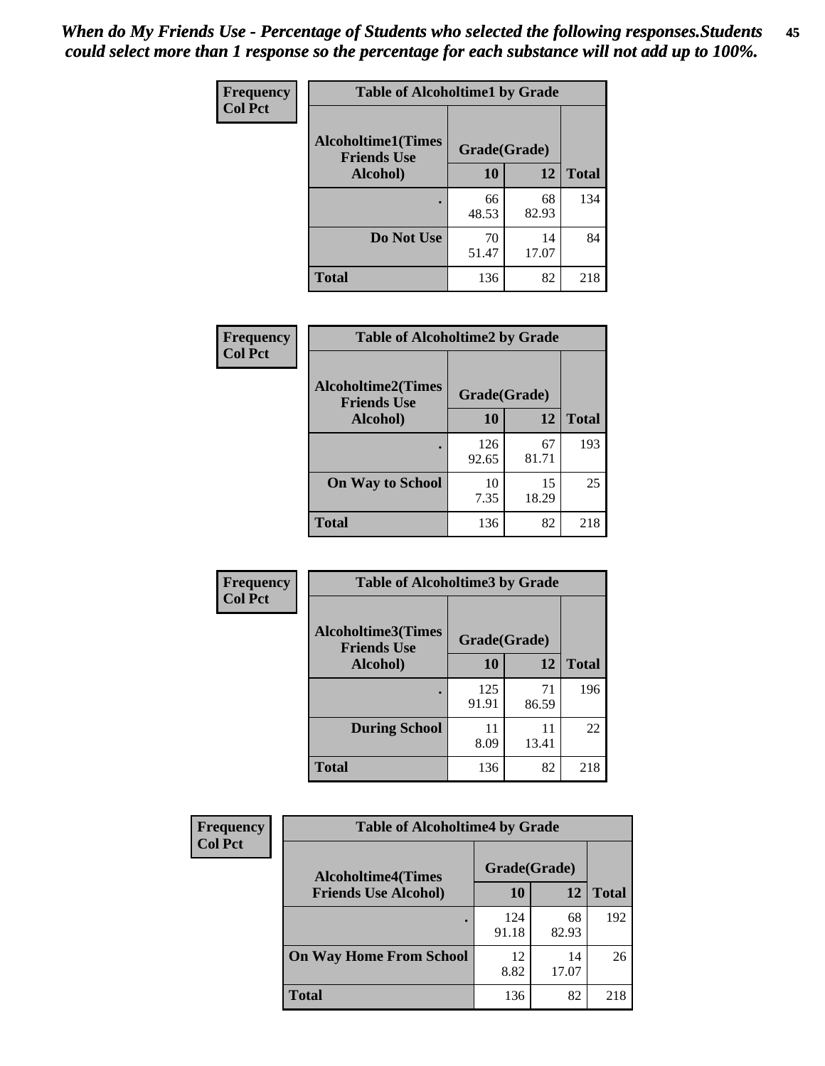*When do My Friends Use - Percentage of Students who selected the following responses.Students could select more than 1 response so the percentage for each substance will not add up to 100%.*

**Frequency**
**Col Pct**

| Table of Alcoholtime1 by Grade | | | |
|---|---|---|---|
| **Alcoholtime1(Times Friends Use Alcohol)** | **Grade(Grade)** | | |
| | **10** | **12** | **Total** |
| **.** | 66<br>48.53 | 68<br>82.93 | 134 |
| **Do Not Use** | 70<br>51.47 | 14<br>17.07 | 84 |
| **Total** | 136 | 82 | 218 |

**Frequency**
**Col Pct**

| Table of Alcoholtime2 by Grade | | | |
|---|---|---|---|
| **Alcoholtime2(Times Friends Use Alcohol)** | **Grade(Grade)** | | |
| | **10** | **12** | **Total** |
| **.** | 126<br>92.65 | 67<br>81.71 | 193 |
| **On Way to School** | 10<br>7.35 | 15<br>18.29 | 25 |
| **Total** | 136 | 82 | 218 |

**Frequency**
**Col Pct**

| Table of Alcoholtime3 by Grade | | | |
|---|---|---|---|
| **Alcoholtime3(Times Friends Use Alcohol)** | **Grade(Grade)** | | |
| | **10** | **12** | **Total** |
| **.** | 125<br>91.91 | 71<br>86.59 | 196 |
| **During School** | 11<br>8.09 | 11<br>13.41 | 22 |
| **Total** | 136 | 82 | 218 |

**Frequency**
**Col Pct**

| Table of Alcoholtime4 by Grade | | | |
|---|---|---|---|
| **Alcoholtime4(Times Friends Use Alcohol)** | **Grade(Grade)** | | |
| | **10** | **12** | **Total** |
| **.** | 124<br>91.18 | 68<br>82.93 | 192 |
| **On Way Home From School** | 12<br>8.82 | 14<br>17.07 | 26 |
| **Total** | 136 | 82 | 218 |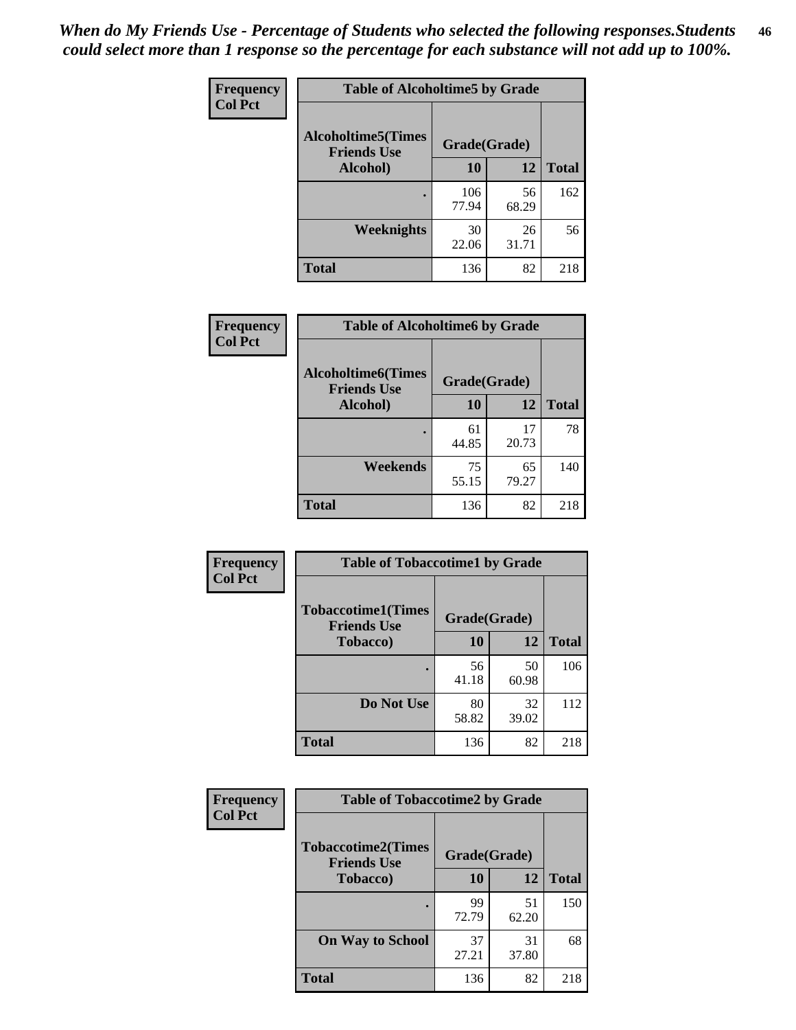*When do My Friends Use - Percentage of Students who selected the following responses.Students could select more than 1 response so the percentage for each substance will not add up to 100%.*

**Frequency**
**Col Pct**

| Table of Alcoholtime5 by Grade | | | |
|---|---|---|---|
| **Alcoholtime5(Times Friends Use Alcohol)** | **Grade(Grade)** | | **Total** |
| | **10** | **12** | |
| **.** | 106<br>77.94 | 56<br>68.29 | 162 |
| **Weeknights** | 30<br>22.06 | 26<br>31.71 | 56 |
| **Total** | 136 | 82 | 218 |

**Frequency**
**Col Pct**

| Table of Alcoholtime6 by Grade | | | |
|---|---|---|---|
| **Alcoholtime6(Times Friends Use Alcohol)** | **Grade(Grade)** | | **Total** |
| | **10** | **12** | |
| **.** | 61<br>44.85 | 17<br>20.73 | 78 |
| **Weekends** | 75<br>55.15 | 65<br>79.27 | 140 |
| **Total** | 136 | 82 | 218 |

**Frequency**
**Col Pct**

| Table of Tobaccotime1 by Grade | | | |
|---|---|---|---|
| **Tobaccotime1(Times Friends Use Tobacco)** | **Grade(Grade)** | | **Total** |
| | **10** | **12** | |
| **.** | 56<br>41.18 | 50<br>60.98 | 106 |
| **Do Not Use** | 80<br>58.82 | 32<br>39.02 | 112 |
| **Total** | 136 | 82 | 218 |

**Frequency**
**Col Pct**

| Table of Tobaccotime2 by Grade | | | |
|---|---|---|---|
| **Tobaccotime2(Times Friends Use Tobacco)** | **Grade(Grade)** | | **Total** |
| | **10** | **12** | |
| **.** | 99<br>72.79 | 51<br>62.20 | 150 |
| **On Way to School** | 37<br>27.21 | 31<br>37.80 | 68 |
| **Total** | 136 | 82 | 218 |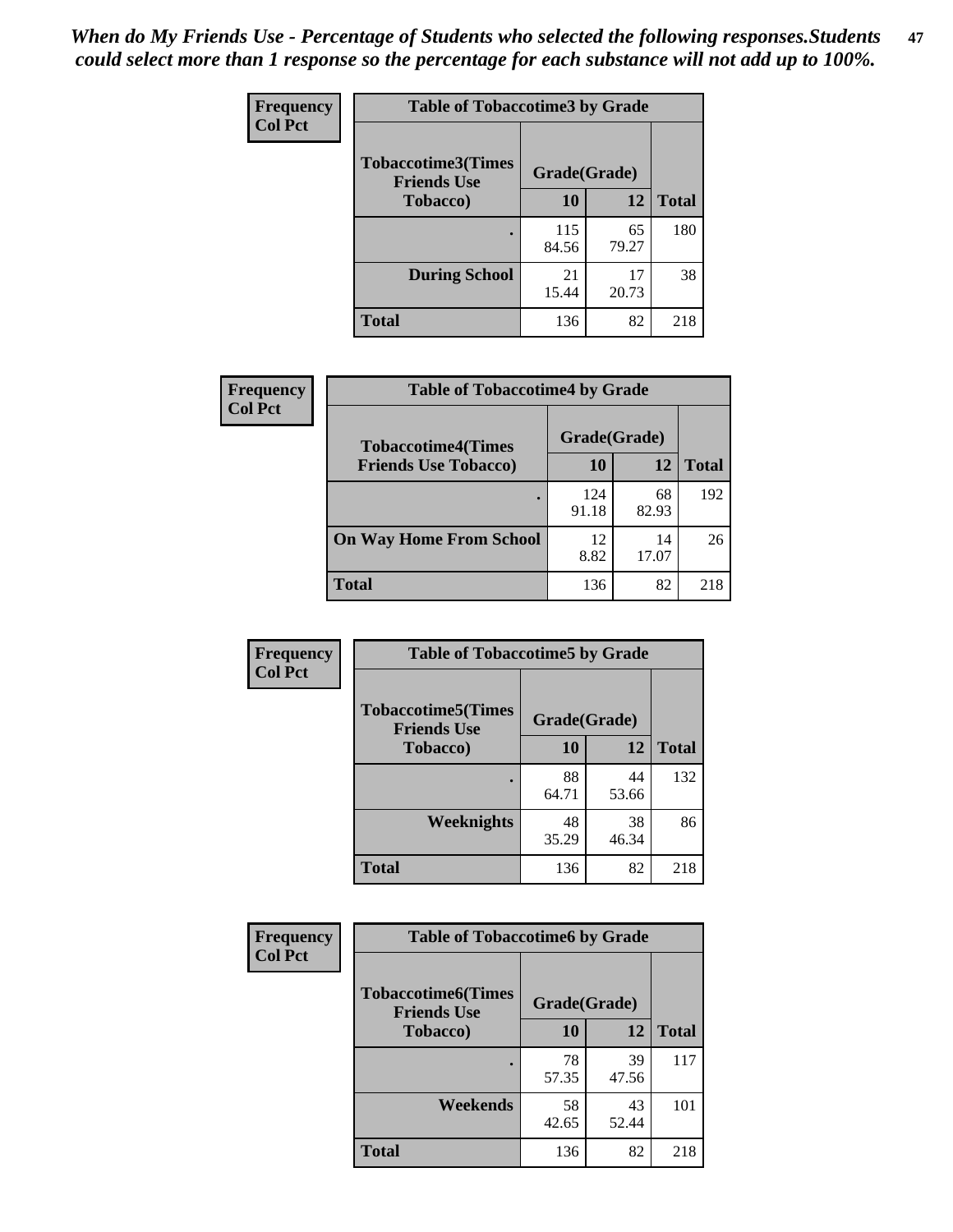*When do My Friends Use - Percentage of Students who selected the following responses.Students could select more than 1 response so the percentage for each substance will not add up to 100%.*

**Frequency**
**Col Pct**

| Table of Tobaccotime3 by Grade | | | |
|---|---|---|---|
| **Tobaccotime3(Times Friends Use Tobacco)** | **Grade(Grade)** | | **Total** |
| | **10** | **12** | |
| **.** | 115<br>84.56 | 65<br>79.27 | 180 |
| **During School** | 21<br>15.44 | 17<br>20.73 | 38 |
| **Total** | 136 | 82 | 218 |

**Frequency**
**Col Pct**

| Table of Tobaccotime4 by Grade | | | |
|---|---|---|---|
| **Tobaccotime4(Times Friends Use Tobacco)** | **Grade(Grade)** | | **Total** |
| | **10** | **12** | |
| **.** | 124<br>91.18 | 68<br>82.93 | 192 |
| **On Way Home From School** | 12<br>8.82 | 14<br>17.07 | 26 |
| **Total** | 136 | 82 | 218 |

**Frequency**
**Col Pct**

| Table of Tobaccotime5 by Grade | | | |
|---|---|---|---|
| **Tobaccotime5(Times Friends Use Tobacco)** | **Grade(Grade)** | | **Total** |
| | **10** | **12** | |
| **.** | 88<br>64.71 | 44<br>53.66 | 132 |
| **Weeknights** | 48<br>35.29 | 38<br>46.34 | 86 |
| **Total** | 136 | 82 | 218 |

**Frequency**
**Col Pct**

| Table of Tobaccotime6 by Grade | | | |
|---|---|---|---|
| **Tobaccotime6(Times Friends Use Tobacco)** | **Grade(Grade)** | | **Total** |
| | **10** | **12** | |
| **.** | 78<br>57.35 | 39<br>47.56 | 117 |
| **Weekends** | 58<br>42.65 | 43<br>52.44 | 101 |
| **Total** | 136 | 82 | 218 |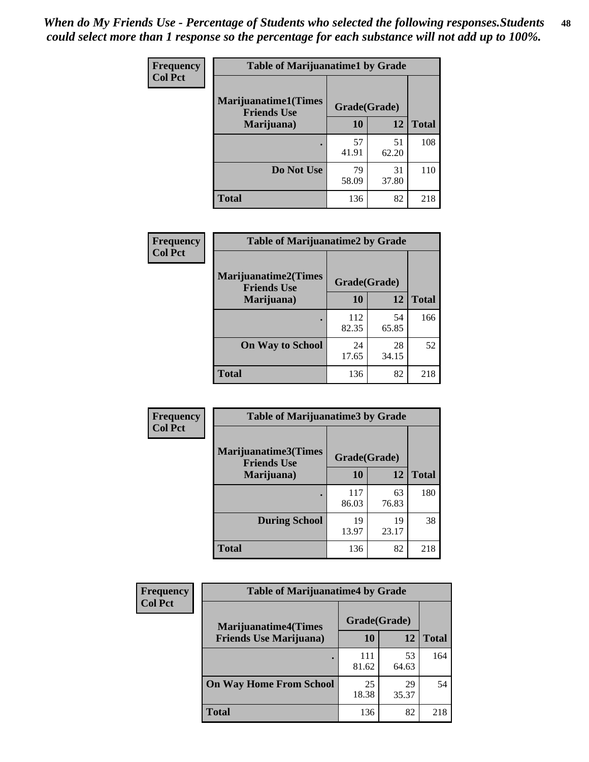*When do My Friends Use - Percentage of Students who selected the following responses.Students could select more than 1 response so the percentage for each substance will not add up to 100%.*

**Frequency**
**Col Pct**

| Table of Marijuanatime1 by Grade | | | |
|---|---|---|---|
| **Marijuanatime1(Times Friends Use Marijuana)** | **Grade(Grade)** | | **Total** |
| | **10** | **12** | |
| **.** | 57<br>41.91 | 51<br>62.20 | 108 |
| **Do Not Use** | 79<br>58.09 | 31<br>37.80 | 110 |
| **Total** | 136 | 82 | 218 |

**Frequency**
**Col Pct**

| Table of Marijuanatime2 by Grade | | | |
|---|---|---|---|
| **Marijuanatime2(Times Friends Use Marijuana)** | **Grade(Grade)** | | **Total** |
| | **10** | **12** | |
| **.** | 112<br>82.35 | 54<br>65.85 | 166 |
| **On Way to School** | 24<br>17.65 | 28<br>34.15 | 52 |
| **Total** | 136 | 82 | 218 |

**Frequency**
**Col Pct**

| Table of Marijuanatime3 by Grade | | | |
|---|---|---|---|
| **Marijuanatime3(Times Friends Use Marijuana)** | **Grade(Grade)** | | **Total** |
| | **10** | **12** | |
| **.** | 117<br>86.03 | 63<br>76.83 | 180 |
| **During School** | 19<br>13.97 | 19<br>23.17 | 38 |
| **Total** | 136 | 82 | 218 |

**Frequency**
**Col Pct**

| Table of Marijuanatime4 by Grade | | | |
|---|---|---|---|
| **Marijuanatime4(Times Friends Use Marijuana)** | **Grade(Grade)** | | **Total** |
| | **10** | **12** | |
| **.** | 111<br>81.62 | 53<br>64.63 | 164 |
| **On Way Home From School** | 25<br>18.38 | 29<br>35.37 | 54 |
| **Total** | 136 | 82 | 218 |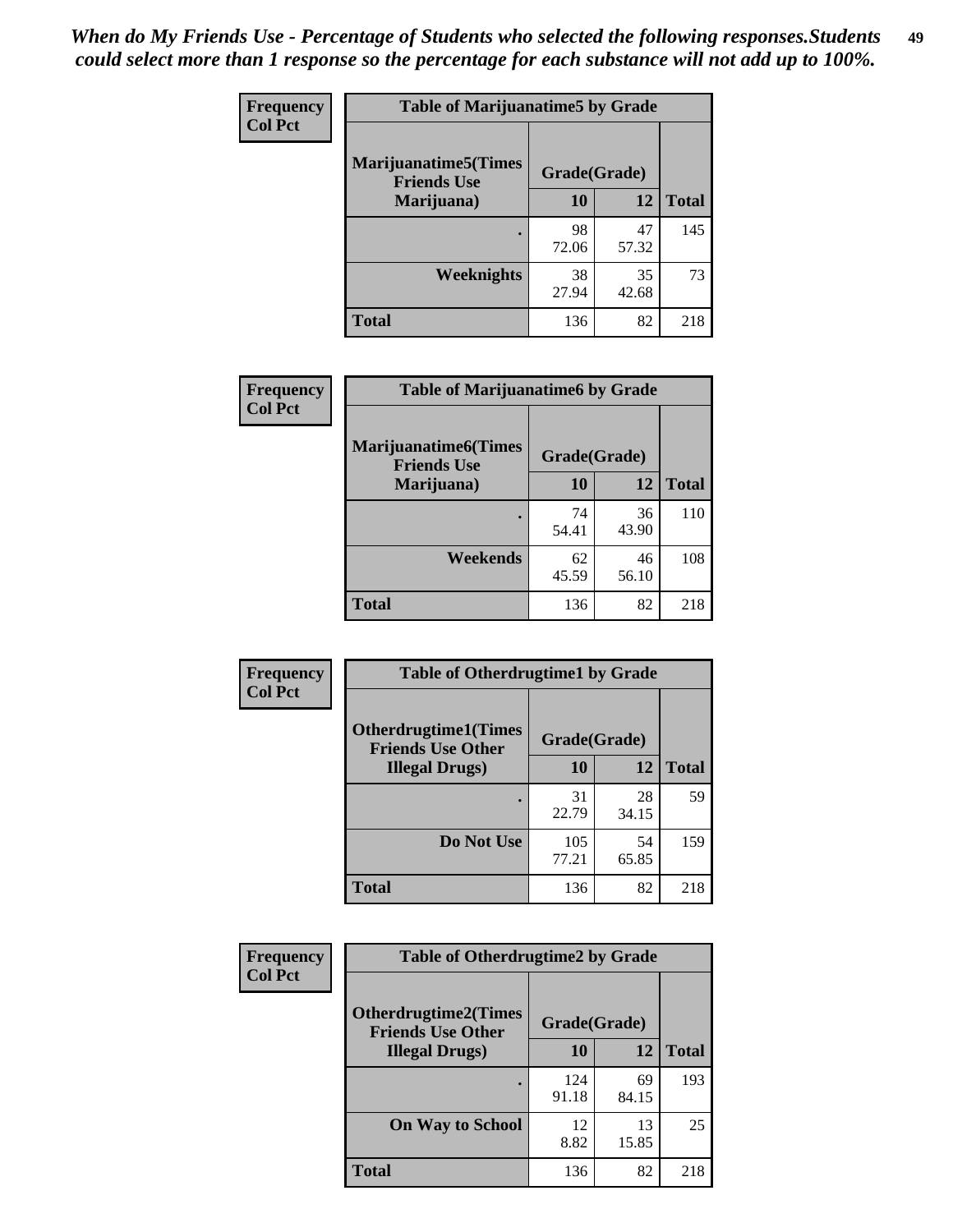*When do My Friends Use - Percentage of Students who selected the following responses.Students could select more than 1 response so the percentage for each substance will not add up to 100%.*

**Frequency**
**Col Pct**

| Table of Marijuanatime5 by Grade | | | |
|---|---|---|---|
| **Marijuanatime5(Times Friends Use Marijuana)** | **Grade(Grade)** | | **Total** |
| | **10** | **12** | |
| **.** | 98<br>72.06 | 47<br>57.32 | 145 |
| **Weeknights** | 38<br>27.94 | 35<br>42.68 | 73 |
| **Total** | 136 | 82 | 218 |

**Frequency**
**Col Pct**

| Table of Marijuanatime6 by Grade | | | |
|---|---|---|---|
| **Marijuanatime6(Times Friends Use Marijuana)** | **Grade(Grade)** | | **Total** |
| | **10** | **12** | |
| **.** | 74<br>54.41 | 36<br>43.90 | 110 |
| **Weekends** | 62<br>45.59 | 46<br>56.10 | 108 |
| **Total** | 136 | 82 | 218 |

**Frequency**
**Col Pct**

| Table of Otherdrugtime1 by Grade | | | |
|---|---|---|---|
| **Otherdrugtime1(Times Friends Use Other Illegal Drugs)** | **Grade(Grade)** | | **Total** |
| | **10** | **12** | |
| **.** | 31<br>22.79 | 28<br>34.15 | 59 |
| **Do Not Use** | 105<br>77.21 | 54<br>65.85 | 159 |
| **Total** | 136 | 82 | 218 |

**Frequency**
**Col Pct**

| Table of Otherdrugtime2 by Grade | | | |
|---|---|---|---|
| **Otherdrugtime2(Times Friends Use Other Illegal Drugs)** | **Grade(Grade)** | | **Total** |
| | **10** | **12** | |
| **.** | 124<br>91.18 | 69<br>84.15 | 193 |
| **On Way to School** | 12<br>8.82 | 13<br>15.85 | 25 |
| **Total** | 136 | 82 | 218 |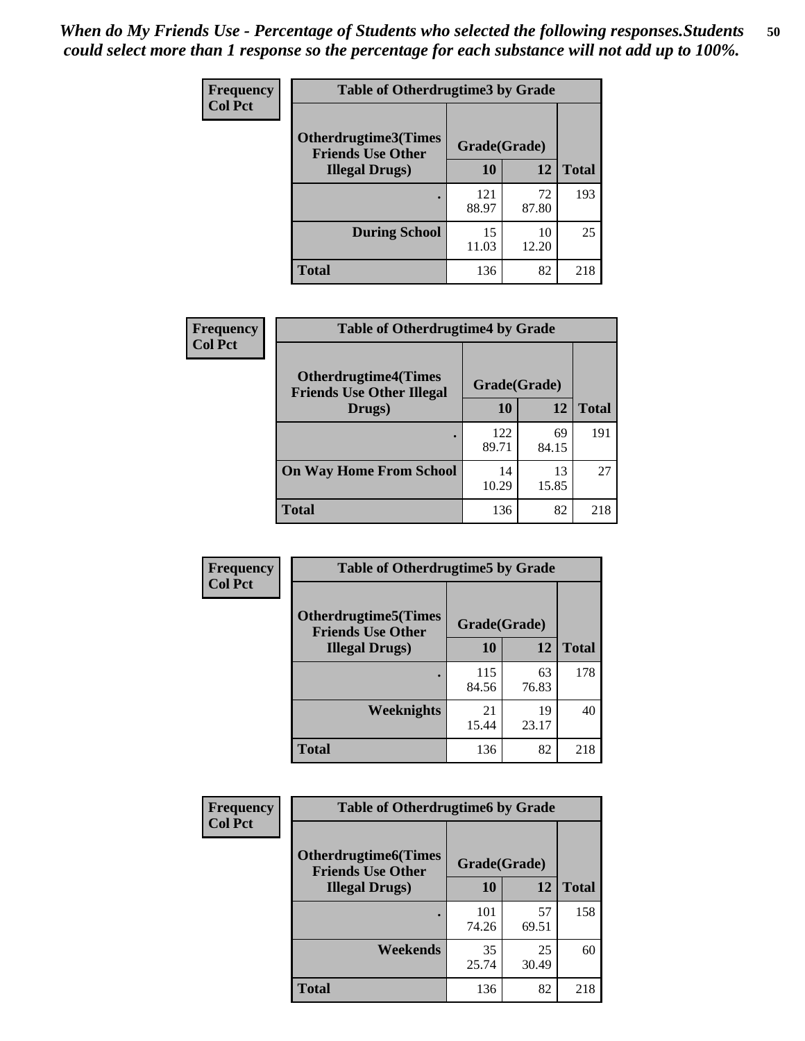*When do My Friends Use - Percentage of Students who selected the following responses.Students could select more than 1 response so the percentage for each substance will not add up to 100%.*

**Frequency**
**Col Pct**

| Table of Otherdrugtime3 by Grade | | | |
|---|---|---|---|
| **Otherdrugtime3(Times Friends Use Other Illegal Drugs)** | **Grade(Grade)** | | **Total** |
| | **10** | **12** | |
| **.** | 121<br>88.97 | 72<br>87.80 | 193 |
| **During School** | 15<br>11.03 | 10<br>12.20 | 25 |
| **Total** | 136 | 82 | 218 |

**Frequency**
**Col Pct**

| Table of Otherdrugtime4 by Grade | | | |
|---|---|---|---|
| **Otherdrugtime4(Times Friends Use Other Illegal Drugs)** | **Grade(Grade)** | | **Total** |
| | **10** | **12** | |
| **.** | 122<br>89.71 | 69<br>84.15 | 191 |
| **On Way Home From School** | 14<br>10.29 | 13<br>15.85 | 27 |
| **Total** | 136 | 82 | 218 |

**Frequency**
**Col Pct**

| Table of Otherdrugtime5 by Grade | | | |
|---|---|---|---|
| **Otherdrugtime5(Times Friends Use Other Illegal Drugs)** | **Grade(Grade)** | | **Total** |
| | **10** | **12** | |
| **.** | 115<br>84.56 | 63<br>76.83 | 178 |
| **Weeknights** | 21<br>15.44 | 19<br>23.17 | 40 |
| **Total** | 136 | 82 | 218 |

**Frequency**
**Col Pct**

| Table of Otherdrugtime6 by Grade | | | |
|---|---|---|---|
| **Otherdrugtime6(Times Friends Use Other Illegal Drugs)** | **Grade(Grade)** | | **Total** |
| | **10** | **12** | |
| **.** | 101<br>74.26 | 57<br>69.51 | 158 |
| **Weekends** | 35<br>25.74 | 25<br>30.49 | 60 |
| **Total** | 136 | 82 | 218 |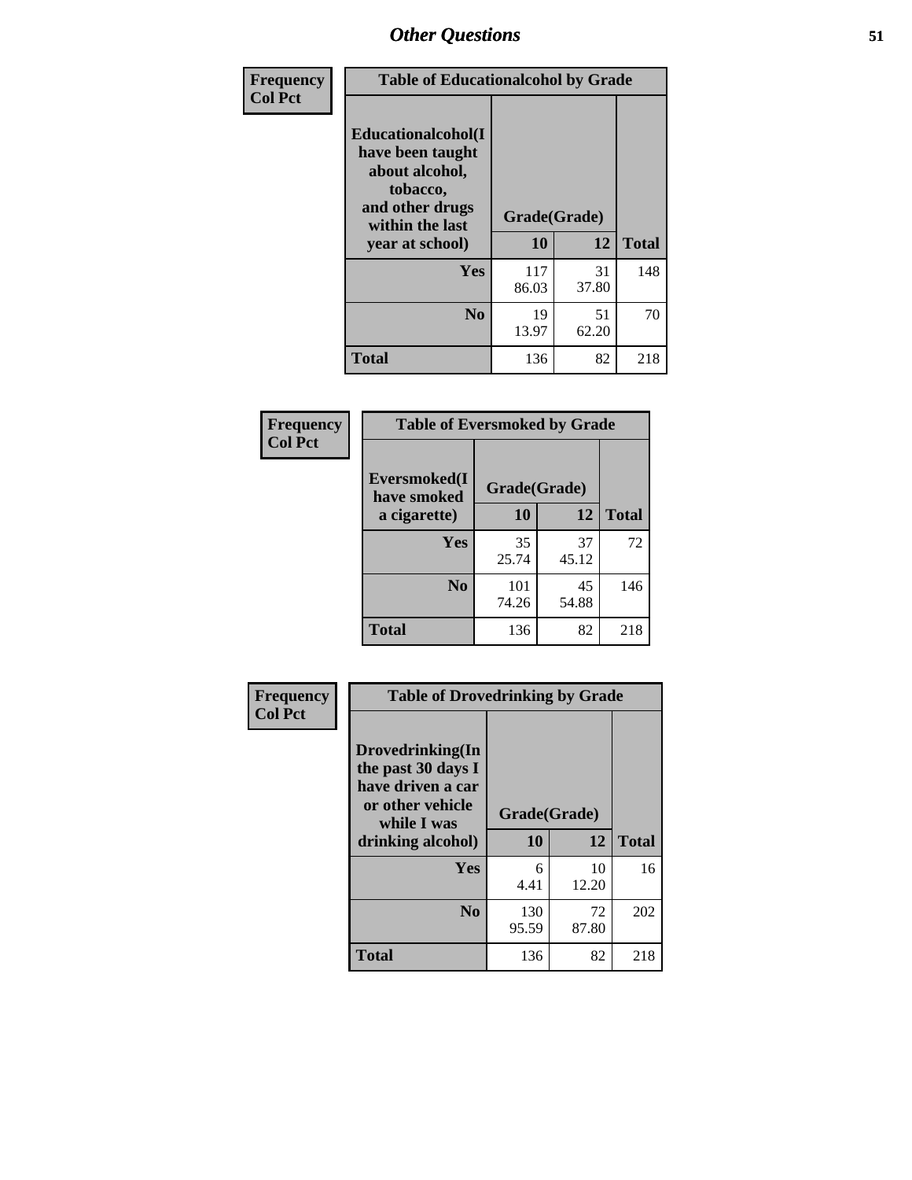## Other Questions

| Frequency<br>Col Pct | Table of Educationalalcohol by Grade | | |
|---|---|---|---|
| Educationalalcohol(I have been taught about alcohol, tobacco, and other drugs within the last year at school) | Grade(Grade) | | |
| | 10 | 12 | Total |
| Yes | 117<br>86.03 | 31<br>37.80 | 148 |
| No | 19<br>13.97 | 51<br>62.20 | 70 |
| Total | 136 | 82 | 218 |

| Frequency<br>Col Pct | Table of Eversmoked by Grade | | |
|---|---|---|---|
| Eversmoked(I have smoked a cigarette) | Grade(Grade) | | |
| | 10 | 12 | Total |
| Yes | 35<br>25.74 | 37<br>45.12 | 72 |
| No | 101<br>74.26 | 45<br>54.88 | 146 |
| Total | 136 | 82 | 218 |

| Frequency<br>Col Pct | Table of Drovedrinking by Grade | | |
|---|---|---|---|
| Drovedrinking(In the past 30 days I have driven a car or other vehicle while I was drinking alcohol) | Grade(Grade) | | |
| | 10 | 12 | Total |
| Yes | 6<br>4.41 | 10<br>12.20 | 16 |
| No | 130<br>95.59 | 72<br>87.80 | 202 |
| Total | 136 | 82 | 218 |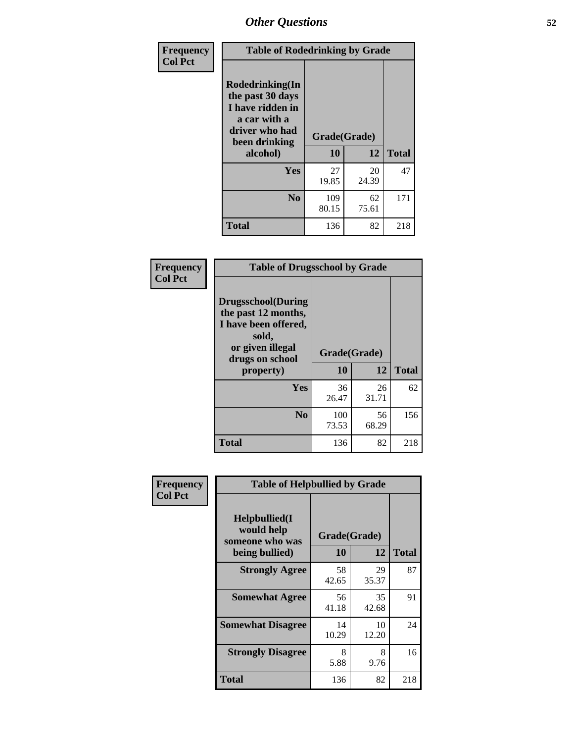# Other Questions

**Frequency**
**Col Pct**

| Table of Rodedrinking by Grade | | | |
|---|---|---|---|
| **Rodedrinking(In the past 30 days I have ridden in a car with a driver who had been drinking alcohol)** | **Grade(Grade)** | | |
| | **10** | **12** | **Total** |
| **Yes** | 27<br>19.85 | 20<br>24.39 | 47 |
| **No** | 109<br>80.15 | 62<br>75.61 | 171 |
| **Total** | 136 | 82 | 218 |

**Frequency**
**Col Pct**

| Table of Drugsschool by Grade | | | |
|---|---|---|---|
| **Drugsschool(During the past 12 months, I have been offered, sold, or given illegal drugs on school property)** | **Grade(Grade)** | | |
| | **10** | **12** | **Total** |
| **Yes** | 36<br>26.47 | 26<br>31.71 | 62 |
| **No** | 100<br>73.53 | 56<br>68.29 | 156 |
| **Total** | 136 | 82 | 218 |

**Frequency**
**Col Pct**

| Table of Helpbullied by Grade | | | |
|---|---|---|---|
| **Helpbullied(I would help someone who was being bullied)** | **Grade(Grade)** | | |
| | **10** | **12** | **Total** |
| **Strongly Agree** | 58<br>42.65 | 29<br>35.37 | 87 |
| **Somewhat Agree** | 56<br>41.18 | 35<br>42.68 | 91 |
| **Somewhat Disagree** | 14<br>10.29 | 10<br>12.20 | 24 |
| **Strongly Disagree** | 8<br>5.88 | 8<br>9.76 | 16 |
| **Total** | 136 | 82 | 218 |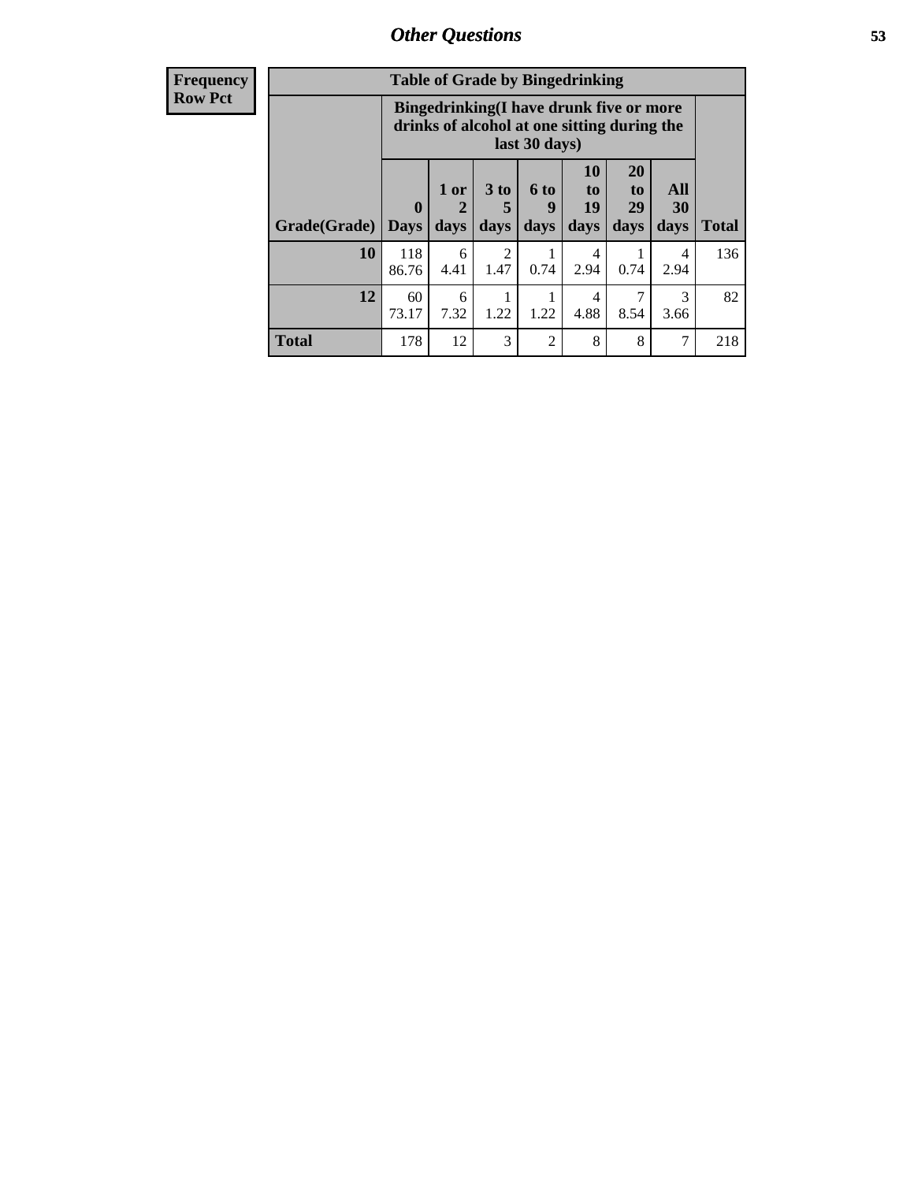**Frequency**
**Row Pct**

| Table of Grade by Bingedrinking | | | | | | | | |
|---|---|---|---|---|---|---|---|---|
| | Bingedrinking(I have drunk five or more drinks of alcohol at one sitting during the last 30 days) | | | | | | | |
| Grade(Grade) | 0 Days | 1 or 2 days | 3 to 5 days | 6 to 9 days | 10 to 19 days | 20 to 29 days | All 30 days | Total |
| 10 | 118<br>86.76 | 6<br>4.41 | 2<br>1.47 | 1<br>0.74 | 4<br>2.94 | 1<br>0.74 | 4<br>2.94 | 136 |
| 12 | 60<br>73.17 | 6<br>7.32 | 1<br>1.22 | 1<br>1.22 | 4<br>4.88 | 7<br>8.54 | 3<br>3.66 | 82 |
| Total | 178 | 12 | 3 | 2 | 8 | 8 | 7 | 218 |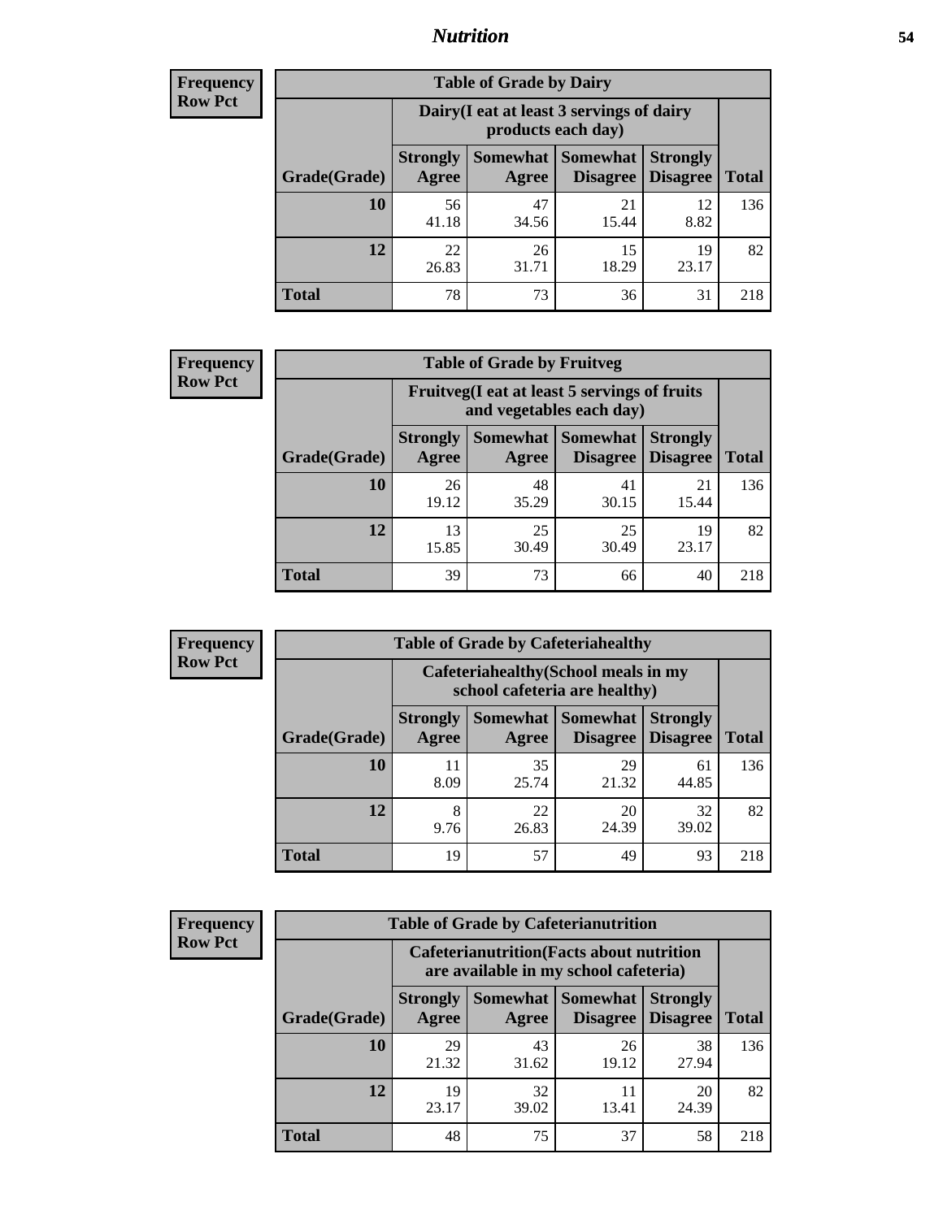# Nutrition

**Frequency Row Pct**

| Table of Grade by Dairy | | | | | |
|---|---|---|---|---|---|
| | Dairy(I eat at least 3 servings of dairy products each day) | | | | |
| Grade(Grade) | Strongly Agree | Somewhat Agree | Somewhat Disagree | Strongly Disagree | Total |
| 10 | 56<br>41.18 | 47<br>34.56 | 21<br>15.44 | 12<br>8.82 | 136 |
| 12 | 22<br>26.83 | 26<br>31.71 | 15<br>18.29 | 19<br>23.17 | 82 |
| Total | 78 | 73 | 36 | 31 | 218 |

**Frequency Row Pct**

| Table of Grade by Fruitveg | | | | | |
|---|---|---|---|---|---|
| | Fruitveg(I eat at least 5 servings of fruits and vegetables each day) | | | | |
| Grade(Grade) | Strongly Agree | Somewhat Agree | Somewhat Disagree | Strongly Disagree | Total |
| 10 | 26<br>19.12 | 48<br>35.29 | 41<br>30.15 | 21<br>15.44 | 136 |
| 12 | 13<br>15.85 | 25<br>30.49 | 25<br>30.49 | 19<br>23.17 | 82 |
| Total | 39 | 73 | 66 | 40 | 218 |

**Frequency Row Pct**

| Table of Grade by Cafeteriahealthy | | | | | |
|---|---|---|---|---|---|
| | Cafeteriahealthy(School meals in my school cafeteria are healthy) | | | | |
| Grade(Grade) | Strongly Agree | Somewhat Agree | Somewhat Disagree | Strongly Disagree | Total |
| 10 | 11<br>8.09 | 35<br>25.74 | 29<br>21.32 | 61<br>44.85 | 136 |
| 12 | 8<br>9.76 | 22<br>26.83 | 20<br>24.39 | 32<br>39.02 | 82 |
| Total | 19 | 57 | 49 | 93 | 218 |

**Frequency Row Pct**

| Table of Grade by Cafeterianutrition | | | | | |
|---|---|---|---|---|---|
| | Cafeterianutrition(Facts about nutrition are available in my school cafeteria) | | | | |
| Grade(Grade) | Strongly Agree | Somewhat Agree | Somewhat Disagree | Strongly Disagree | Total |
| 10 | 29<br>21.32 | 43<br>31.62 | 26<br>19.12 | 38<br>27.94 | 136 |
| 12 | 19<br>23.17 | 32<br>39.02 | 11<br>13.41 | 20<br>24.39 | 82 |
| Total | 48 | 75 | 37 | 58 | 218 |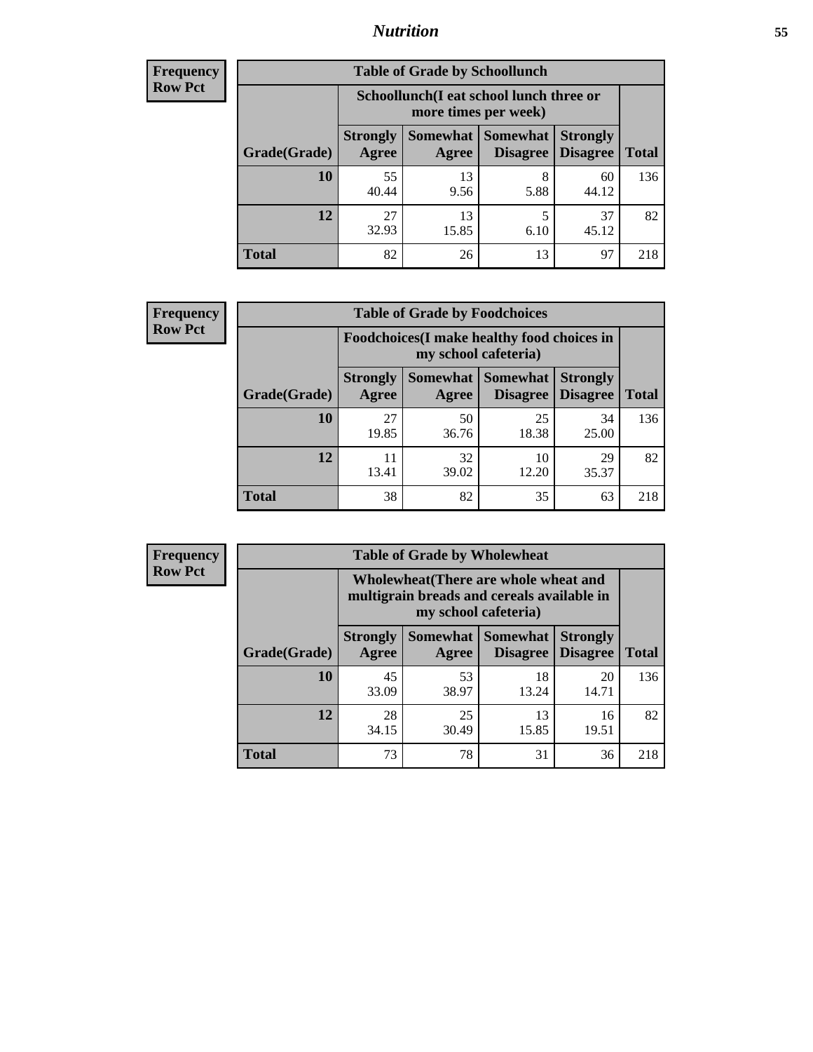| Frequency<br>Row Pct |
|---|

**Table of Grade by Schoollunch**

| | Schoollunch(I eat school lunch three or more times per week) | | | | |
|---|---|---|---|---|---|
| Grade(Grade) | Strongly Agree | Somewhat Agree | Somewhat Disagree | Strongly Disagree | Total |
| 10 | 55<br>40.44 | 13<br>9.56 | 8<br>5.88 | 60<br>44.12 | 136 |
| 12 | 27<br>32.93 | 13<br>15.85 | 5<br>6.10 | 37<br>45.12 | 82 |
| Total | 82 | 26 | 13 | 97 | 218 |

| Frequency<br>Row Pct |
|---|

**Table of Grade by Foodchoices**

| | Foodchoices(I make healthy food choices in my school cafeteria) | | | | |
|---|---|---|---|---|---|
| Grade(Grade) | Strongly Agree | Somewhat Agree | Somewhat Disagree | Strongly Disagree | Total |
| 10 | 27<br>19.85 | 50<br>36.76 | 25<br>18.38 | 34<br>25.00 | 136 |
| 12 | 11<br>13.41 | 32<br>39.02 | 10<br>12.20 | 29<br>35.37 | 82 |
| Total | 38 | 82 | 35 | 63 | 218 |

| Frequency<br>Row Pct |
|---|

**Table of Grade by Wholewheat**

| | Wholewheat(There are whole wheat and multigrain breads and cereals available in my school cafeteria) | | | | |
|---|---|---|---|---|---|
| Grade(Grade) | Strongly Agree | Somewhat Agree | Somewhat Disagree | Strongly Disagree | Total |
| 10 | 45<br>33.09 | 53<br>38.97 | 18<br>13.24 | 20<br>14.71 | 136 |
| 12 | 28<br>34.15 | 25<br>30.49 | 13<br>15.85 | 16<br>19.51 | 82 |
| Total | 73 | 78 | 31 | 36 | 218 |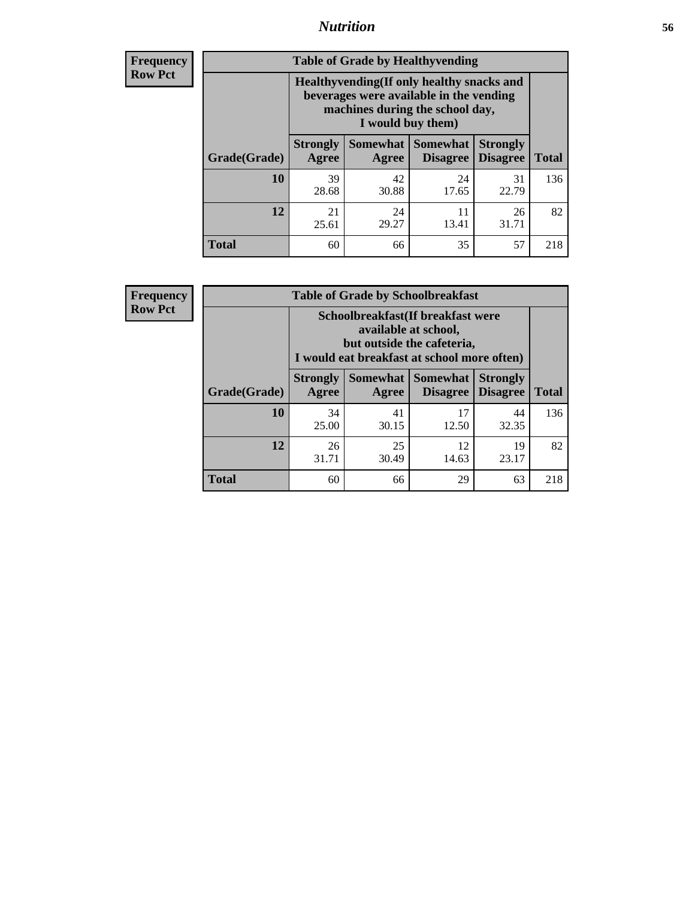| Frequency<br>Row Pct | Table of Grade by Healthyvending | | | | |
|---|---|---|---|---|---|
| | Healthyvending(If only healthy snacks and beverages were available in the vending machines during the school day, I would buy them) | | | | |
| Grade(Grade) | Strongly Agree | Somewhat Agree | Somewhat Disagree | Strongly Disagree | Total |
| 10 | 39<br>28.68 | 42<br>30.88 | 24<br>17.65 | 31<br>22.79 | 136 |
| 12 | 21<br>25.61 | 24<br>29.27 | 11<br>13.41 | 26<br>31.71 | 82 |
| Total | 60 | 66 | 35 | 57 | 218 |

| Frequency<br>Row Pct | Table of Grade by Schoolbreakfast | | | | |
|---|---|---|---|---|---|
| | Schoolbreakfast(If breakfast were available at school, but outside the cafeteria, I would eat breakfast at school more often) | | | | |
| Grade(Grade) | Strongly Agree | Somewhat Agree | Somewhat Disagree | Strongly Disagree | Total |
| 10 | 34<br>25.00 | 41<br>30.15 | 17<br>12.50 | 44<br>32.35 | 136 |
| 12 | 26<br>31.71 | 25<br>30.49 | 12<br>14.63 | 19<br>23.17 | 82 |
| Total | 60 | 66 | 29 | 63 | 218 |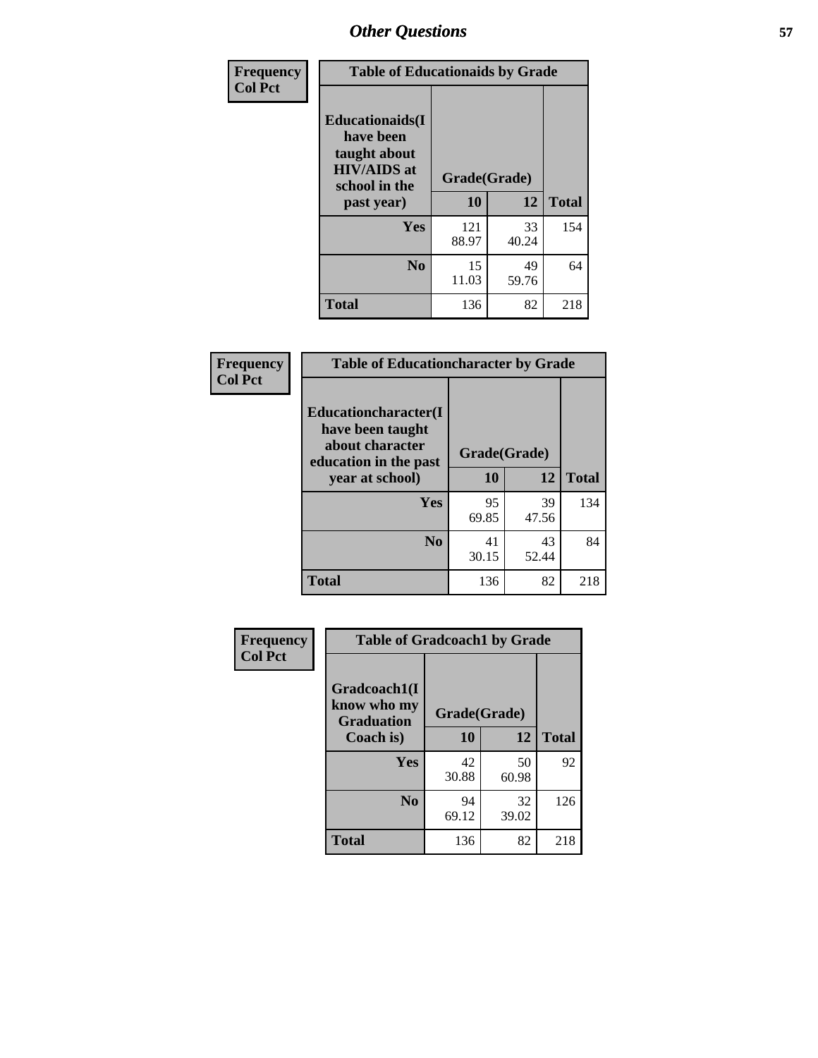# Other Questions

**Frequency**
**Col Pct**

| Table of Educationaids by Grade | | | |
|---|---|---|---|
| Educationaids(I have been taught about HIV/AIDS at school in the past year) | Grade(Grade) | | |
| | 10 | 12 | Total |
| Yes | 121<br>88.97 | 33<br>40.24 | 154 |
| No | 15<br>11.03 | 49<br>59.76 | 64 |
| Total | 136 | 82 | 218 |

**Frequency**
**Col Pct**

| Table of Educationcharacter by Grade | | | |
|---|---|---|---|
| Educationcharacter(I have been taught about character education in the past year at school) | Grade(Grade) | | |
| | 10 | 12 | Total |
| Yes | 95<br>69.85 | 39<br>47.56 | 134 |
| No | 41<br>30.15 | 43<br>52.44 | 84 |
| Total | 136 | 82 | 218 |

**Frequency**
**Col Pct**

| Table of Gradcoach1 by Grade | | | |
|---|---|---|---|
| Gradcoach1(I know who my Graduation Coach is) | Grade(Grade) | | |
| | 10 | 12 | Total |
| Yes | 42<br>30.88 | 50<br>60.98 | 92 |
| No | 94<br>69.12 | 32<br>39.02 | 126 |
| Total | 136 | 82 | 218 |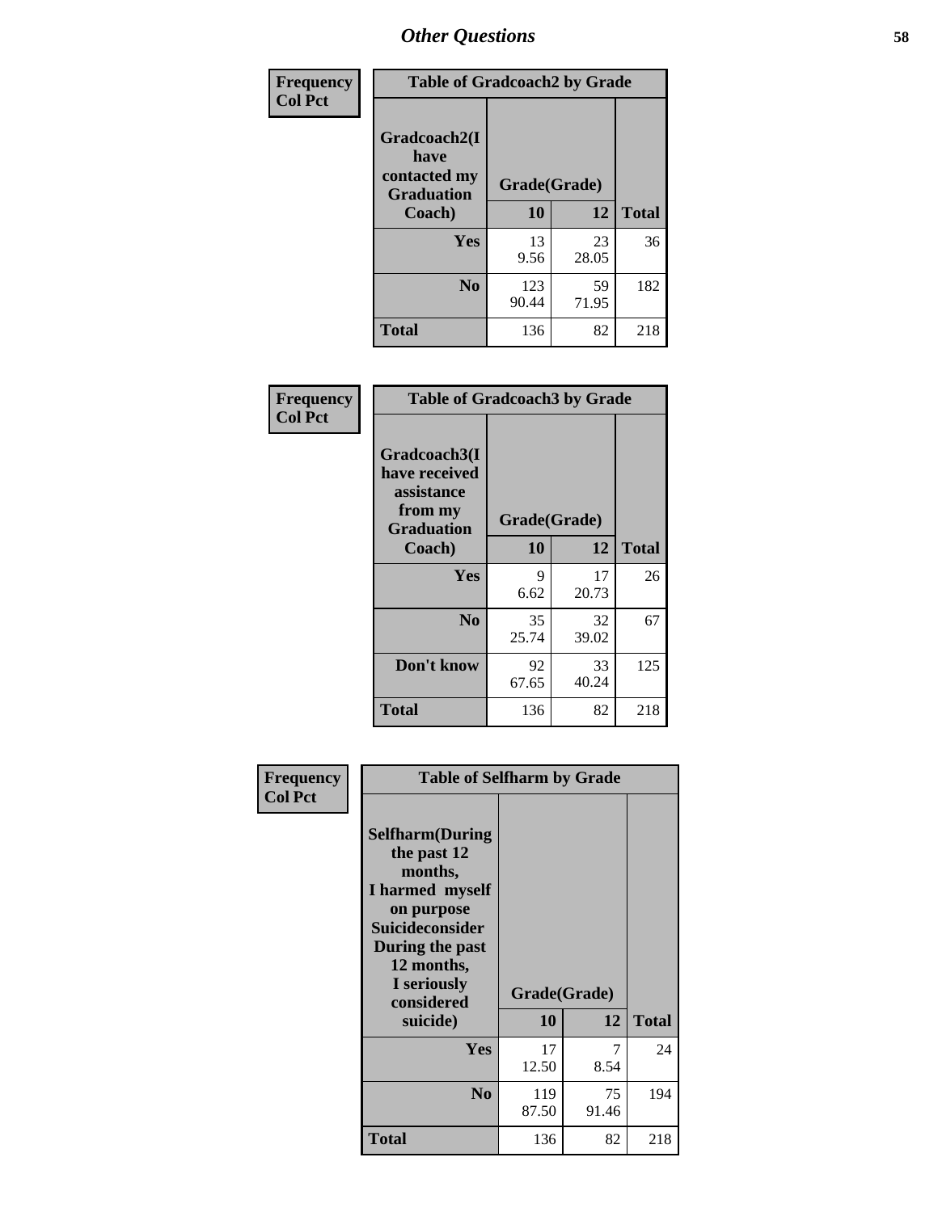# Other Questions

**Frequency**
**Col Pct**

| Table of Gradcoach2 by Grade | | | |
|---|---|---|---|
| Gradcoach2(I have contacted my Graduation Coach) | Grade(Grade) | | |
| | 10 | 12 | Total |
| Yes | 13<br>9.56 | 23<br>28.05 | 36 |
| No | 123<br>90.44 | 59<br>71.95 | 182 |
| Total | 136 | 82 | 218 |

**Frequency**
**Col Pct**

| Table of Gradcoach3 by Grade | | | |
|---|---|---|---|
| Gradcoach3(I have received assistance from my Graduation Coach) | Grade(Grade) | | |
| | 10 | 12 | Total |
| Yes | 9<br>6.62 | 17<br>20.73 | 26 |
| No | 35<br>25.74 | 32<br>39.02 | 67 |
| Don't know | 92<br>67.65 | 33<br>40.24 | 125 |
| Total | 136 | 82 | 218 |

**Frequency**
**Col Pct**

| Table of Selfharm by Grade | | | |
|---|---|---|---|
| Selfharm(During the past 12 months, I harmed myself on purpose Suicideconsider During the past 12 months, I seriously considered suicide) | Grade(Grade) | | |
| | 10 | 12 | Total |
| Yes | 17<br>12.50 | 7<br>8.54 | 24 |
| No | 119<br>87.50 | 75<br>91.46 | 194 |
| Total | 136 | 82 | 218 |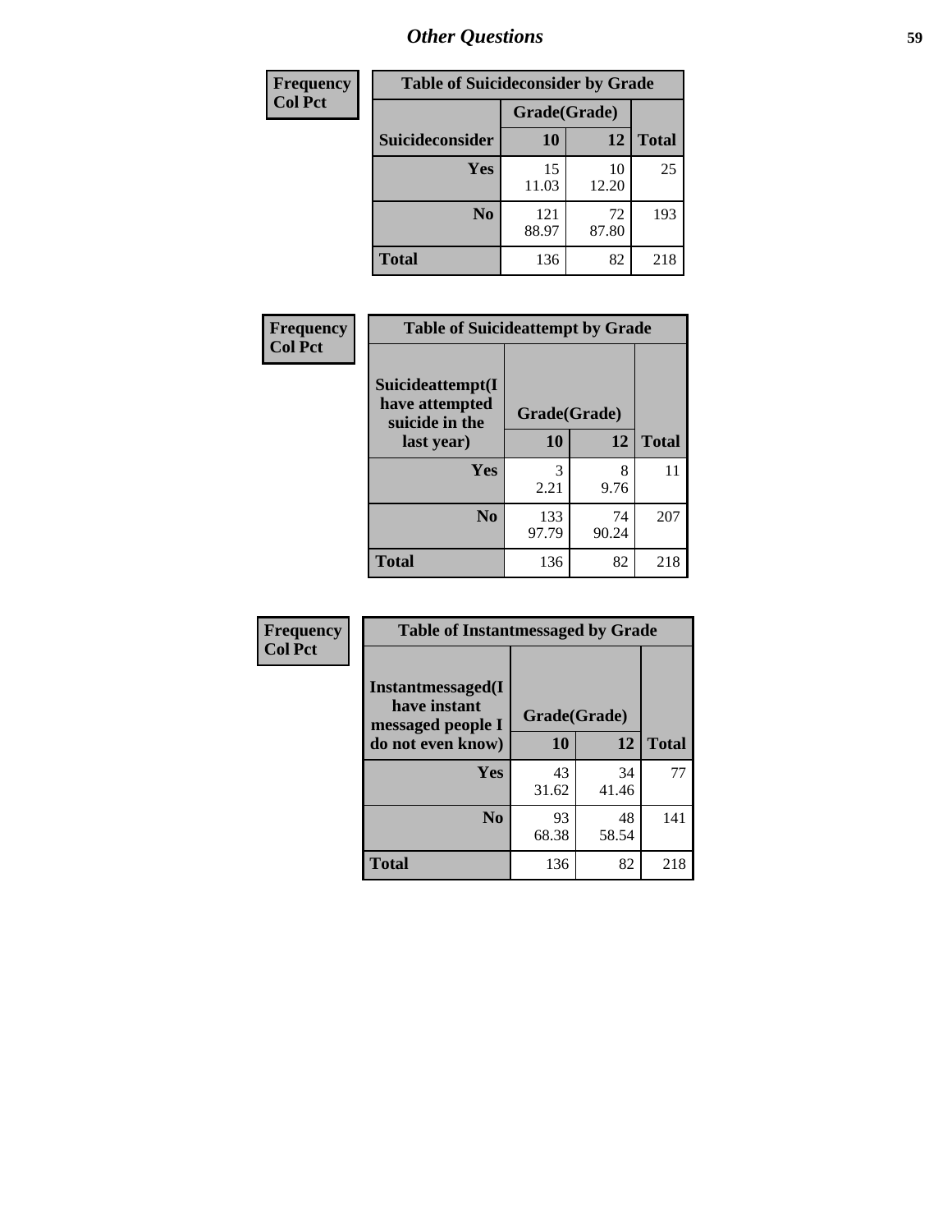## Other Questions

| Frequency<br>Col Pct |
|---|

**Table of Suicideconsider by Grade**

| Suicideconsider | Grade(Grade) 10 | 12 | Total |
|---|---|---|---|
| Yes | 15<br>11.03 | 10<br>12.20 | 25 |
| No | 121<br>88.97 | 72<br>87.80 | 193 |
| Total | 136 | 82 | 218 |

| Frequency<br>Col Pct |
|---|

**Table of Suicideattempt by Grade**

| Suicideattempt(I have attempted suicide in the last year) | Grade(Grade) 10 | 12 | Total |
|---|---|---|---|
| Yes | 3<br>2.21 | 8<br>9.76 | 11 |
| No | 133<br>97.79 | 74<br>90.24 | 207 |
| Total | 136 | 82 | 218 |

| Frequency<br>Col Pct |
|---|

**Table of Instantmessaged by Grade**

| Instantmessaged(I have instant messaged people I do not even know) | Grade(Grade) 10 | 12 | Total |
|---|---|---|---|
| Yes | 43<br>31.62 | 34<br>41.46 | 77 |
| No | 93<br>68.38 | 48<br>58.54 | 141 |
| Total | 136 | 82 | 218 |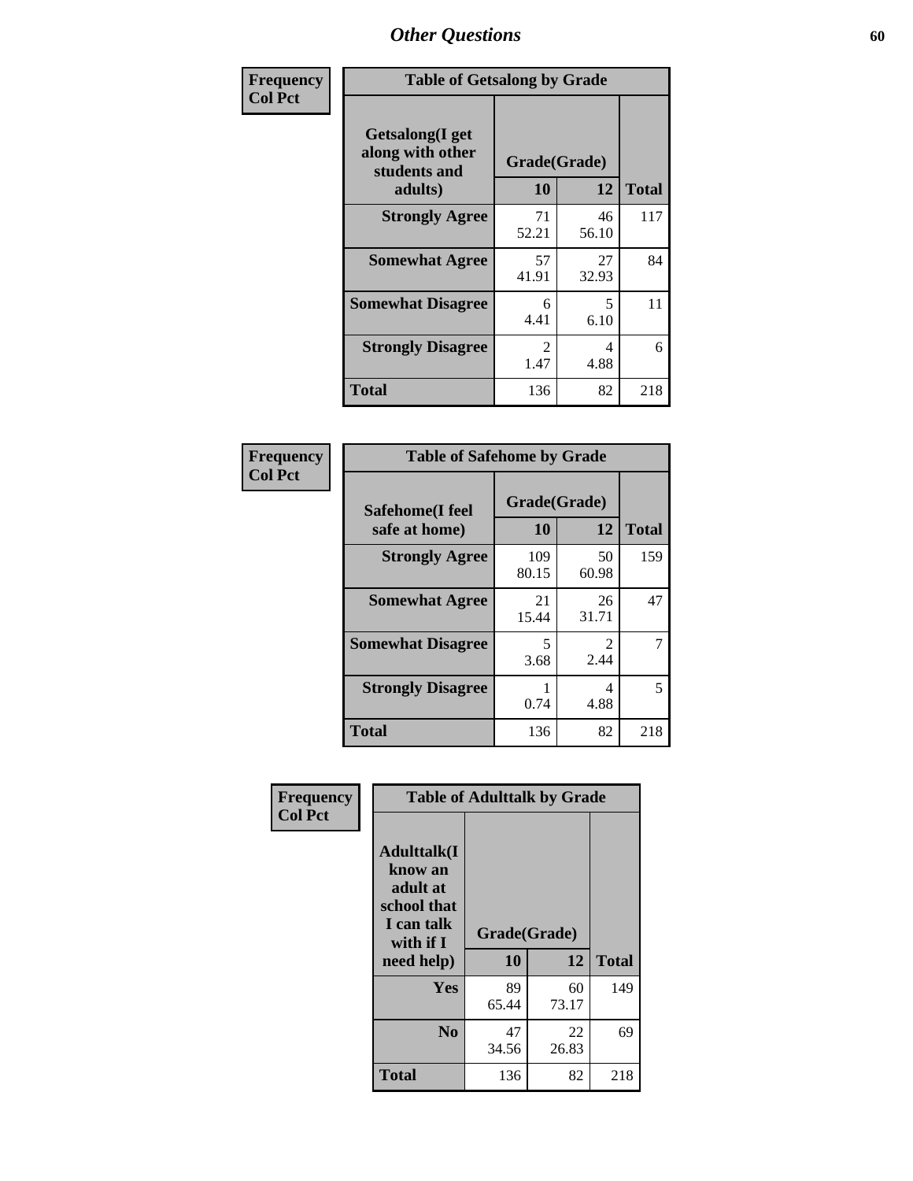## Other Questions

| Frequency Col Pct | Table of Getsalong by Grade | | |
|---|---|---|---|
| Getsalong(I get along with other students and adults) | Grade(Grade) | | |
| | 10 | 12 | Total |
| Strongly Agree | 71<br>52.21 | 46<br>56.10 | 117 |
| Somewhat Agree | 57<br>41.91 | 27<br>32.93 | 84 |
| Somewhat Disagree | 6<br>4.41 | 5<br>6.10 | 11 |
| Strongly Disagree | 2<br>1.47 | 4<br>4.88 | 6 |
| Total | 136 | 82 | 218 |

| Frequency Col Pct | Table of Safehome by Grade | | |
|---|---|---|---|
| Safehome(I feel safe at home) | Grade(Grade) | | |
| | 10 | 12 | Total |
| Strongly Agree | 109<br>80.15 | 50<br>60.98 | 159 |
| Somewhat Agree | 21<br>15.44 | 26<br>31.71 | 47 |
| Somewhat Disagree | 5<br>3.68 | 2<br>2.44 | 7 |
| Strongly Disagree | 1<br>0.74 | 4<br>4.88 | 5 |
| Total | 136 | 82 | 218 |

| Frequency Col Pct | Table of Adulttalk by Grade | | |
|---|---|---|---|
| Adulttalk(I know an adult at school that I can talk with if I need help) | Grade(Grade) | | |
| | 10 | 12 | Total |
| Yes | 89<br>65.44 | 60<br>73.17 | 149 |
| No | 47<br>34.56 | 22<br>26.83 | 69 |
| Total | 136 | 82 | 218 |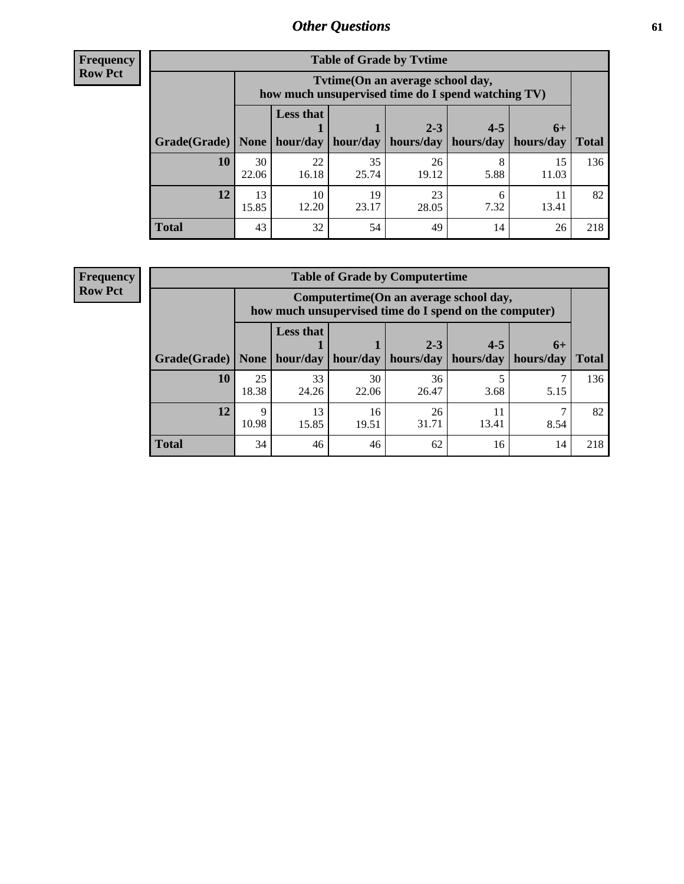## Other Questions

**Frequency**
**Row Pct**

| Table of Grade by Tvtime | | | | | | | |
|---|---|---|---|---|---|---|---|
| | Tvtime(On an average school day, how much unsupervised time do I spend watching TV) | | | | | | |
| Grade(Grade) | None | Less that 1 hour/day | 1 hour/day | 2-3 hours/day | 4-5 hours/day | 6+ hours/day | Total |
| **10** | 30<br>22.06 | 22<br>16.18 | 35<br>25.74 | 26<br>19.12 | 8<br>5.88 | 15<br>11.03 | 136 |
| **12** | 13<br>15.85 | 10<br>12.20 | 19<br>23.17 | 23<br>28.05 | 6<br>7.32 | 11<br>13.41 | 82 |
| **Total** | 43 | 32 | 54 | 49 | 14 | 26 | 218 |

**Frequency**
**Row Pct**

| Table of Grade by Computertime | | | | | | | |
|---|---|---|---|---|---|---|---|
| | Computertime(On an average school day, how much unsupervised time do I spend on the computer) | | | | | | |
| Grade(Grade) | None | Less that 1 hour/day | 1 hour/day | 2-3 hours/day | 4-5 hours/day | 6+ hours/day | Total |
| **10** | 25<br>18.38 | 33<br>24.26 | 30<br>22.06 | 36<br>26.47 | 5<br>3.68 | 7<br>5.15 | 136 |
| **12** | 9<br>10.98 | 13<br>15.85 | 16<br>19.51 | 26<br>31.71 | 11<br>13.41 | 7<br>8.54 | 82 |
| **Total** | 34 | 46 | 46 | 62 | 16 | 14 | 218 |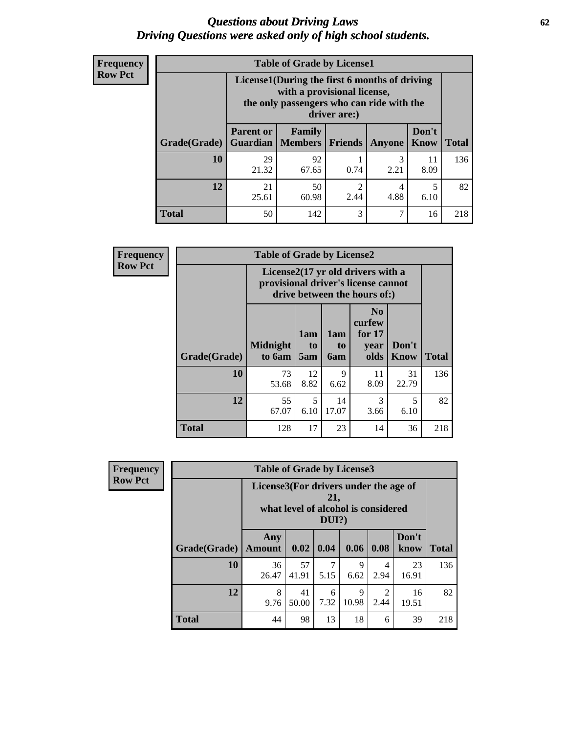# *Questions about Driving Laws*
# *Driving Questions were asked only of high school students.*

**Frequency**
**Row Pct**

**Table of Grade by License1**

| Grade(Grade) | License1(During the first 6 months of driving with a provisional license, the only passengers who can ride with the driver are:) | | | | | Total |
|---|---|---|---|---|---|---|
| | Parent or Guardian | Family Members | Friends | Anyone | Don't Know | |
| 10 | 29<br>21.32 | 92<br>67.65 | 1<br>0.74 | 3<br>2.21 | 11<br>8.09 | 136 |
| 12 | 21<br>25.61 | 50<br>60.98 | 2<br>2.44 | 4<br>4.88 | 5<br>6.10 | 82 |
| Total | 50 | 142 | 3 | 7 | 16 | 218 |

**Frequency**
**Row Pct**

**Table of Grade by License2**

| Grade(Grade) | License2(17 yr old drivers with a provisional driver's license cannot drive between the hours of:) | | | | | Total |
|---|---|---|---|---|---|---|
| | Midnight to 6am | 1am to 5am | 1am to 6am | No curfew for 17 year olds | Don't Know | |
| 10 | 73<br>53.68 | 12<br>8.82 | 9<br>6.62 | 11<br>8.09 | 31<br>22.79 | 136 |
| 12 | 55<br>67.07 | 5<br>6.10 | 14<br>17.07 | 3<br>3.66 | 5<br>6.10 | 82 |
| Total | 128 | 17 | 23 | 14 | 36 | 218 |

**Frequency**
**Row Pct**

**Table of Grade by License3**

| Grade(Grade) | License3(For drivers under the age of 21, what level of alcohol is considered DUI?) | | | | | | Total |
|---|---|---|---|---|---|---|---|
| | Any Amount | 0.02 | 0.04 | 0.06 | 0.08 | Don't know | |
| 10 | 36<br>26.47 | 57<br>41.91 | 7<br>5.15 | 9<br>6.62 | 4<br>2.94 | 23<br>16.91 | 136 |
| 12 | 8<br>9.76 | 41<br>50.00 | 6<br>7.32 | 9<br>10.98 | 2<br>2.44 | 16<br>19.51 | 82 |
| Total | 44 | 98 | 13 | 18 | 6 | 39 | 218 |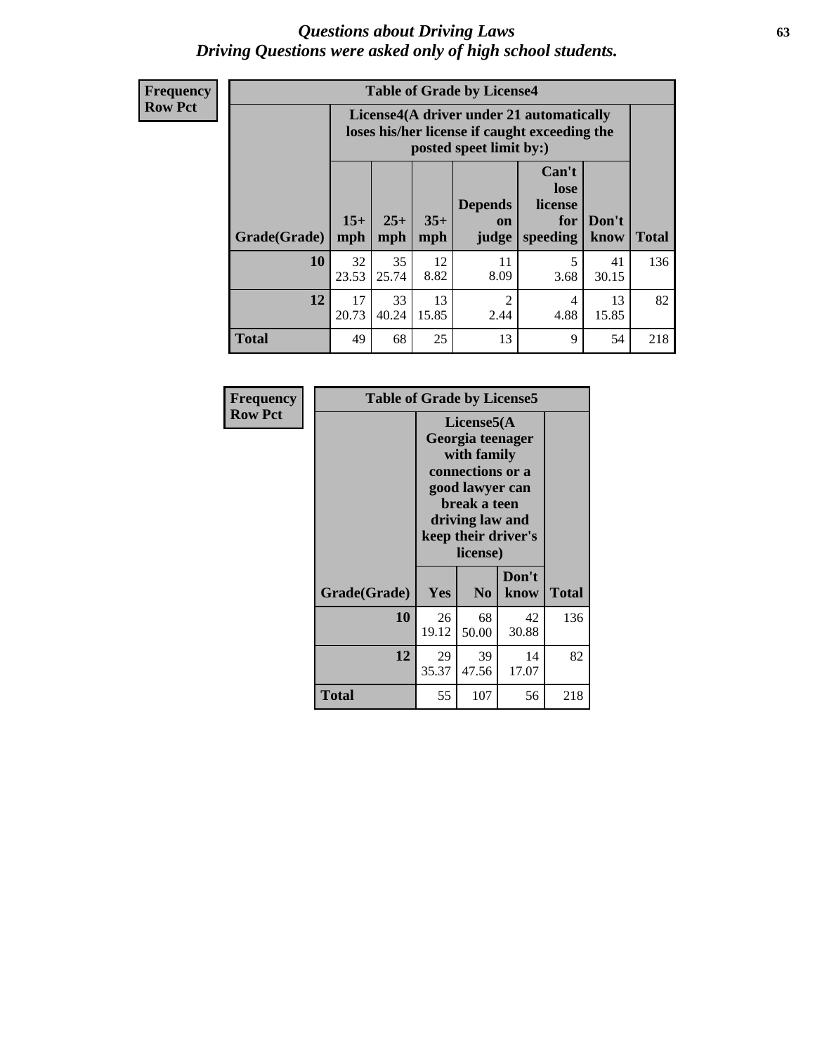# *Questions about Driving Laws*
# *Driving Questions were asked only of high school students.*

**Frequency**
**Row Pct**

**Table of Grade by License4**

| Grade(Grade) | License4(A driver under 21 automatically loses his/her license if caught exceeding the posted speet limit by:) | | | | | | Total |
|---|---|---|---|---|---|---|---|
| | 15+ mph | 25+ mph | 35+ mph | Depends on judge | Can't lose license for speeding | Don't know | |
| **10** | 32<br>23.53 | 35<br>25.74 | 12<br>8.82 | 11<br>8.09 | 5<br>3.68 | 41<br>30.15 | 136 |
| **12** | 17<br>20.73 | 33<br>40.24 | 13<br>15.85 | 2<br>2.44 | 4<br>4.88 | 13<br>15.85 | 82 |
| **Total** | 49 | 68 | 25 | 13 | 9 | 54 | 218 |

**Frequency**
**Row Pct**

**Table of Grade by License5**

| Grade(Grade) | License5(A Georgia teenager with family connections or a good lawyer can break a teen driving law and keep their driver's license) | | | Total |
|---|---|---|---|---|
| | Yes | No | Don't know | |
| **10** | 26<br>19.12 | 68<br>50.00 | 42<br>30.88 | 136 |
| **12** | 29<br>35.37 | 39<br>47.56 | 14<br>17.07 | 82 |
| **Total** | 55 | 107 | 56 | 218 |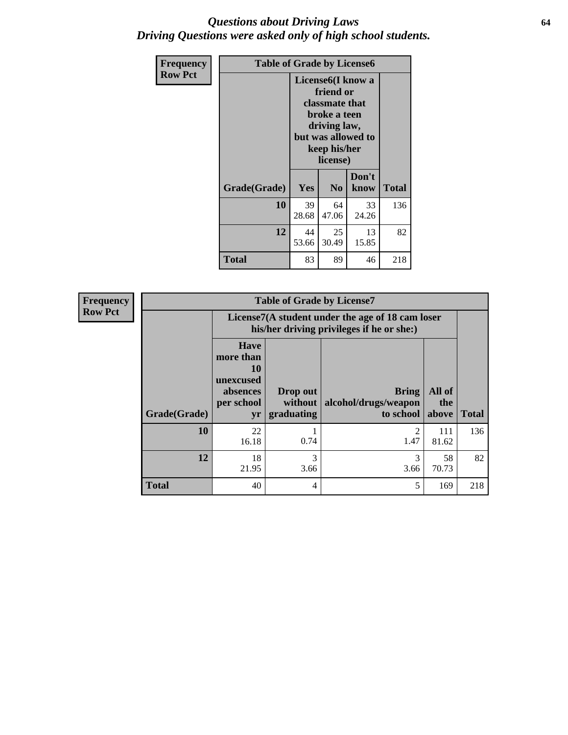# *Questions about Driving Laws*
## *Driving Questions were asked only of high school students.*

**Frequency**
**Row Pct**

| Table of Grade by License6 | | | | |
|---|---|---|---|---|
| | License6(I know a friend or classmate that broke a teen driving law, but was allowed to keep his/her license) | | | |
| Grade(Grade) | Yes | No | Don't know | Total |
| 10 | 39<br>28.68 | 64<br>47.06 | 33<br>24.26 | 136 |
| 12 | 44<br>53.66 | 25<br>30.49 | 13<br>15.85 | 82 |
| Total | 83 | 89 | 46 | 218 |

**Frequency**
**Row Pct**

| Table of Grade by License7 | | | | | |
|---|---|---|---|---|---|
| | License7(A student under the age of 18 cam loser his/her driving privileges if he or she:) | | | | |
| Grade(Grade) | Have more than 10 unexcused absences per school yr | Drop out without graduating | Bring alcohol/drugs/weapon to school | All of the above | Total |
| 10 | 22<br>16.18 | 1<br>0.74 | 2<br>1.47 | 111<br>81.62 | 136 |
| 12 | 18<br>21.95 | 3<br>3.66 | 3<br>3.66 | 58<br>70.73 | 82 |
| Total | 40 | 4 | 5 | 169 | 218 |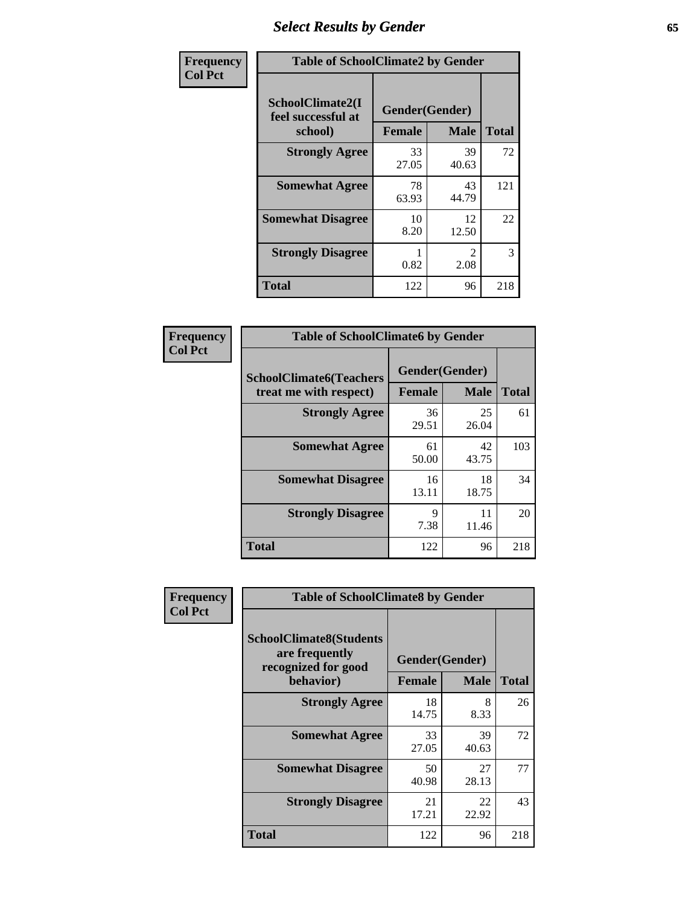# Select Results by Gender

**Frequency / Col Pct**

| Table of SchoolClimate2 by Gender | | | |
|---|---|---|---|
| SchoolClimate2(I feel successful at school) | Gender(Gender) | | |
| | Female | Male | Total |
| Strongly Agree | 33<br>27.05 | 39<br>40.63 | 72 |
| Somewhat Agree | 78<br>63.93 | 43<br>44.79 | 121 |
| Somewhat Disagree | 10<br>8.20 | 12<br>12.50 | 22 |
| Strongly Disagree | 1<br>0.82 | 2<br>2.08 | 3 |
| Total | 122 | 96 | 218 |

**Frequency / Col Pct**

| Table of SchoolClimate6 by Gender | | | |
|---|---|---|---|
| SchoolClimate6(Teachers treat me with respect) | Gender(Gender) | | |
| | Female | Male | Total |
| Strongly Agree | 36<br>29.51 | 25<br>26.04 | 61 |
| Somewhat Agree | 61<br>50.00 | 42<br>43.75 | 103 |
| Somewhat Disagree | 16<br>13.11 | 18<br>18.75 | 34 |
| Strongly Disagree | 9<br>7.38 | 11<br>11.46 | 20 |
| Total | 122 | 96 | 218 |

**Frequency / Col Pct**

| Table of SchoolClimate8 by Gender | | | |
|---|---|---|---|
| SchoolClimate8(Students are frequently recognized for good behavior) | Gender(Gender) | | |
| | Female | Male | Total |
| Strongly Agree | 18<br>14.75 | 8<br>8.33 | 26 |
| Somewhat Agree | 33<br>27.05 | 39<br>40.63 | 72 |
| Somewhat Disagree | 50<br>40.98 | 27<br>28.13 | 77 |
| Strongly Disagree | 21<br>17.21 | 22<br>22.92 | 43 |
| Total | 122 | 96 | 218 |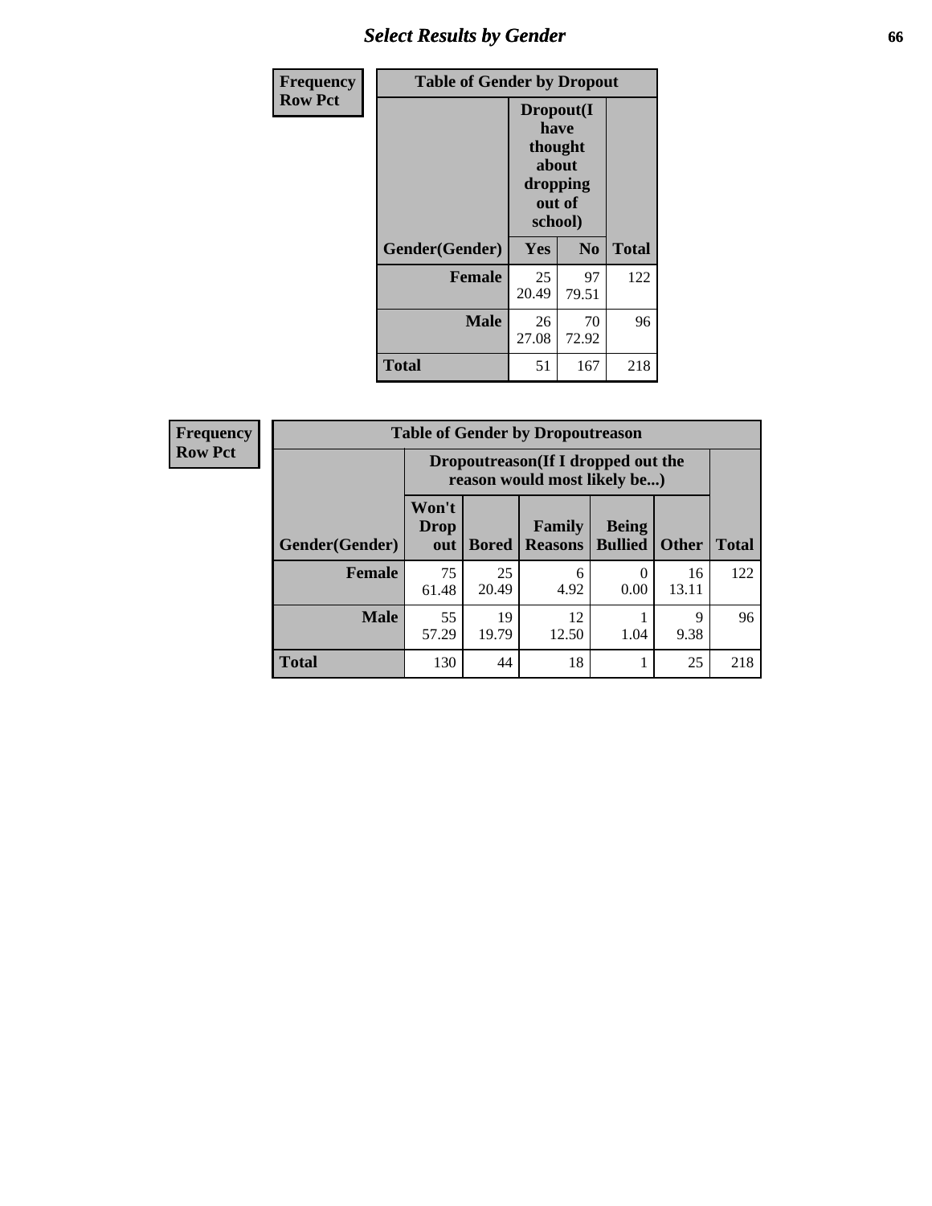## Select Results by Gender

**Frequency**
**Row Pct**

| Table of Gender by Dropout | | | |
|---|---|---|---|
| | Dropout(I have thought about dropping out of school) | | |
| Gender(Gender) | Yes | No | Total |
| Female | 25<br>20.49 | 97<br>79.51 | 122 |
| Male | 26<br>27.08 | 70<br>72.92 | 96 |
| Total | 51 | 167 | 218 |

**Frequency**
**Row Pct**

| Table of Gender by Dropoutreason | | | | | | |
|---|---|---|---|---|---|---|
| | Dropoutreason(If I dropped out the reason would most likely be...) | | | | | |
| Gender(Gender) | Won't Drop out | Bored | Family Reasons | Being Bullied | Other | Total |
| Female | 75<br>61.48 | 25<br>20.49 | 6<br>4.92 | 0<br>0.00 | 16<br>13.11 | 122 |
| Male | 55<br>57.29 | 19<br>19.79 | 12<br>12.50 | 1<br>1.04 | 9<br>9.38 | 96 |
| Total | 130 | 44 | 18 | 1 | 25 | 218 |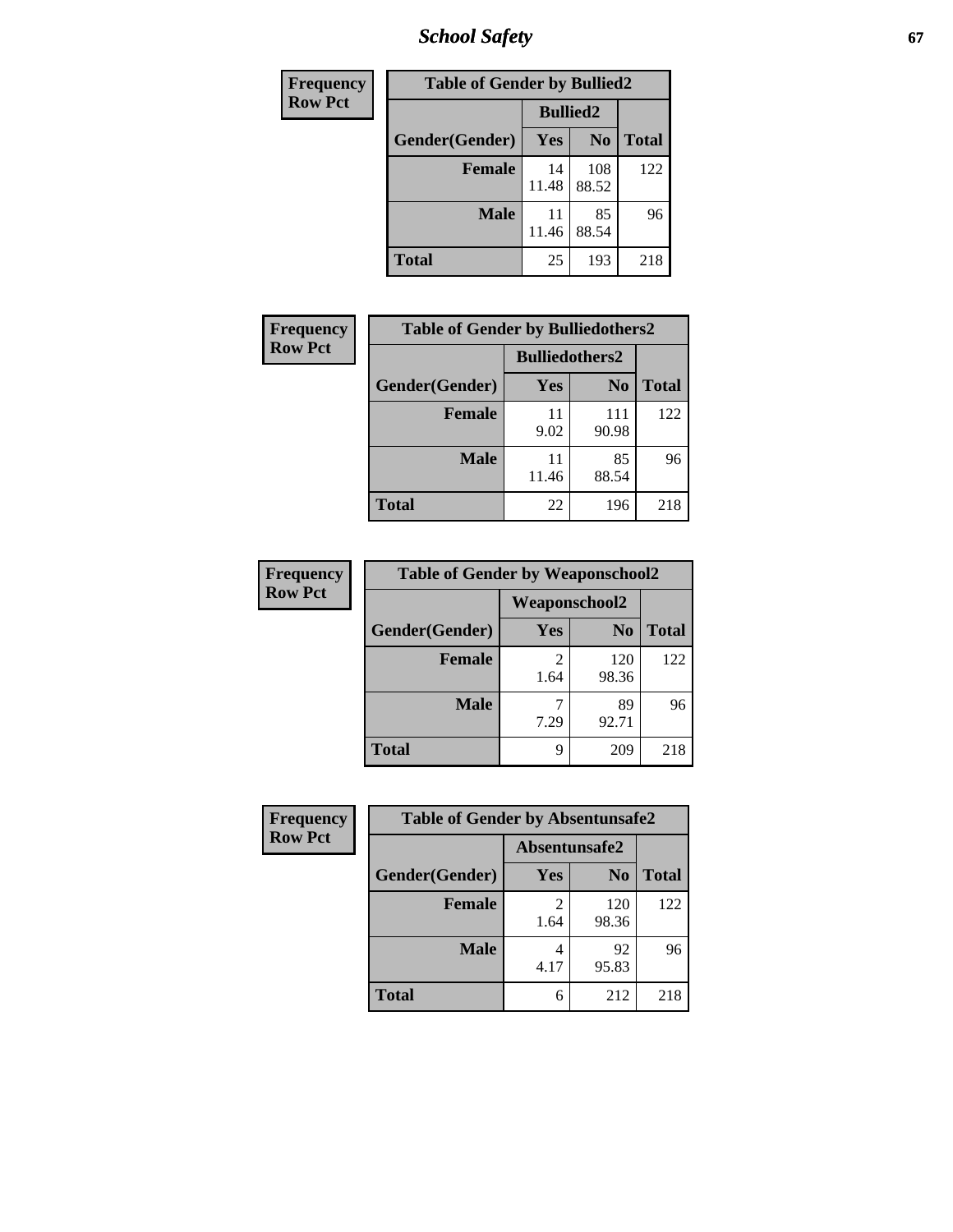| Frequency |
|---|
| Row Pct |

| Table of Gender by Bullied2 | | | |
|---|---|---|---|
| | Bullied2 | | |
| Gender(Gender) | Yes | No | Total |
| Female | 14<br>11.48 | 108<br>88.52 | 122 |
| Male | 11<br>11.46 | 85<br>88.54 | 96 |
| Total | 25 | 193 | 218 |

| Frequency |
|---|
| Row Pct |

| Table of Gender by Bulliedothers2 | | | |
|---|---|---|---|
| | Bulliedothers2 | | |
| Gender(Gender) | Yes | No | Total |
| Female | 11<br>9.02 | 111<br>90.98 | 122 |
| Male | 11<br>11.46 | 85<br>88.54 | 96 |
| Total | 22 | 196 | 218 |

| Frequency |
|---|
| Row Pct |

| Table of Gender by Weaponschool2 | | | |
|---|---|---|---|
| | Weaponschool2 | | |
| Gender(Gender) | Yes | No | Total |
| Female | 2<br>1.64 | 120<br>98.36 | 122 |
| Male | 7<br>7.29 | 89<br>92.71 | 96 |
| Total | 9 | 209 | 218 |

| Frequency |
|---|
| Row Pct |

| Table of Gender by Absentunsafe2 | | | |
|---|---|---|---|
| | Absentunsafe2 | | |
| Gender(Gender) | Yes | No | Total |
| Female | 2<br>1.64 | 120<br>98.36 | 122 |
| Male | 4<br>4.17 | 92<br>95.83 | 96 |
| Total | 6 | 212 | 218 |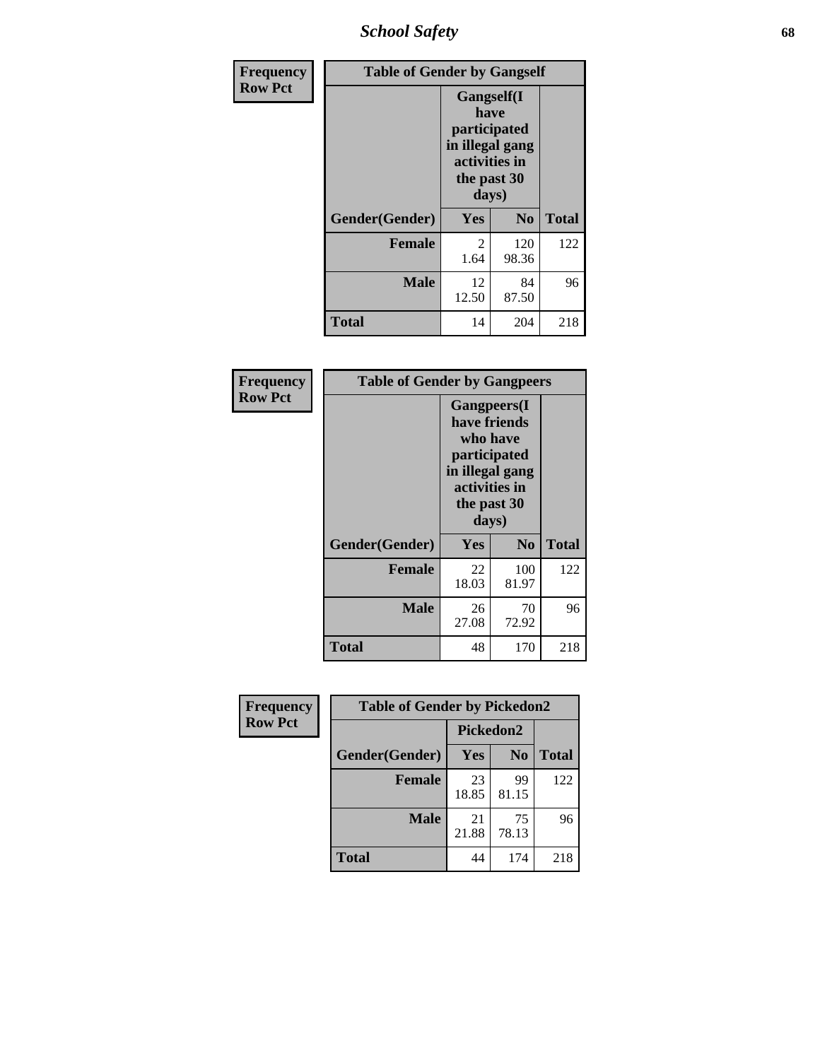| Frequency Row Pct | Table of Gender by Gangself | | |
|---|---|---|---|
| | Gangself(I have participated in illegal gang activities in the past 30 days) | | |
| Gender(Gender) | Yes | No | Total |
| Female | 2<br>1.64 | 120<br>98.36 | 122 |
| Male | 12<br>12.50 | 84<br>87.50 | 96 |
| Total | 14 | 204 | 218 |

| Frequency Row Pct | Table of Gender by Gangpeers | | |
|---|---|---|---|
| | Gangpeers(I have friends who have participated in illegal gang activities in the past 30 days) | | |
| Gender(Gender) | Yes | No | Total |
| Female | 22<br>18.03 | 100<br>81.97 | 122 |
| Male | 26<br>27.08 | 70<br>72.92 | 96 |
| Total | 48 | 170 | 218 |

| Frequency Row Pct | Table of Gender by Pickedon2 | | |
|---|---|---|---|
| | Pickedon2 | | |
| Gender(Gender) | Yes | No | Total |
| Female | 23<br>18.85 | 99<br>81.15 | 122 |
| Male | 21<br>21.88 | 75<br>78.13 | 96 |
| Total | 44 | 174 | 218 |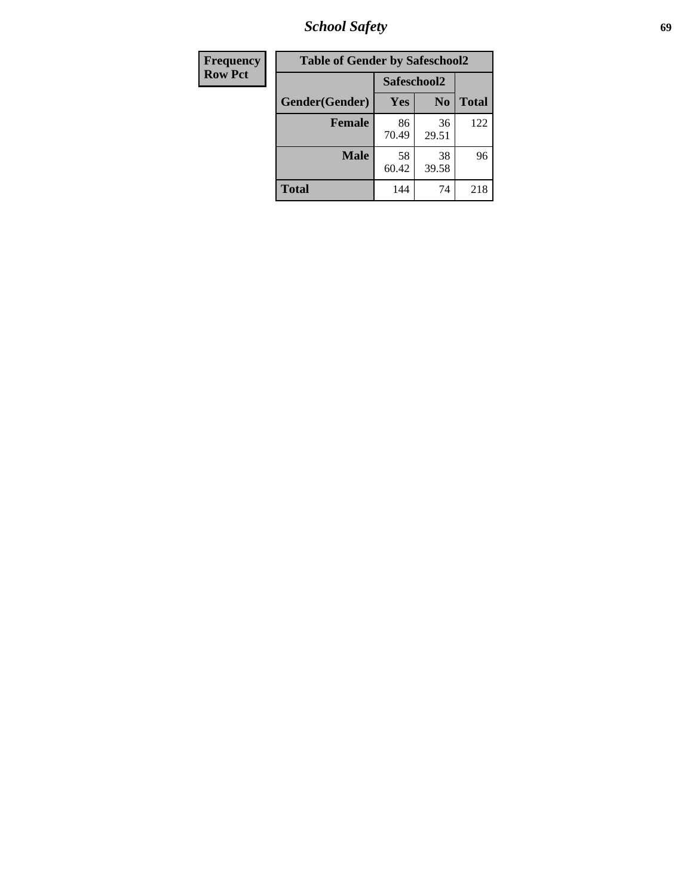| Frequency |
|---|
| Row Pct |

| Table of Gender by Safeschool2 | | | |
|---|---|---|---|
| | Safeschool2 | | |
| Gender(Gender) | Yes | No | Total |
| Female | 86<br>70.49 | 36<br>29.51 | 122 |
| Male | 58<br>60.42 | 38<br>39.58 | 96 |
| Total | 144 | 74 | 218 |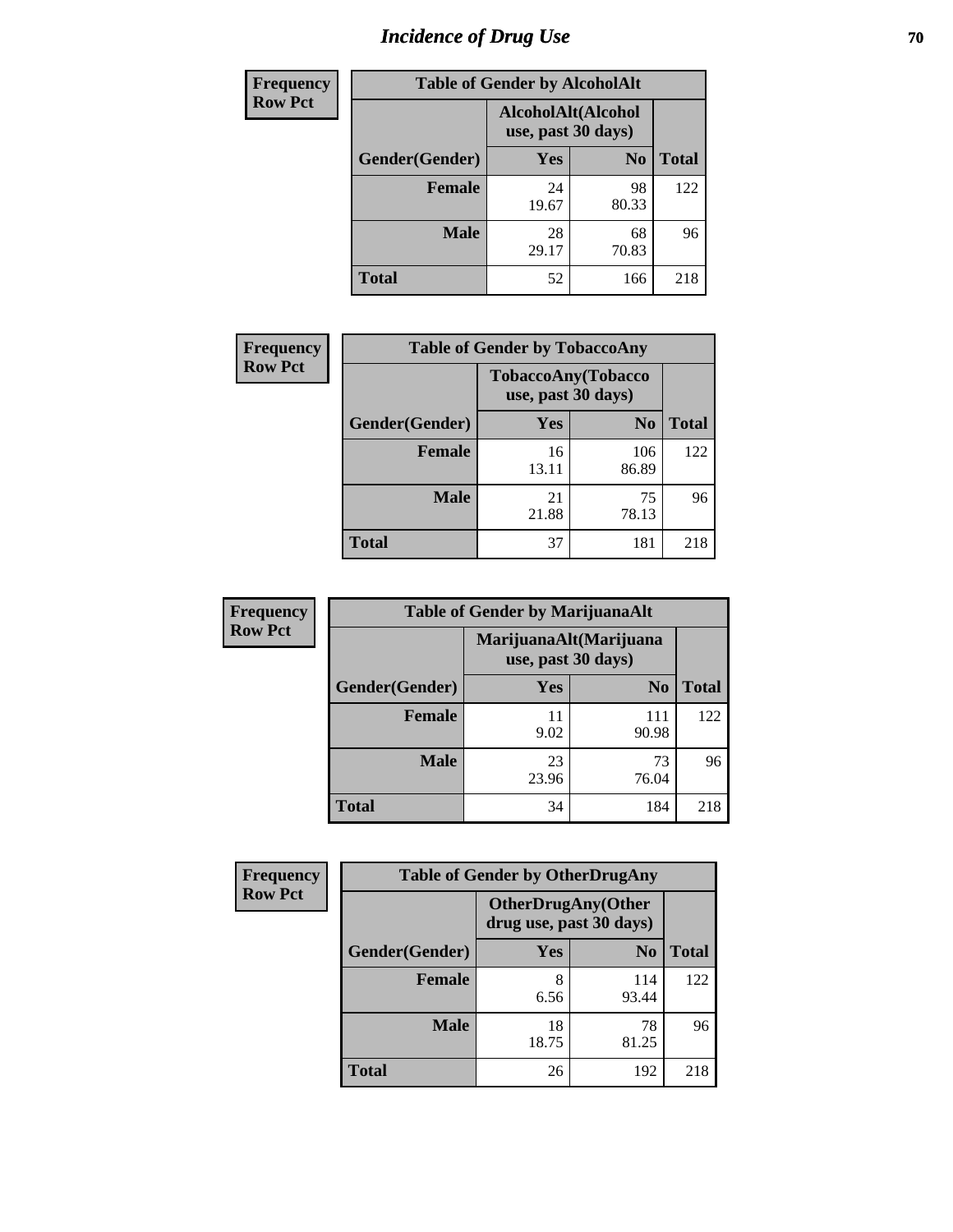# Incidence of Drug Use

**Frequency**
**Row Pct**

| Table of Gender by AlcoholAlt | | | |
|---|---|---|---|
| | AlcoholAlt(Alcohol use, past 30 days) | | |
| Gender(Gender) | Yes | No | Total |
| **Female** | 24<br>19.67 | 98<br>80.33 | 122 |
| **Male** | 28<br>29.17 | 68<br>70.83 | 96 |
| **Total** | 52 | 166 | 218 |

**Frequency**
**Row Pct**

| Table of Gender by TobaccoAny | | | |
|---|---|---|---|
| | TobaccoAny(Tobacco use, past 30 days) | | |
| Gender(Gender) | Yes | No | Total |
| **Female** | 16<br>13.11 | 106<br>86.89 | 122 |
| **Male** | 21<br>21.88 | 75<br>78.13 | 96 |
| **Total** | 37 | 181 | 218 |

**Frequency**
**Row Pct**

| Table of Gender by MarijuanaAlt | | | |
|---|---|---|---|
| | MarijuanaAlt(Marijuana use, past 30 days) | | |
| Gender(Gender) | Yes | No | Total |
| **Female** | 11<br>9.02 | 111<br>90.98 | 122 |
| **Male** | 23<br>23.96 | 73<br>76.04 | 96 |
| **Total** | 34 | 184 | 218 |

**Frequency**
**Row Pct**

| Table of Gender by OtherDrugAny | | | |
|---|---|---|---|
| | OtherDrugAny(Other drug use, past 30 days) | | |
| Gender(Gender) | Yes | No | Total |
| **Female** | 8<br>6.56 | 114<br>93.44 | 122 |
| **Male** | 18<br>18.75 | 78<br>81.25 | 96 |
| **Total** | 26 | 192 | 218 |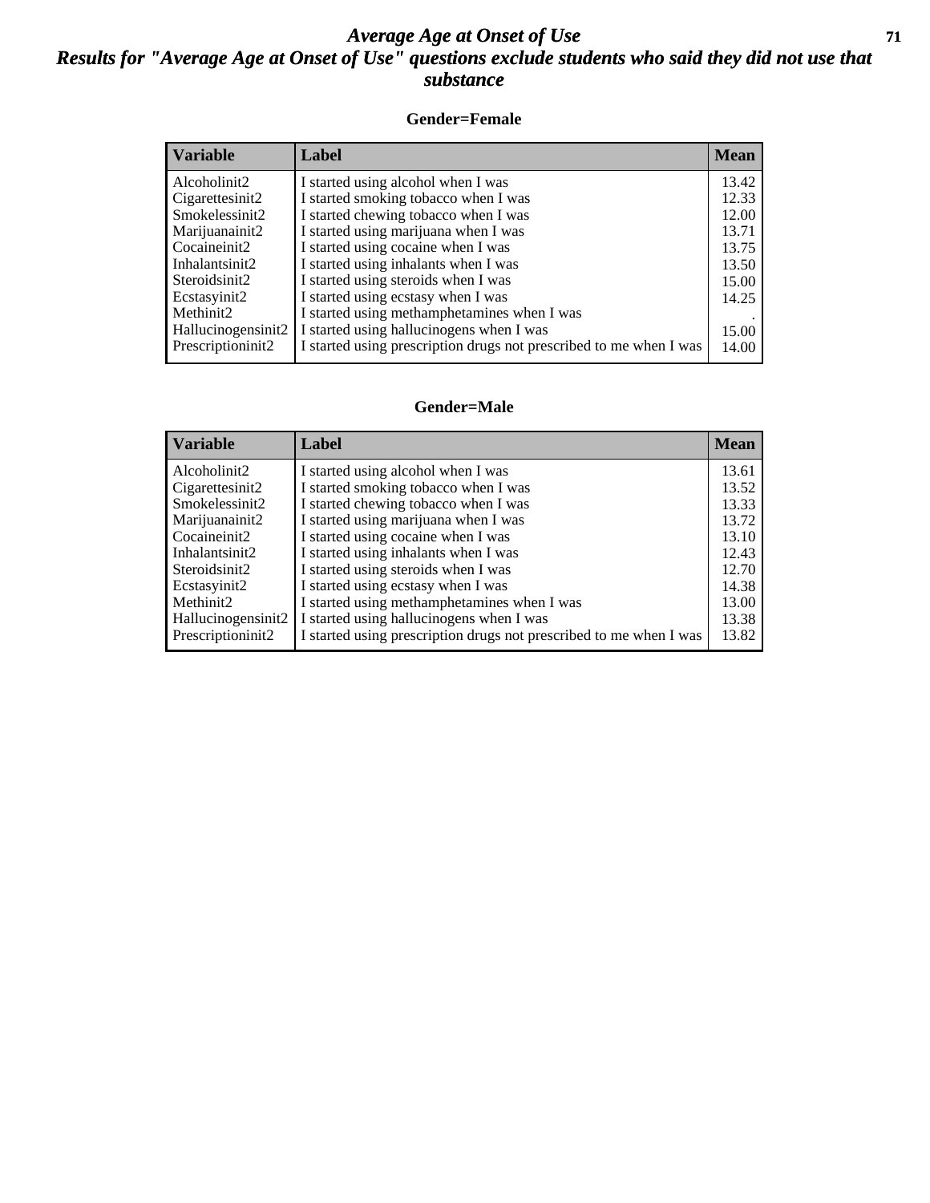# Average Age at Onset of Use

## Results for "Average Age at Onset of Use" questions exclude students who said they did not use that substance

### Gender=Female

| Variable | Label | Mean |
|---|---|---|
| Alcoholinit2 | I started using alcohol when I was | 13.42 |
| Cigarettesinit2 | I started smoking tobacco when I was | 12.33 |
| Smokelessinit2 | I started chewing tobacco when I was | 12.00 |
| Marijuanainit2 | I started using marijuana when I was | 13.71 |
| Cocaineinit2 | I started using cocaine when I was | 13.75 |
| Inhalantsinit2 | I started using inhalants when I was | 13.50 |
| Steroidsinit2 | I started using steroids when I was | 15.00 |
| Ecstasyinit2 | I started using ecstasy when I was | 14.25 |
| Methinit2 | I started using methamphetamines when I was | . |
| Hallucinogensinit2 | I started using hallucinogens when I was | 15.00 |
| Prescriptioninit2 | I started using prescription drugs not prescribed to me when I was | 14.00 |

### Gender=Male

| Variable | Label | Mean |
|---|---|---|
| Alcoholinit2 | I started using alcohol when I was | 13.61 |
| Cigarettesinit2 | I started smoking tobacco when I was | 13.52 |
| Smokelessinit2 | I started chewing tobacco when I was | 13.33 |
| Marijuanainit2 | I started using marijuana when I was | 13.72 |
| Cocaineinit2 | I started using cocaine when I was | 13.10 |
| Inhalantsinit2 | I started using inhalants when I was | 12.43 |
| Steroidsinit2 | I started using steroids when I was | 12.70 |
| Ecstasyinit2 | I started using ecstasy when I was | 14.38 |
| Methinit2 | I started using methamphetamines when I was | 13.00 |
| Hallucinogensinit2 | I started using hallucinogens when I was | 13.38 |
| Prescriptioninit2 | I started using prescription drugs not prescribed to me when I was | 13.82 |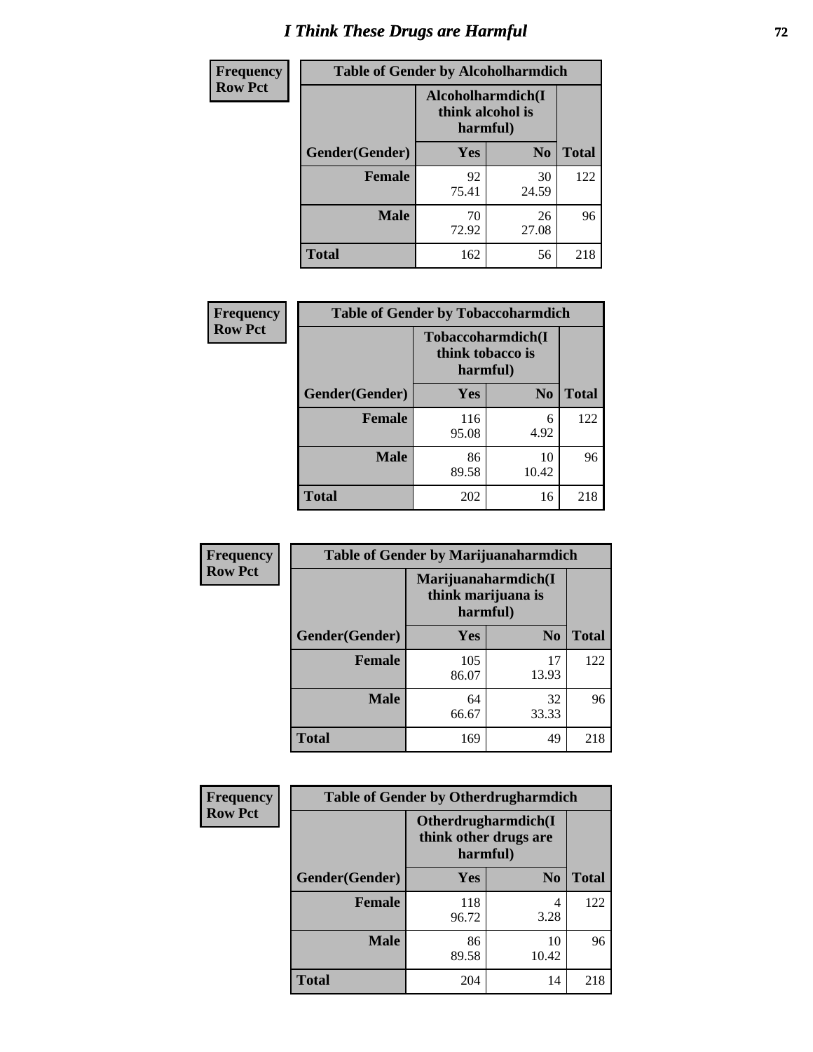# I Think These Drugs are Harmful

| Frequency<br>Row Pct | Table of Gender by Alcoholharmdich | | |
|---|---|---|---|
| | Alcoholharmdich(I think alcohol is harmful) | | |
| Gender(Gender) | Yes | No | Total |
| Female | 92<br>75.41 | 30<br>24.59 | 122 |
| Male | 70<br>72.92 | 26<br>27.08 | 96 |
| Total | 162 | 56 | 218 |

| Frequency<br>Row Pct | Table of Gender by Tobaccoharmdich | | |
|---|---|---|---|
| | Tobaccoharmdich(I think tobacco is harmful) | | |
| Gender(Gender) | Yes | No | Total |
| Female | 116<br>95.08 | 6<br>4.92 | 122 |
| Male | 86<br>89.58 | 10<br>10.42 | 96 |
| Total | 202 | 16 | 218 |

| Frequency<br>Row Pct | Table of Gender by Marijuanaharmdich | | |
|---|---|---|---|
| | Marijuanaharmdich(I think marijuana is harmful) | | |
| Gender(Gender) | Yes | No | Total |
| Female | 105<br>86.07 | 17<br>13.93 | 122 |
| Male | 64<br>66.67 | 32<br>33.33 | 96 |
| Total | 169 | 49 | 218 |

| Frequency<br>Row Pct | Table of Gender by Otherdrugharmdich | | |
|---|---|---|---|
| | Otherdrugharmdich(I think other drugs are harmful) | | |
| Gender(Gender) | Yes | No | Total |
| Female | 118<br>96.72 | 4<br>3.28 | 122 |
| Male | 86<br>89.58 | 10<br>10.42 | 96 |
| Total | 204 | 14 | 218 |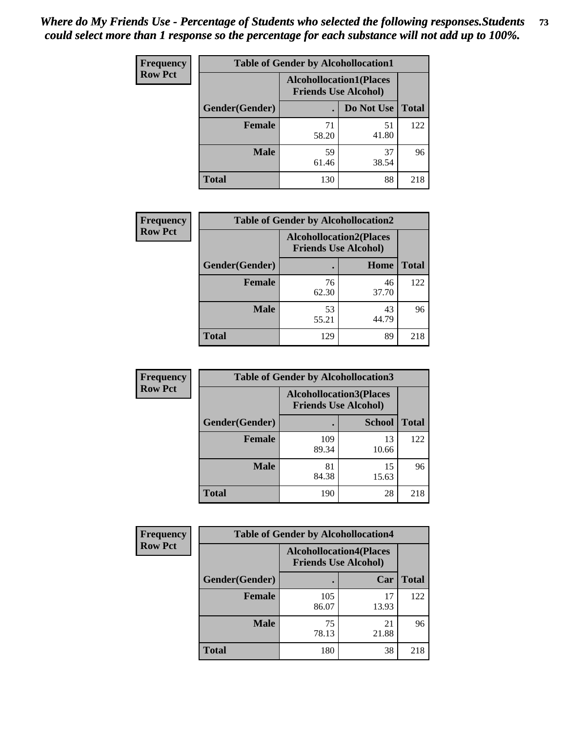*Where do My Friends Use - Percentage of Students who selected the following responses.Students could select more than 1 response so the percentage for each substance will not add up to 100%.*

**Frequency**
**Row Pct**

| Table of Gender by Alcohollocation1 | | | |
|---|---|---|---|
| | Alcohollocation1(Places Friends Use Alcohol) | | |
| Gender(Gender) | . | Do Not Use | Total |
| **Female** | 71<br>58.20 | 51<br>41.80 | 122 |
| **Male** | 59<br>61.46 | 37<br>38.54 | 96 |
| **Total** | 130 | 88 | 218 |

**Frequency**
**Row Pct**

| Table of Gender by Alcohollocation2 | | | |
|---|---|---|---|
| | Alcohollocation2(Places Friends Use Alcohol) | | |
| Gender(Gender) | . | Home | Total |
| **Female** | 76<br>62.30 | 46<br>37.70 | 122 |
| **Male** | 53<br>55.21 | 43<br>44.79 | 96 |
| **Total** | 129 | 89 | 218 |

**Frequency**
**Row Pct**

| Table of Gender by Alcohollocation3 | | | |
|---|---|---|---|
| | Alcohollocation3(Places Friends Use Alcohol) | | |
| Gender(Gender) | . | School | Total |
| **Female** | 109<br>89.34 | 13<br>10.66 | 122 |
| **Male** | 81<br>84.38 | 15<br>15.63 | 96 |
| **Total** | 190 | 28 | 218 |

**Frequency**
**Row Pct**

| Table of Gender by Alcohollocation4 | | | |
|---|---|---|---|
| | Alcohollocation4(Places Friends Use Alcohol) | | |
| Gender(Gender) | . | Car | Total |
| **Female** | 105<br>86.07 | 17<br>13.93 | 122 |
| **Male** | 75<br>78.13 | 21<br>21.88 | 96 |
| **Total** | 180 | 38 | 218 |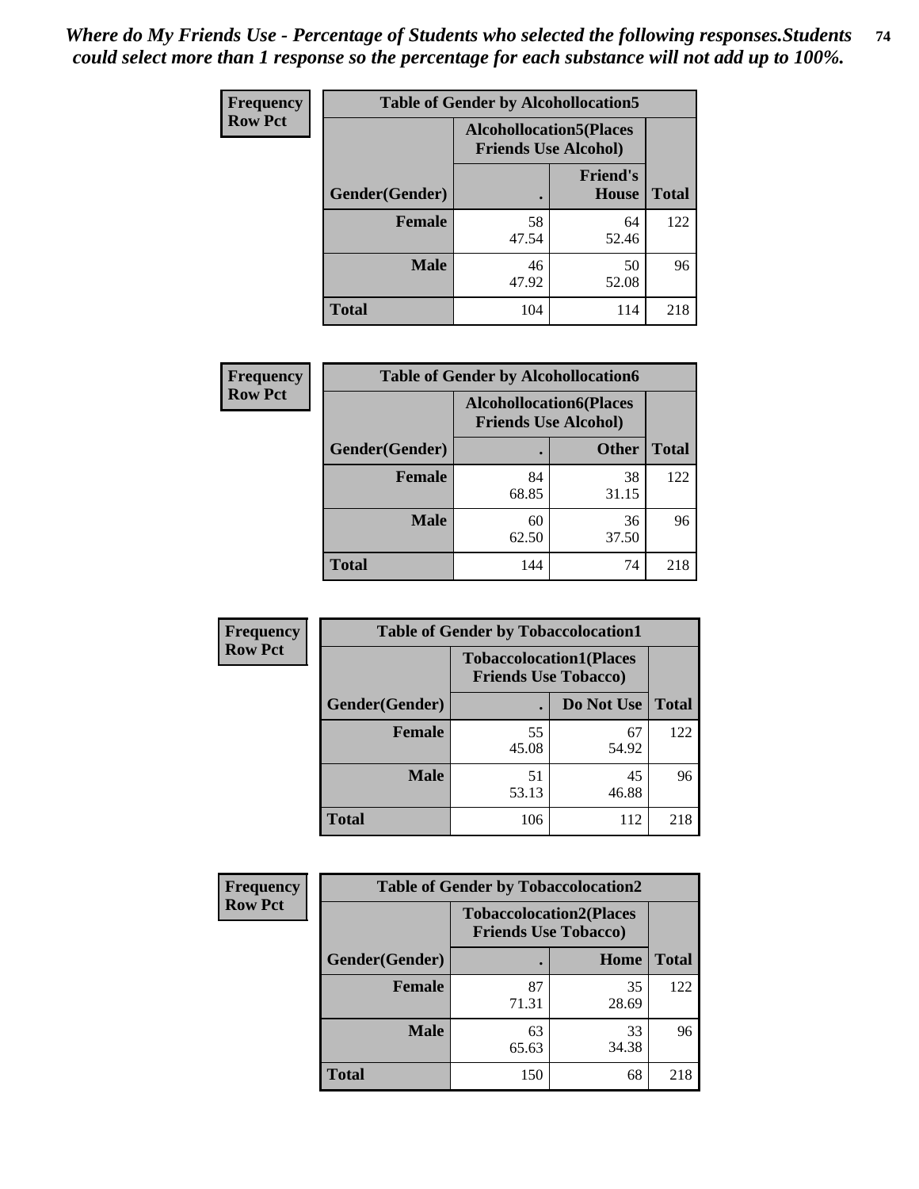*Where do My Friends Use - Percentage of Students who selected the following responses.Students could select more than 1 response so the percentage for each substance will not add up to 100%.*

**Frequency**
**Row Pct**

| Table of Gender by Alcohollocation5 | | | |
|---|---|---|---|
| | Alcohollocation5(Places Friends Use Alcohol) | | |
| Gender(Gender) | . | Friend's House | Total |
| **Female** | 58<br>47.54 | 64<br>52.46 | 122 |
| **Male** | 46<br>47.92 | 50<br>52.08 | 96 |
| **Total** | 104 | 114 | 218 |

**Frequency**
**Row Pct**

| Table of Gender by Alcohollocation6 | | | |
|---|---|---|---|
| | Alcohollocation6(Places Friends Use Alcohol) | | |
| Gender(Gender) | . | Other | Total |
| **Female** | 84<br>68.85 | 38<br>31.15 | 122 |
| **Male** | 60<br>62.50 | 36<br>37.50 | 96 |
| **Total** | 144 | 74 | 218 |

**Frequency**
**Row Pct**

| Table of Gender by Tobaccolocation1 | | | |
|---|---|---|---|
| | Tobaccolocation1(Places Friends Use Tobacco) | | |
| Gender(Gender) | . | Do Not Use | Total |
| **Female** | 55<br>45.08 | 67<br>54.92 | 122 |
| **Male** | 51<br>53.13 | 45<br>46.88 | 96 |
| **Total** | 106 | 112 | 218 |

**Frequency**
**Row Pct**

| Table of Gender by Tobaccolocation2 | | | |
|---|---|---|---|
| | Tobaccolocation2(Places Friends Use Tobacco) | | |
| Gender(Gender) | . | Home | Total |
| **Female** | 87<br>71.31 | 35<br>28.69 | 122 |
| **Male** | 63<br>65.63 | 33<br>34.38 | 96 |
| **Total** | 150 | 68 | 218 |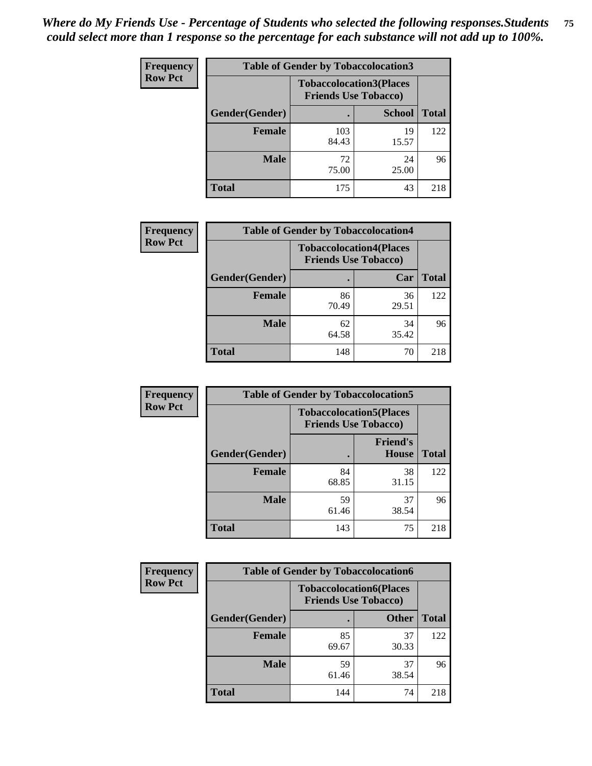*Where do My Friends Use - Percentage of Students who selected the following responses.Students could select more than 1 response so the percentage for each substance will not add up to 100%.*

**Frequency**
**Row Pct**

| Table of Gender by Tobaccolocation3 | | | |
|---|---|---|---|
| | Tobaccolocation3(Places Friends Use Tobacco) | | |
| Gender(Gender) | . | School | Total |
| Female | 103<br>84.43 | 19<br>15.57 | 122 |
| Male | 72<br>75.00 | 24<br>25.00 | 96 |
| Total | 175 | 43 | 218 |

**Frequency**
**Row Pct**

| Table of Gender by Tobaccolocation4 | | | |
|---|---|---|---|
| | Tobaccolocation4(Places Friends Use Tobacco) | | |
| Gender(Gender) | . | Car | Total |
| Female | 86<br>70.49 | 36<br>29.51 | 122 |
| Male | 62<br>64.58 | 34<br>35.42 | 96 |
| Total | 148 | 70 | 218 |

**Frequency**
**Row Pct**

| Table of Gender by Tobaccolocation5 | | | |
|---|---|---|---|
| | Tobaccolocation5(Places Friends Use Tobacco) | | |
| Gender(Gender) | . | Friend's House | Total |
| Female | 84<br>68.85 | 38<br>31.15 | 122 |
| Male | 59<br>61.46 | 37<br>38.54 | 96 |
| Total | 143 | 75 | 218 |

**Frequency**
**Row Pct**

| Table of Gender by Tobaccolocation6 | | | |
|---|---|---|---|
| | Tobaccolocation6(Places Friends Use Tobacco) | | |
| Gender(Gender) | . | Other | Total |
| Female | 85<br>69.67 | 37<br>30.33 | 122 |
| Male | 59<br>61.46 | 37<br>38.54 | 96 |
| Total | 144 | 74 | 218 |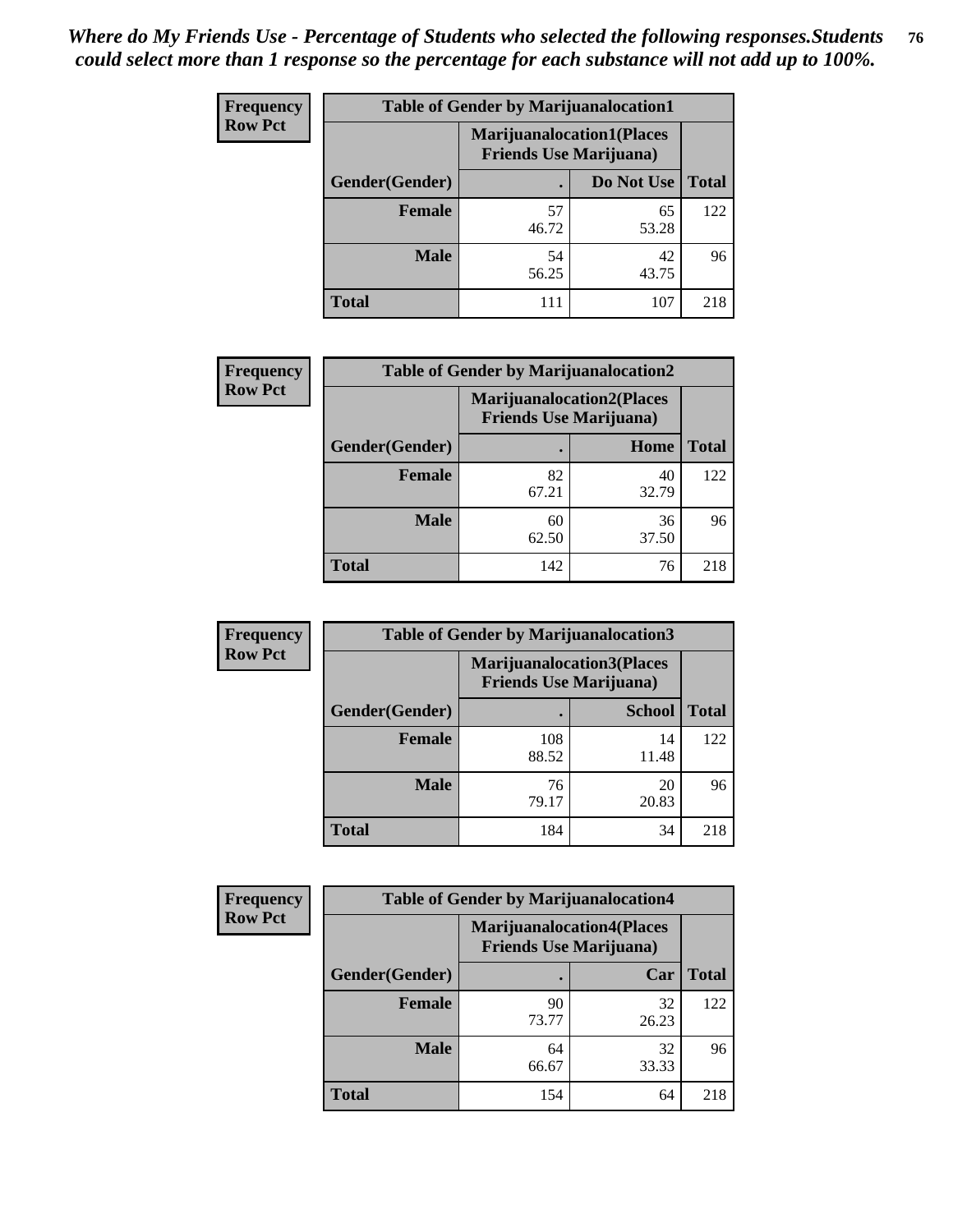*Where do My Friends Use - Percentage of Students who selected the following responses.Students could select more than 1 response so the percentage for each substance will not add up to 100%.*

**Frequency**
**Row Pct**

| Table of Gender by Marijuanalocation1 | | | |
|---|---|---|---|
| | Marijuanalocation1(Places Friends Use Marijuana) | | |
| Gender(Gender) | . | Do Not Use | Total |
| Female | 57<br>46.72 | 65<br>53.28 | 122 |
| Male | 54<br>56.25 | 42<br>43.75 | 96 |
| Total | 111 | 107 | 218 |

**Frequency**
**Row Pct**

| Table of Gender by Marijuanalocation2 | | | |
|---|---|---|---|
| | Marijuanalocation2(Places Friends Use Marijuana) | | |
| Gender(Gender) | . | Home | Total |
| Female | 82<br>67.21 | 40<br>32.79 | 122 |
| Male | 60<br>62.50 | 36<br>37.50 | 96 |
| Total | 142 | 76 | 218 |

**Frequency**
**Row Pct**

| Table of Gender by Marijuanalocation3 | | | |
|---|---|---|---|
| | Marijuanalocation3(Places Friends Use Marijuana) | | |
| Gender(Gender) | . | School | Total |
| Female | 108<br>88.52 | 14<br>11.48 | 122 |
| Male | 76<br>79.17 | 20<br>20.83 | 96 |
| Total | 184 | 34 | 218 |

**Frequency**
**Row Pct**

| Table of Gender by Marijuanalocation4 | | | |
|---|---|---|---|
| | Marijuanalocation4(Places Friends Use Marijuana) | | |
| Gender(Gender) | . | Car | Total |
| Female | 90<br>73.77 | 32<br>26.23 | 122 |
| Male | 64<br>66.67 | 32<br>33.33 | 96 |
| Total | 154 | 64 | 218 |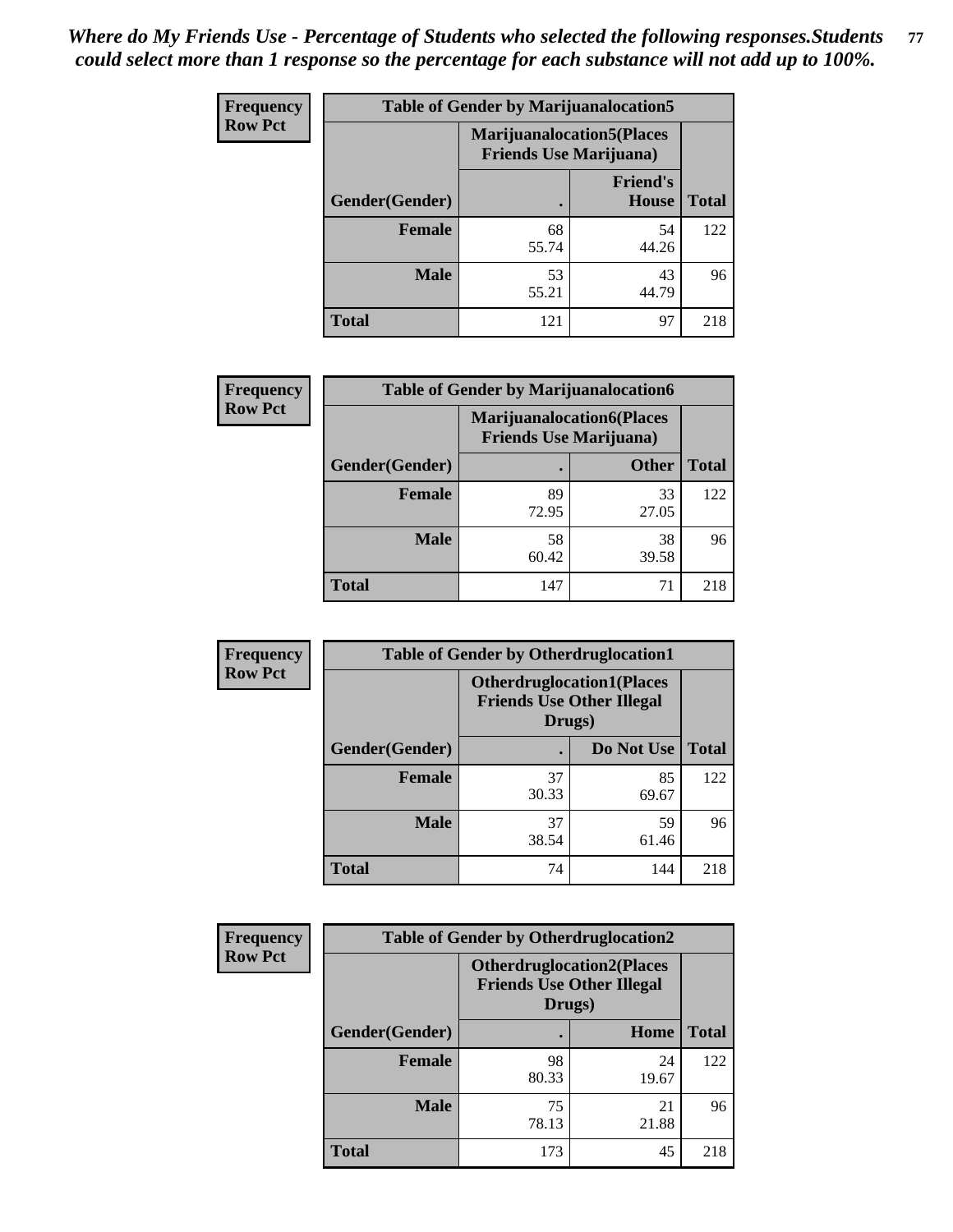*Where do My Friends Use - Percentage of Students who selected the following responses.Students could select more than 1 response so the percentage for each substance will not add up to 100%.*

**Frequency Row Pct**

| Table of Gender by Marijuanalocation5 | | | |
|---|---|---|---|
| | Marijuanalocation5(Places Friends Use Marijuana) | | |
| Gender(Gender) | . | Friend's House | Total |
| **Female** | 68<br>55.74 | 54<br>44.26 | 122 |
| **Male** | 53<br>55.21 | 43<br>44.79 | 96 |
| **Total** | 121 | 97 | 218 |

**Frequency Row Pct**

| Table of Gender by Marijuanalocation6 | | | |
|---|---|---|---|
| | Marijuanalocation6(Places Friends Use Marijuana) | | |
| Gender(Gender) | . | Other | Total |
| **Female** | 89<br>72.95 | 33<br>27.05 | 122 |
| **Male** | 58<br>60.42 | 38<br>39.58 | 96 |
| **Total** | 147 | 71 | 218 |

**Frequency Row Pct**

| Table of Gender by Otherdruglocation1 | | | |
|---|---|---|---|
| | Otherdruglocation1(Places Friends Use Other Illegal Drugs) | | |
| Gender(Gender) | . | Do Not Use | Total |
| **Female** | 37<br>30.33 | 85<br>69.67 | 122 |
| **Male** | 37<br>38.54 | 59<br>61.46 | 96 |
| **Total** | 74 | 144 | 218 |

**Frequency Row Pct**

| Table of Gender by Otherdruglocation2 | | | |
|---|---|---|---|
| | Otherdruglocation2(Places Friends Use Other Illegal Drugs) | | |
| Gender(Gender) | . | Home | Total |
| **Female** | 98<br>80.33 | 24<br>19.67 | 122 |
| **Male** | 75<br>78.13 | 21<br>21.88 | 96 |
| **Total** | 173 | 45 | 218 |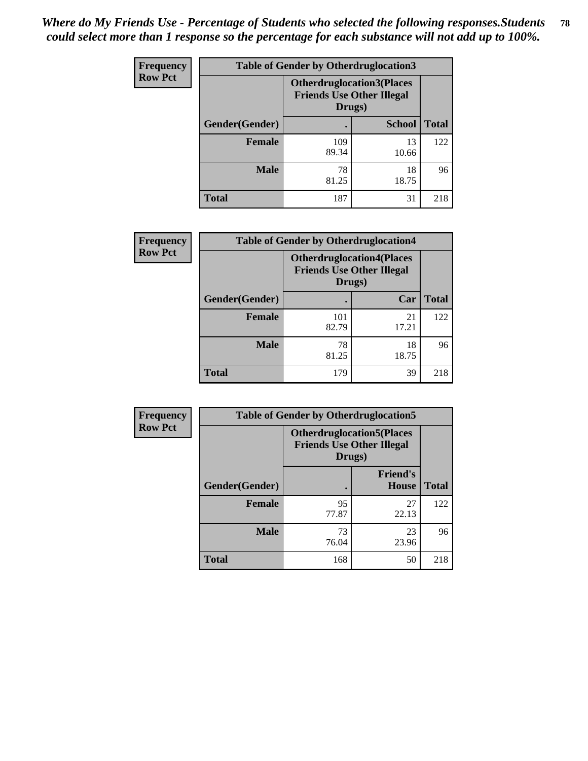*Where do My Friends Use - Percentage of Students who selected the following responses.Students could select more than 1 response so the percentage for each substance will not add up to 100%.*

**Frequency**
**Row Pct**

| Table of Gender by Otherdruglocation3 | | | |
|---|---|---|---|
| | Otherdruglocation3(Places Friends Use Other Illegal Drugs) | | |
| Gender(Gender) | . | School | Total |
| Female | 109<br>89.34 | 13<br>10.66 | 122 |
| Male | 78<br>81.25 | 18<br>18.75 | 96 |
| Total | 187 | 31 | 218 |

**Frequency**
**Row Pct**

| Table of Gender by Otherdruglocation4 | | | |
|---|---|---|---|
| | Otherdruglocation4(Places Friends Use Other Illegal Drugs) | | |
| Gender(Gender) | . | Car | Total |
| Female | 101<br>82.79 | 21<br>17.21 | 122 |
| Male | 78<br>81.25 | 18<br>18.75 | 96 |
| Total | 179 | 39 | 218 |

**Frequency**
**Row Pct**

| Table of Gender by Otherdruglocation5 | | | |
|---|---|---|---|
| | Otherdruglocation5(Places Friends Use Other Illegal Drugs) | | |
| Gender(Gender) | . | Friend's House | Total |
| Female | 95<br>77.87 | 27<br>22.13 | 122 |
| Male | 73<br>76.04 | 23<br>23.96 | 96 |
| Total | 168 | 50 | 218 |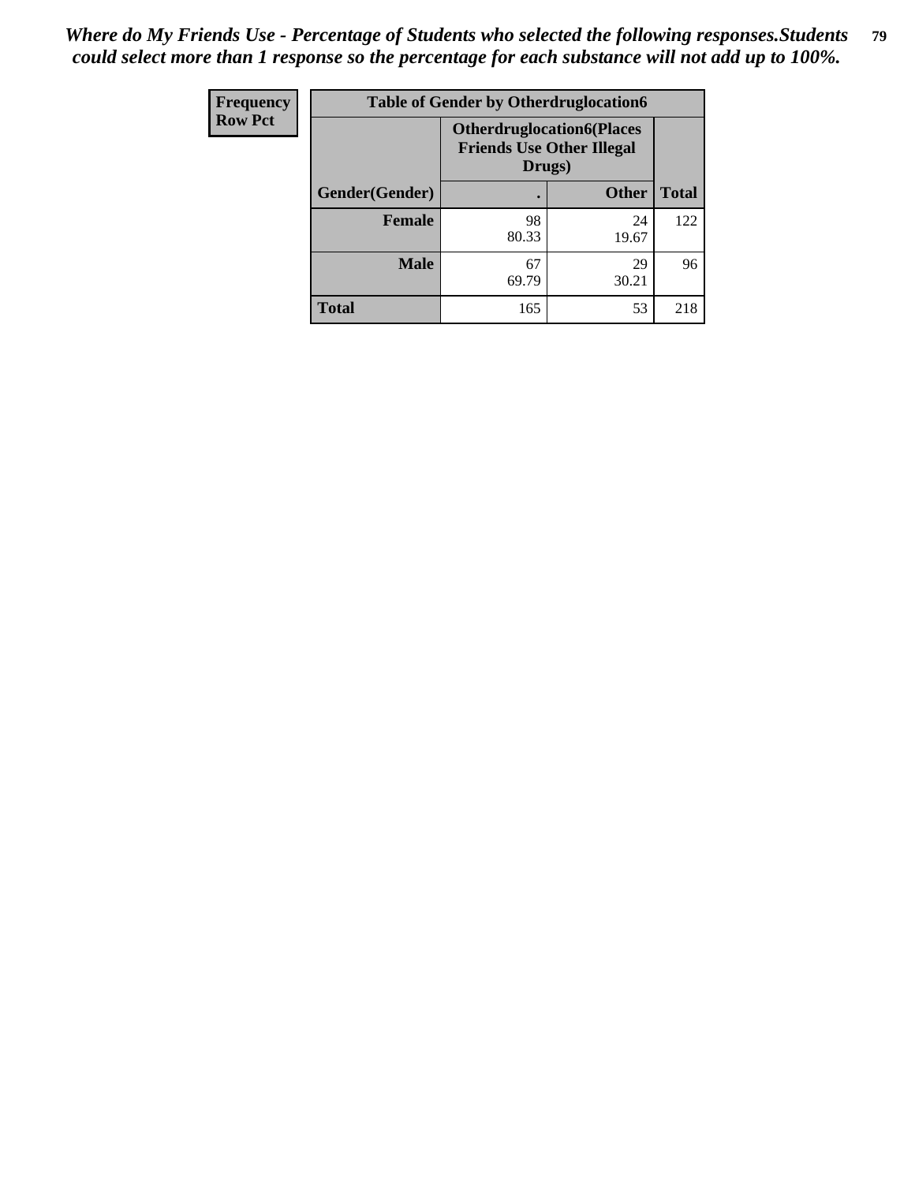*Where do My Friends Use - Percentage of Students who selected the following responses.Students could select more than 1 response so the percentage for each substance will not add up to 100%.*

| Frequency<br>Row Pct | Table of Gender by Otherdruglocation6 | | |
|---|---|---|---|
| | Otherdruglocation6(Places Friends Use Other Illegal Drugs) | | |
| Gender(Gender) | . | Other | Total |
| Female | 98<br>80.33 | 24<br>19.67 | 122 |
| Male | 67<br>69.79 | 29<br>30.21 | 96 |
| Total | 165 | 53 | 218 |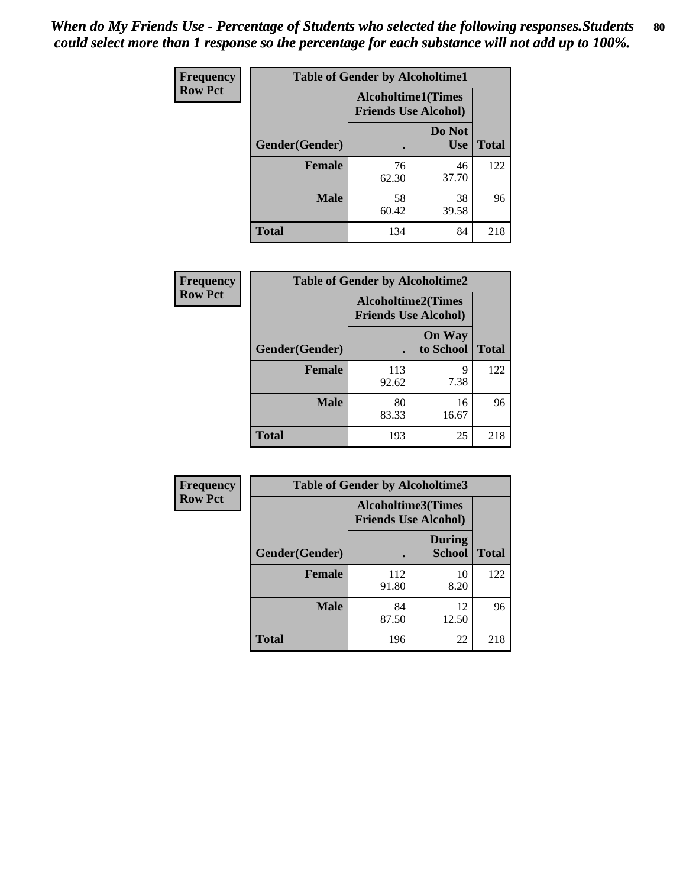*When do My Friends Use - Percentage of Students who selected the following responses.Students could select more than 1 response so the percentage for each substance will not add up to 100%.*

**Frequency**
**Row Pct**

| Table of Gender by Alcoholtime1 | | | |
|---|---|---|---|
| | Alcoholtime1(Times Friends Use Alcohol) | | |
| Gender(Gender) | . | Do Not Use | Total |
| **Female** | 76<br>62.30 | 46<br>37.70 | 122 |
| **Male** | 58<br>60.42 | 38<br>39.58 | 96 |
| **Total** | 134 | 84 | 218 |

**Frequency**
**Row Pct**

| Table of Gender by Alcoholtime2 | | | |
|---|---|---|---|
| | Alcoholtime2(Times Friends Use Alcohol) | | |
| Gender(Gender) | . | On Way to School | Total |
| **Female** | 113<br>92.62 | 9<br>7.38 | 122 |
| **Male** | 80<br>83.33 | 16<br>16.67 | 96 |
| **Total** | 193 | 25 | 218 |

**Frequency**
**Row Pct**

| Table of Gender by Alcoholtime3 | | | |
|---|---|---|---|
| | Alcoholtime3(Times Friends Use Alcohol) | | |
| Gender(Gender) | . | During School | Total |
| **Female** | 112<br>91.80 | 10<br>8.20 | 122 |
| **Male** | 84<br>87.50 | 12<br>12.50 | 96 |
| **Total** | 196 | 22 | 218 |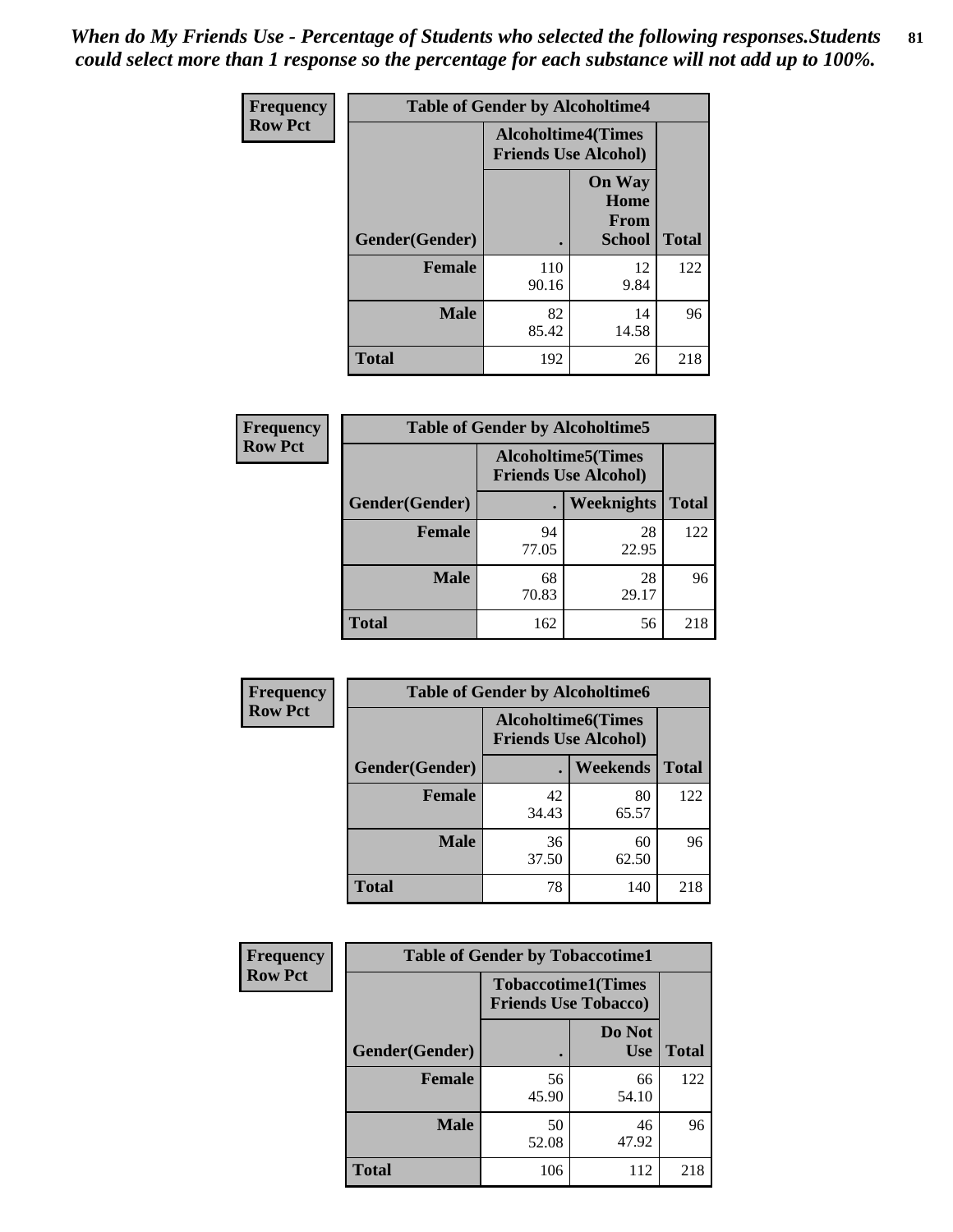*When do My Friends Use - Percentage of Students who selected the following responses.Students could select more than 1 response so the percentage for each substance will not add up to 100%.*

**Frequency**
**Row Pct**

| Table of Gender by Alcoholtime4 | | | |
|---|---|---|---|
| | Alcoholtime4(Times Friends Use Alcohol) | | |
| Gender(Gender) | . | On Way Home From School | Total |
| **Female** | 110<br>90.16 | 12<br>9.84 | 122 |
| **Male** | 82<br>85.42 | 14<br>14.58 | 96 |
| **Total** | 192 | 26 | 218 |

**Frequency**
**Row Pct**

| Table of Gender by Alcoholtime5 | | | |
|---|---|---|---|
| | Alcoholtime5(Times Friends Use Alcohol) | | |
| Gender(Gender) | . | Weeknights | Total |
| **Female** | 94<br>77.05 | 28<br>22.95 | 122 |
| **Male** | 68<br>70.83 | 28<br>29.17 | 96 |
| **Total** | 162 | 56 | 218 |

**Frequency**
**Row Pct**

| Table of Gender by Alcoholtime6 | | | |
|---|---|---|---|
| | Alcoholtime6(Times Friends Use Alcohol) | | |
| Gender(Gender) | . | Weekends | Total |
| **Female** | 42<br>34.43 | 80<br>65.57 | 122 |
| **Male** | 36<br>37.50 | 60<br>62.50 | 96 |
| **Total** | 78 | 140 | 218 |

**Frequency**
**Row Pct**

| Table of Gender by Tobaccotime1 | | | |
|---|---|---|---|
| | Tobaccotime1(Times Friends Use Tobacco) | | |
| Gender(Gender) | . | Do Not Use | Total |
| **Female** | 56<br>45.90 | 66<br>54.10 | 122 |
| **Male** | 50<br>52.08 | 46<br>47.92 | 96 |
| **Total** | 106 | 112 | 218 |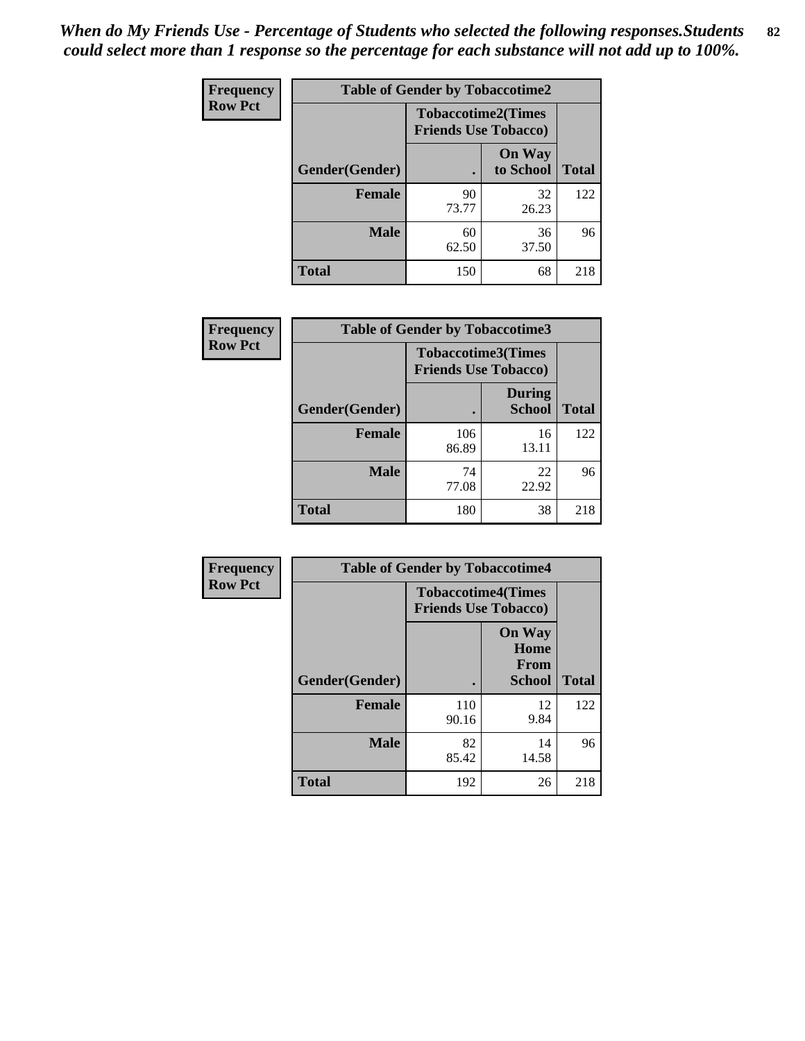*When do My Friends Use - Percentage of Students who selected the following responses.Students could select more than 1 response so the percentage for each substance will not add up to 100%.*

**Frequency**
**Row Pct**

| Table of Gender by Tobaccotime2 | | | |
|---|---|---|---|
| | Tobaccotime2(Times Friends Use Tobacco) | | |
| Gender(Gender) | . | On Way to School | Total |
| **Female** | 90<br>73.77 | 32<br>26.23 | 122 |
| **Male** | 60<br>62.50 | 36<br>37.50 | 96 |
| **Total** | 150 | 68 | 218 |

**Frequency**
**Row Pct**

| Table of Gender by Tobaccotime3 | | | |
|---|---|---|---|
| | Tobaccotime3(Times Friends Use Tobacco) | | |
| Gender(Gender) | . | During School | Total |
| **Female** | 106<br>86.89 | 16<br>13.11 | 122 |
| **Male** | 74<br>77.08 | 22<br>22.92 | 96 |
| **Total** | 180 | 38 | 218 |

**Frequency**
**Row Pct**

| Table of Gender by Tobaccotime4 | | | |
|---|---|---|---|
| | Tobaccotime4(Times Friends Use Tobacco) | | |
| Gender(Gender) | . | On Way Home From School | Total |
| **Female** | 110<br>90.16 | 12<br>9.84 | 122 |
| **Male** | 82<br>85.42 | 14<br>14.58 | 96 |
| **Total** | 192 | 26 | 218 |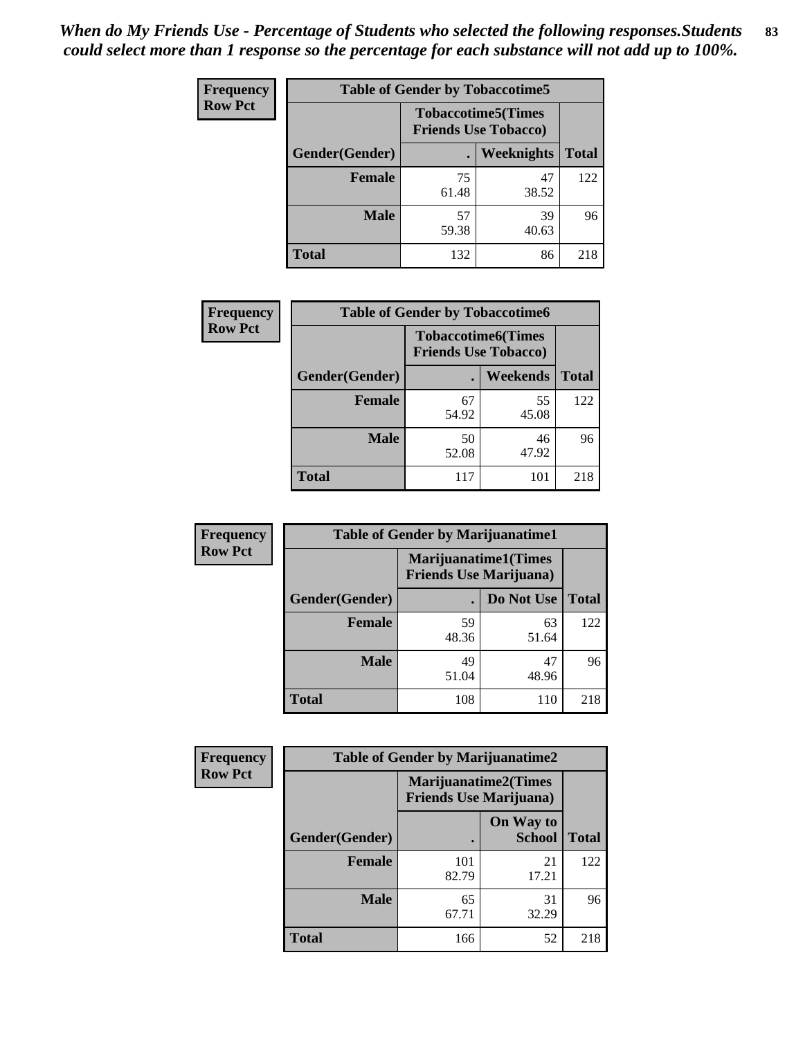*When do My Friends Use - Percentage of Students who selected the following responses.Students could select more than 1 response so the percentage for each substance will not add up to 100%.*

**Frequency**
**Row Pct**

| Table of Gender by Tobaccotime5 | | | |
|---|---|---|---|
| | Tobaccotime5(Times Friends Use Tobacco) | | |
| Gender(Gender) | . | Weeknights | Total |
| **Female** | 75<br>61.48 | 47<br>38.52 | 122 |
| **Male** | 57<br>59.38 | 39<br>40.63 | 96 |
| **Total** | 132 | 86 | 218 |

**Frequency**
**Row Pct**

| Table of Gender by Tobaccotime6 | | | |
|---|---|---|---|
| | Tobaccotime6(Times Friends Use Tobacco) | | |
| Gender(Gender) | . | Weekends | Total |
| **Female** | 67<br>54.92 | 55<br>45.08 | 122 |
| **Male** | 50<br>52.08 | 46<br>47.92 | 96 |
| **Total** | 117 | 101 | 218 |

**Frequency**
**Row Pct**

| Table of Gender by Marijuanatime1 | | | |
|---|---|---|---|
| | Marijuanatime1(Times Friends Use Marijuana) | | |
| Gender(Gender) | . | Do Not Use | Total |
| **Female** | 59<br>48.36 | 63<br>51.64 | 122 |
| **Male** | 49<br>51.04 | 47<br>48.96 | 96 |
| **Total** | 108 | 110 | 218 |

**Frequency**
**Row Pct**

| Table of Gender by Marijuanatime2 | | | |
|---|---|---|---|
| | Marijuanatime2(Times Friends Use Marijuana) | | |
| Gender(Gender) | . | On Way to School | Total |
| **Female** | 101<br>82.79 | 21<br>17.21 | 122 |
| **Male** | 65<br>67.71 | 31<br>32.29 | 96 |
| **Total** | 166 | 52 | 218 |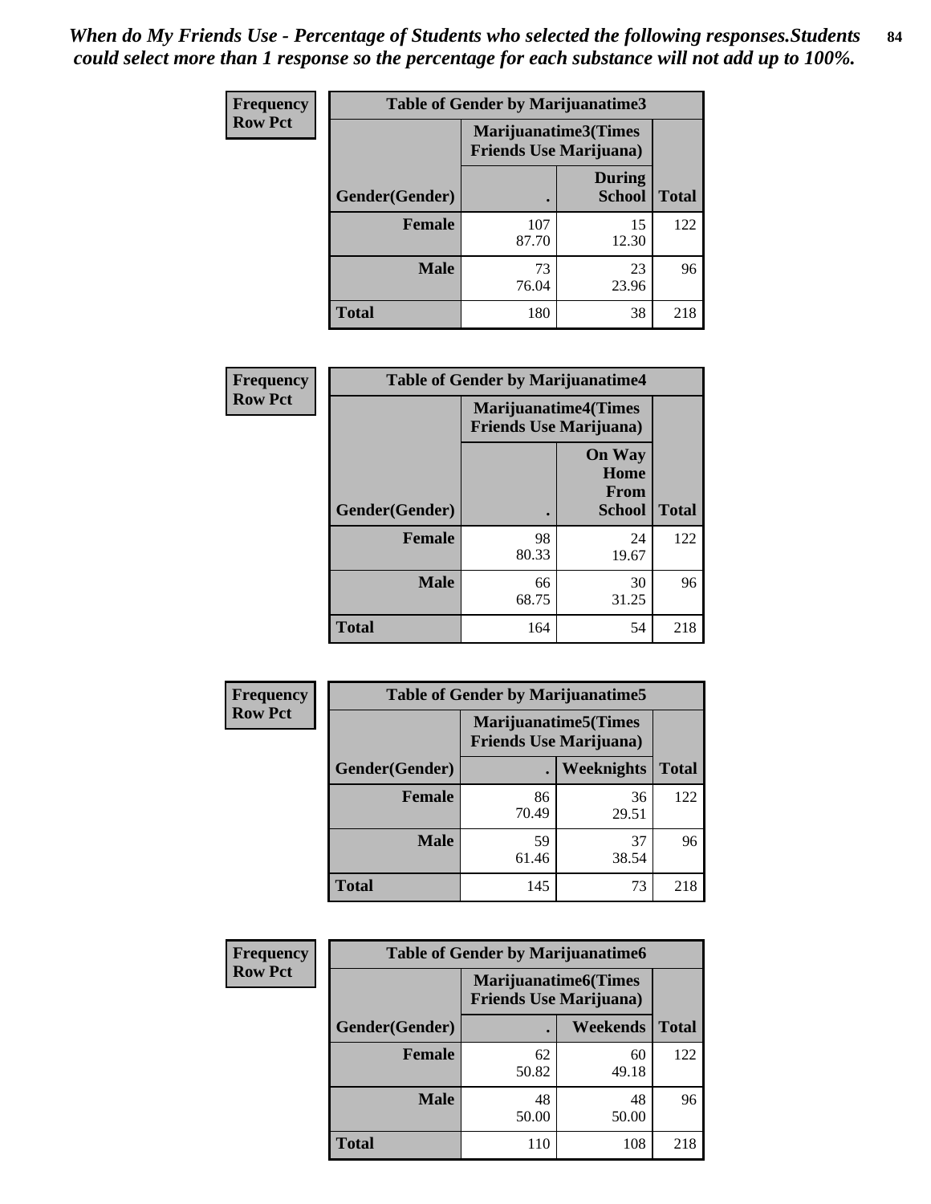*When do My Friends Use - Percentage of Students who selected the following responses.Students could select more than 1 response so the percentage for each substance will not add up to 100%.*

**Frequency**
**Row Pct**

| Table of Gender by Marijuanatime3 | | | |
|---|---|---|---|
| | Marijuanatime3(Times Friends Use Marijuana) | | |
| Gender(Gender) | . | During School | Total |
| **Female** | 107<br>87.70 | 15<br>12.30 | 122 |
| **Male** | 73<br>76.04 | 23<br>23.96 | 96 |
| **Total** | 180 | 38 | 218 |

**Frequency**
**Row Pct**

| Table of Gender by Marijuanatime4 | | | |
|---|---|---|---|
| | Marijuanatime4(Times Friends Use Marijuana) | | |
| Gender(Gender) | . | On Way Home From School | Total |
| **Female** | 98<br>80.33 | 24<br>19.67 | 122 |
| **Male** | 66<br>68.75 | 30<br>31.25 | 96 |
| **Total** | 164 | 54 | 218 |

**Frequency**
**Row Pct**

| Table of Gender by Marijuanatime5 | | | |
|---|---|---|---|
| | Marijuanatime5(Times Friends Use Marijuana) | | |
| Gender(Gender) | . | Weeknights | Total |
| **Female** | 86<br>70.49 | 36<br>29.51 | 122 |
| **Male** | 59<br>61.46 | 37<br>38.54 | 96 |
| **Total** | 145 | 73 | 218 |

**Frequency**
**Row Pct**

| Table of Gender by Marijuanatime6 | | | |
|---|---|---|---|
| | Marijuanatime6(Times Friends Use Marijuana) | | |
| Gender(Gender) | . | Weekends | Total |
| **Female** | 62<br>50.82 | 60<br>49.18 | 122 |
| **Male** | 48<br>50.00 | 48<br>50.00 | 96 |
| **Total** | 110 | 108 | 218 |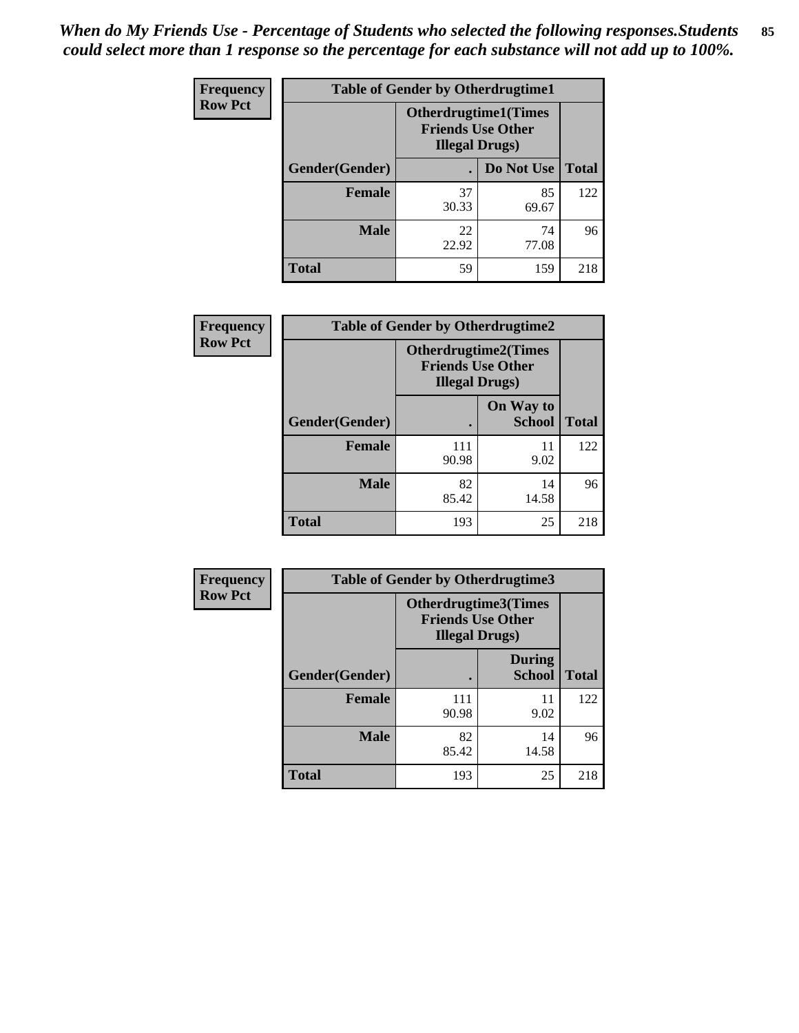*When do My Friends Use - Percentage of Students who selected the following responses.Students could select more than 1 response so the percentage for each substance will not add up to 100%.*

**Frequency Row Pct**

| Table of Gender by Otherdrugtime1 | | | |
|---|---|---|---|
| | Otherdrugtime1(Times Friends Use Other Illegal Drugs) | | |
| Gender(Gender) | . | Do Not Use | Total |
| Female | 37<br>30.33 | 85<br>69.67 | 122 |
| Male | 22<br>22.92 | 74<br>77.08 | 96 |
| Total | 59 | 159 | 218 |

**Frequency Row Pct**

| Table of Gender by Otherdrugtime2 | | | |
|---|---|---|---|
| | Otherdrugtime2(Times Friends Use Other Illegal Drugs) | | |
| Gender(Gender) | . | On Way to School | Total |
| Female | 111<br>90.98 | 11<br>9.02 | 122 |
| Male | 82<br>85.42 | 14<br>14.58 | 96 |
| Total | 193 | 25 | 218 |

**Frequency Row Pct**

| Table of Gender by Otherdrugtime3 | | | |
|---|---|---|---|
| | Otherdrugtime3(Times Friends Use Other Illegal Drugs) | | |
| Gender(Gender) | . | During School | Total |
| Female | 111<br>90.98 | 11<br>9.02 | 122 |
| Male | 82<br>85.42 | 14<br>14.58 | 96 |
| Total | 193 | 25 | 218 |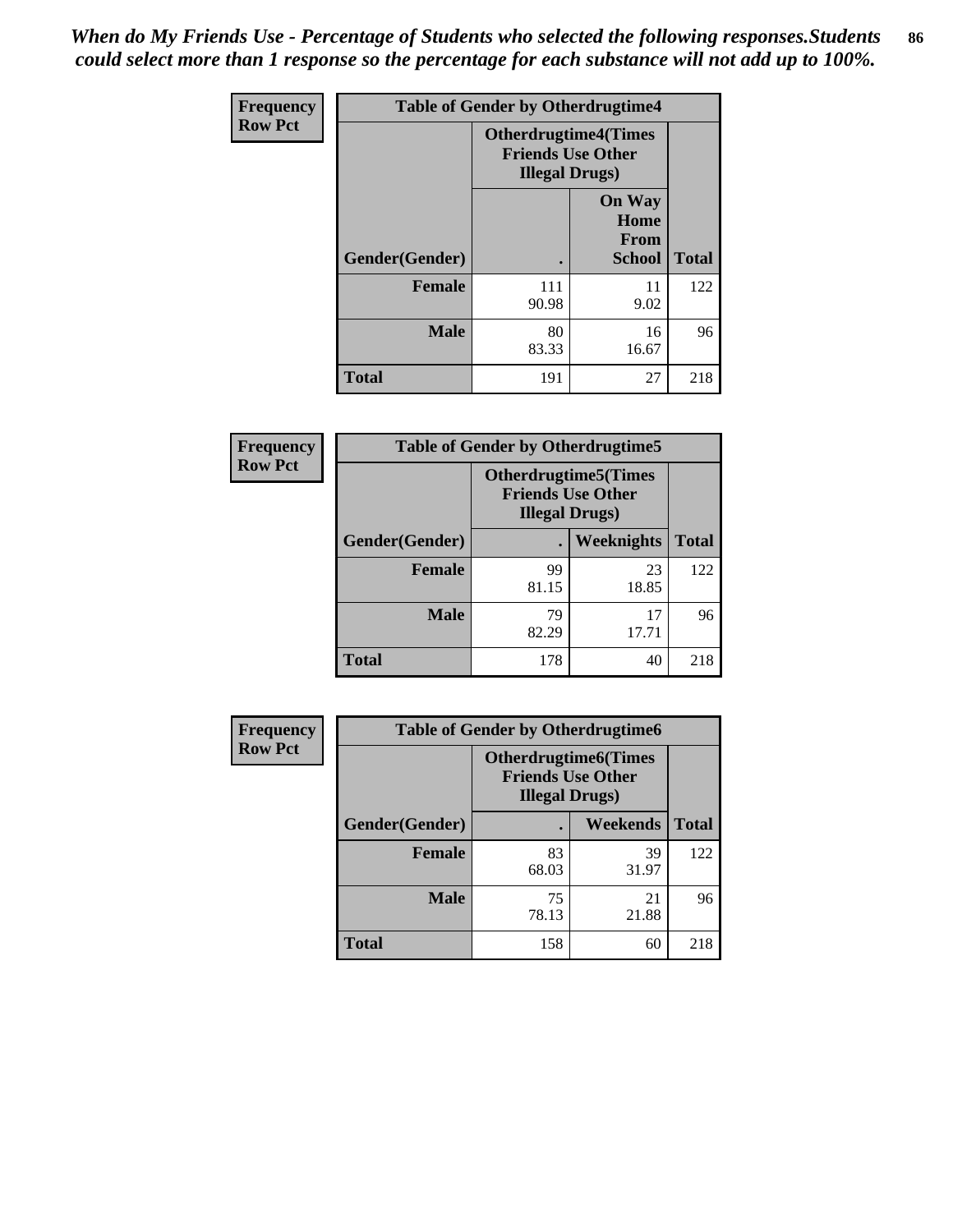*When do My Friends Use - Percentage of Students who selected the following responses.Students could select more than 1 response so the percentage for each substance will not add up to 100%.*

| Frequency Row Pct | Table of Gender by Otherdrugtime4 | | |
|---|---|---|---|
| | Otherdrugtime4(Times Friends Use Other Illegal Drugs) | | |
| Gender(Gender) | . | On Way Home From School | Total |
| Female | 111<br>90.98 | 11<br>9.02 | 122 |
| Male | 80<br>83.33 | 16<br>16.67 | 96 |
| Total | 191 | 27 | 218 |

| Frequency Row Pct | Table of Gender by Otherdrugtime5 | | |
|---|---|---|---|
| | Otherdrugtime5(Times Friends Use Other Illegal Drugs) | | |
| Gender(Gender) | . | Weeknights | Total |
| Female | 99<br>81.15 | 23<br>18.85 | 122 |
| Male | 79<br>82.29 | 17<br>17.71 | 96 |
| Total | 178 | 40 | 218 |

| Frequency Row Pct | Table of Gender by Otherdrugtime6 | | |
|---|---|---|---|
| | Otherdrugtime6(Times Friends Use Other Illegal Drugs) | | |
| Gender(Gender) | . | Weekends | Total |
| Female | 83<br>68.03 | 39<br>31.97 | 122 |
| Male | 75<br>78.13 | 21<br>21.88 | 96 |
| Total | 158 | 60 | 218 |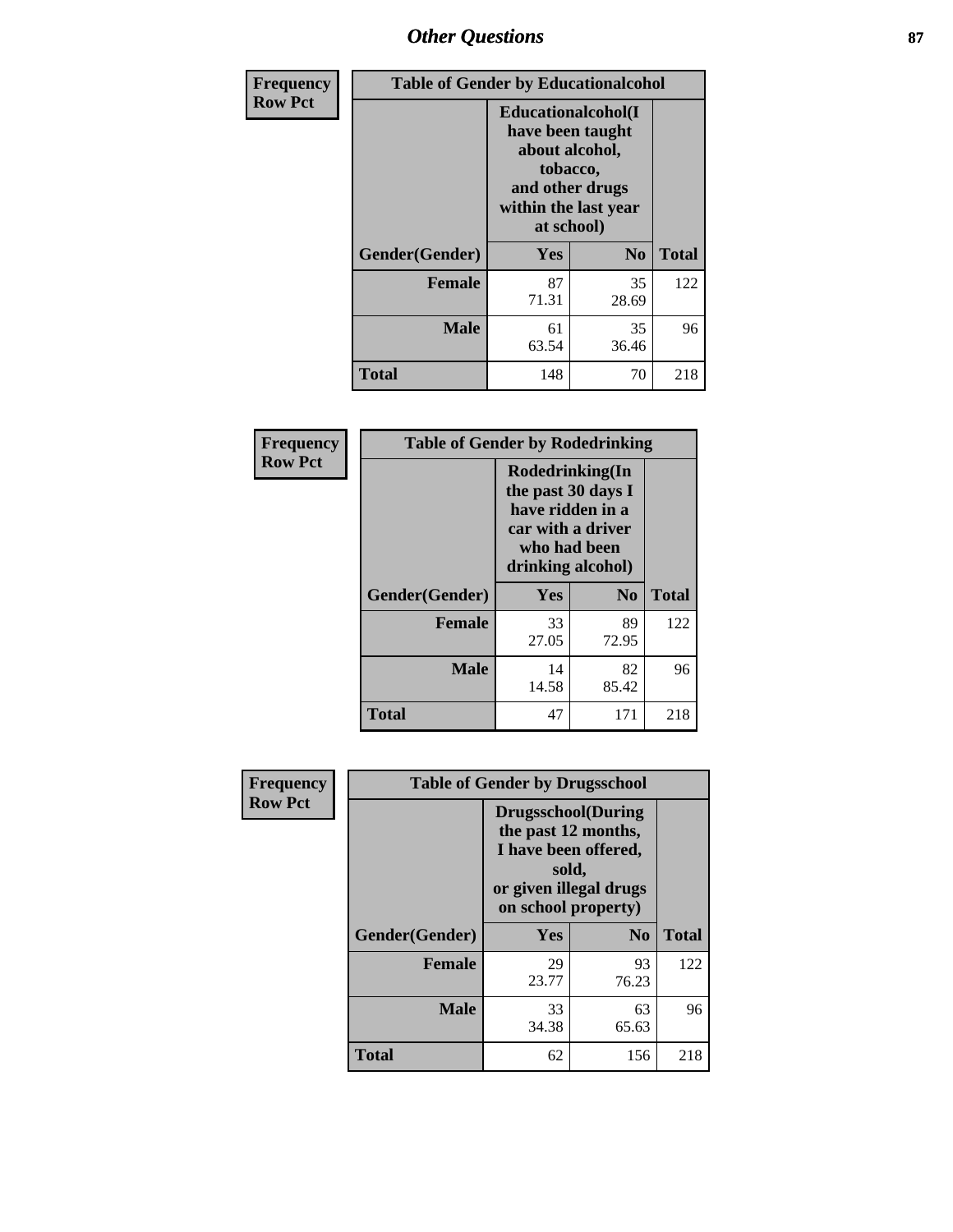# Other Questions

**Frequency**
**Row Pct**

| Table of Gender by Educationalcohol | | | |
|---|---|---|---|
| | Educationalcohol(I have been taught about alcohol, tobacco, and other drugs within the last year at school) | | |
| Gender(Gender) | Yes | No | Total |
| Female | 87<br>71.31 | 35<br>28.69 | 122 |
| Male | 61<br>63.54 | 35<br>36.46 | 96 |
| Total | 148 | 70 | 218 |

**Frequency**
**Row Pct**

| Table of Gender by Rodedrinking | | | |
|---|---|---|---|
| | Rodedrinking(In the past 30 days I have ridden in a car with a driver who had been drinking alcohol) | | |
| Gender(Gender) | Yes | No | Total |
| Female | 33<br>27.05 | 89<br>72.95 | 122 |
| Male | 14<br>14.58 | 82<br>85.42 | 96 |
| Total | 47 | 171 | 218 |

**Frequency**
**Row Pct**

| Table of Gender by Drugsschool | | | |
|---|---|---|---|
| | Drugsschool(During the past 12 months, I have been offered, sold, or given illegal drugs on school property) | | |
| Gender(Gender) | Yes | No | Total |
| Female | 29<br>23.77 | 93<br>76.23 | 122 |
| Male | 33<br>34.38 | 63<br>65.63 | 96 |
| Total | 62 | 156 | 218 |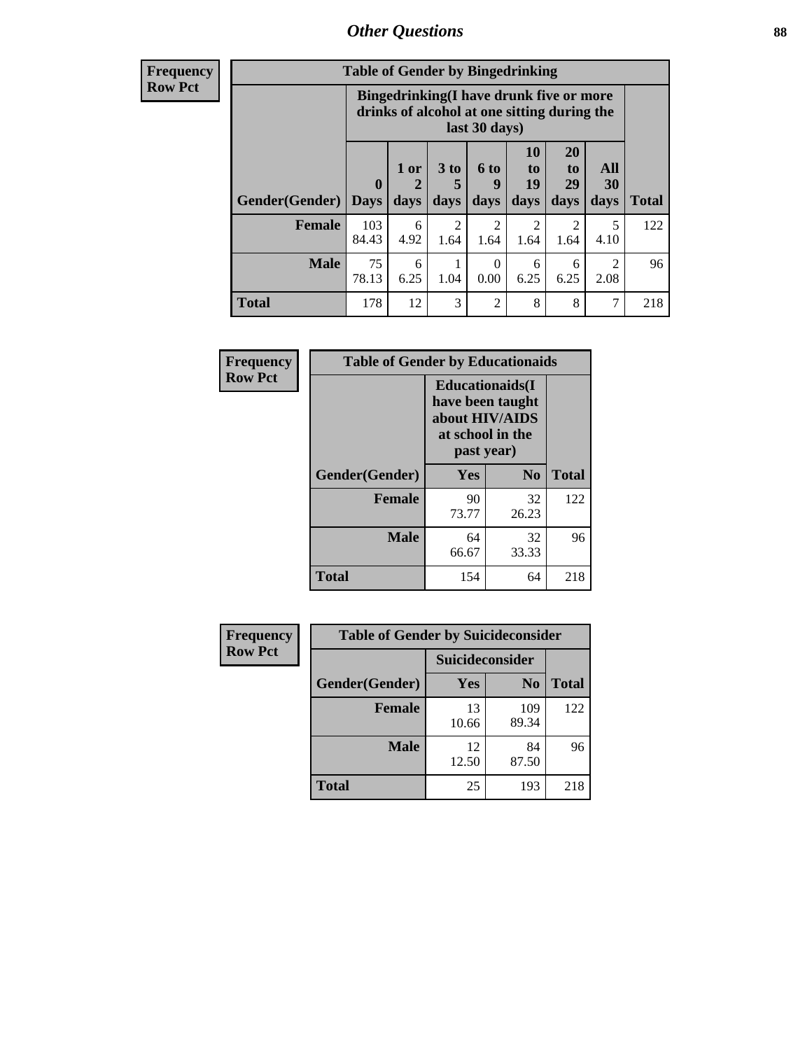## Other Questions

**Frequency / Row Pct**

| Table of Gender by Bingedrinking | | | | | | | | |
|---|---|---|---|---|---|---|---|---|
| | Bingedrinking(I have drunk five or more drinks of alcohol at one sitting during the last 30 days) | | | | | | | |
| Gender(Gender) | 0 Days | 1 or 2 days | 3 to 5 days | 6 to 9 days | 10 to 19 days | 20 to 29 days | All 30 days | Total |
| **Female** | 103<br>84.43 | 6<br>4.92 | 2<br>1.64 | 2<br>1.64 | 2<br>1.64 | 2<br>1.64 | 5<br>4.10 | 122 |
| **Male** | 75<br>78.13 | 6<br>6.25 | 1<br>1.04 | 0<br>0.00 | 6<br>6.25 | 6<br>6.25 | 2<br>2.08 | 96 |
| **Total** | 178 | 12 | 3 | 2 | 8 | 8 | 7 | 218 |

**Frequency / Row Pct**

| Table of Gender by Educationaids | | | |
|---|---|---|---|
| | Educationaids(I have been taught about HIV/AIDS at school in the past year) | | |
| Gender(Gender) | Yes | No | Total |
| **Female** | 90<br>73.77 | 32<br>26.23 | 122 |
| **Male** | 64<br>66.67 | 32<br>33.33 | 96 |
| **Total** | 154 | 64 | 218 |

**Frequency / Row Pct**

| Table of Gender by Suicideconsider | | | |
|---|---|---|---|
| | Suicideconsider | | |
| Gender(Gender) | Yes | No | Total |
| **Female** | 13<br>10.66 | 109<br>89.34 | 122 |
| **Male** | 12<br>12.50 | 84<br>87.50 | 96 |
| **Total** | 25 | 193 | 218 |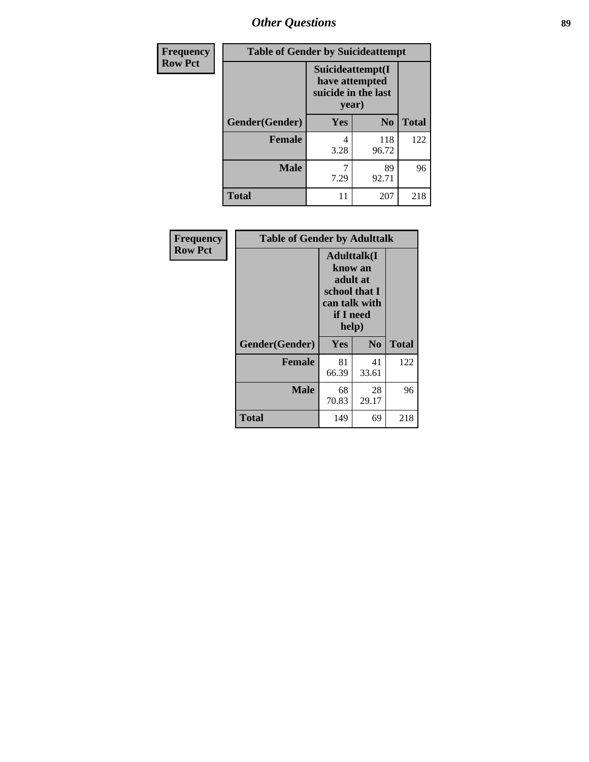# Other Questions

| Frequency Row Pct | Table of Gender by Suicideattempt | | |
|---|---|---|---|
| | Suicideattempt(I have attempted suicide in the last year) | | |
| Gender(Gender) | Yes | No | Total |
| Female | 4<br>3.28 | 118<br>96.72 | 122 |
| Male | 7<br>7.29 | 89<br>92.71 | 96 |
| Total | 11 | 207 | 218 |

| Frequency Row Pct | Table of Gender by Adulttalk | | |
|---|---|---|---|
| | Adulttalk(I know an adult at school that I can talk with if I need help) | | |
| Gender(Gender) | Yes | No | Total |
| Female | 81<br>66.39 | 41<br>33.61 | 122 |
| Male | 68<br>70.83 | 28<br>29.17 | 96 |
| Total | 149 | 69 | 218 |